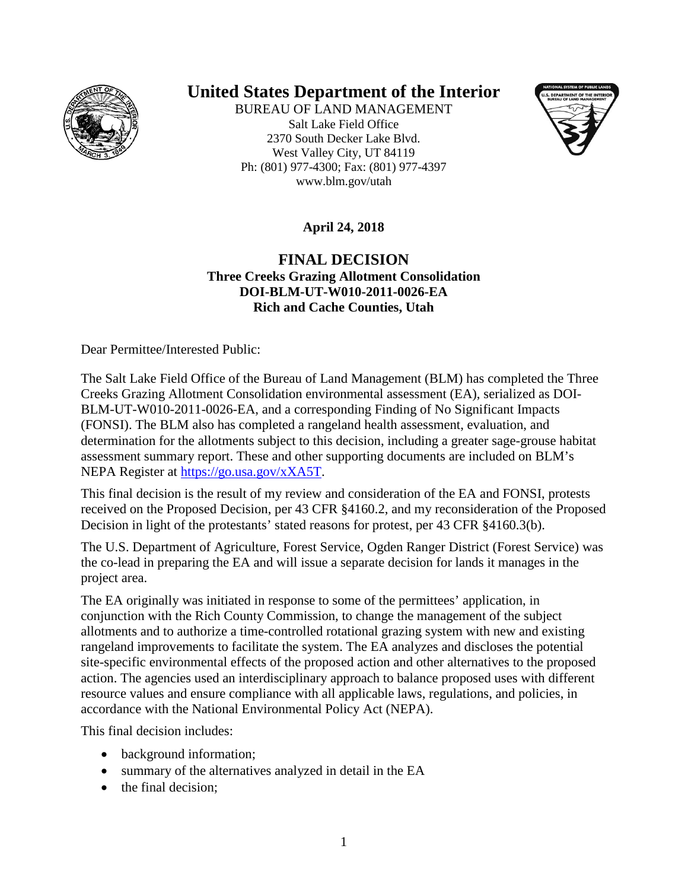# United States Department of the Interior

BUREAU OF LAND MANAGEMENT
Salt Lake Field Office
2370 South Decker Lake Blvd.
West Valley City, UT 84119
Ph: (801) 977-4300; Fax: (801) 977-4397
www.blm.gov/utah

**April 24, 2018**

## FINAL DECISION

**Three Creeks Grazing Allotment Consolidation**
**DOI-BLM-UT-W010-2011-0026-EA**
**Rich and Cache Counties, Utah**

Dear Permittee/Interested Public:

The Salt Lake Field Office of the Bureau of Land Management (BLM) has completed the Three Creeks Grazing Allotment Consolidation environmental assessment (EA), serialized as DOI-BLM-UT-W010-2011-0026-EA, and a corresponding Finding of No Significant Impacts (FONSI). The BLM also has completed a rangeland health assessment, evaluation, and determination for the allotments subject to this decision, including a greater sage-grouse habitat assessment summary report. These and other supporting documents are included on BLM's NEPA Register at https://go.usa.gov/xXA5T.

This final decision is the result of my review and consideration of the EA and FONSI, protests received on the Proposed Decision, per 43 CFR §4160.2, and my reconsideration of the Proposed Decision in light of the protestants' stated reasons for protest, per 43 CFR §4160.3(b).

The U.S. Department of Agriculture, Forest Service, Ogden Ranger District (Forest Service) was the co-lead in preparing the EA and will issue a separate decision for lands it manages in the project area.

The EA originally was initiated in response to some of the permittees' application, in conjunction with the Rich County Commission, to change the management of the subject allotments and to authorize a time-controlled rotational grazing system with new and existing rangeland improvements to facilitate the system. The EA analyzes and discloses the potential site-specific environmental effects of the proposed action and other alternatives to the proposed action. The agencies used an interdisciplinary approach to balance proposed uses with different resource values and ensure compliance with all applicable laws, regulations, and policies, in accordance with the National Environmental Policy Act (NEPA).

This final decision includes:

- background information;
- summary of the alternatives analyzed in detail in the EA
- the final decision;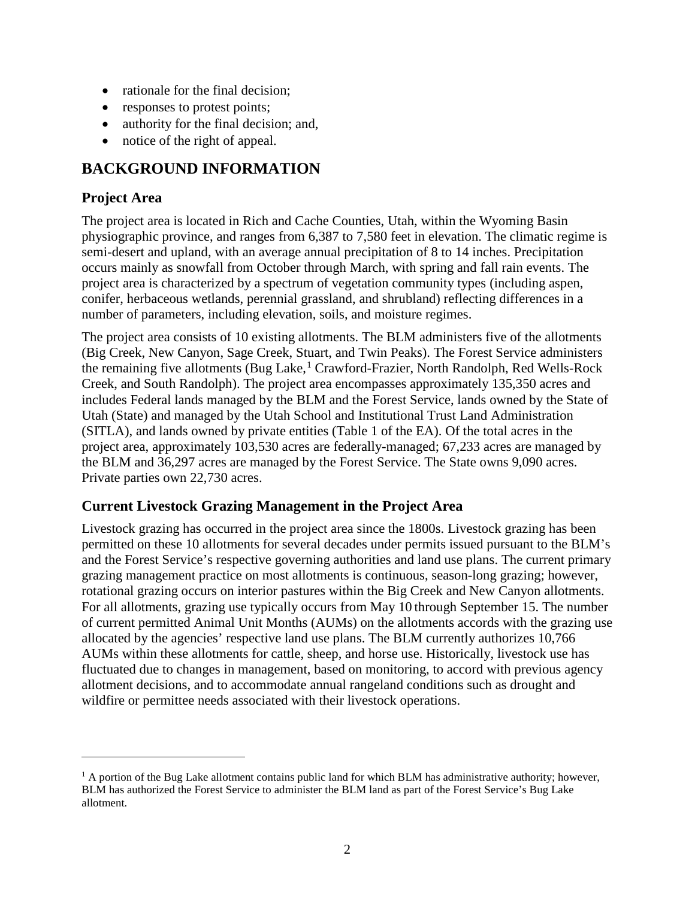- rationale for the final decision;
- responses to protest points;
- authority for the final decision; and,
- notice of the right of appeal.

## BACKGROUND INFORMATION

### Project Area

The project area is located in Rich and Cache Counties, Utah, within the Wyoming Basin physiographic province, and ranges from 6,387 to 7,580 feet in elevation. The climatic regime is semi-desert and upland, with an average annual precipitation of 8 to 14 inches. Precipitation occurs mainly as snowfall from October through March, with spring and fall rain events. The project area is characterized by a spectrum of vegetation community types (including aspen, conifer, herbaceous wetlands, perennial grassland, and shrubland) reflecting differences in a number of parameters, including elevation, soils, and moisture regimes.

The project area consists of 10 existing allotments. The BLM administers five of the allotments (Big Creek, New Canyon, Sage Creek, Stuart, and Twin Peaks). The Forest Service administers the remaining five allotments (Bug Lake,[1] Crawford-Frazier, North Randolph, Red Wells-Rock Creek, and South Randolph). The project area encompasses approximately 135,350 acres and includes Federal lands managed by the BLM and the Forest Service, lands owned by the State of Utah (State) and managed by the Utah School and Institutional Trust Land Administration (SITLA), and lands owned by private entities (Table 1 of the EA). Of the total acres in the project area, approximately 103,530 acres are federally-managed; 67,233 acres are managed by the BLM and 36,297 acres are managed by the Forest Service. The State owns 9,090 acres. Private parties own 22,730 acres.

### Current Livestock Grazing Management in the Project Area

Livestock grazing has occurred in the project area since the 1800s. Livestock grazing has been permitted on these 10 allotments for several decades under permits issued pursuant to the BLM's and the Forest Service's respective governing authorities and land use plans. The current primary grazing management practice on most allotments is continuous, season-long grazing; however, rotational grazing occurs on interior pastures within the Big Creek and New Canyon allotments. For all allotments, grazing use typically occurs from May 10 through September 15. The number of current permitted Animal Unit Months (AUMs) on the allotments accords with the grazing use allocated by the agencies' respective land use plans. The BLM currently authorizes 10,766 AUMs within these allotments for cattle, sheep, and horse use. Historically, livestock use has fluctuated due to changes in management, based on monitoring, to accord with previous agency allotment decisions, and to accommodate annual rangeland conditions such as drought and wildfire or permittee needs associated with their livestock operations.

---

[1] A portion of the Bug Lake allotment contains public land for which BLM has administrative authority; however, BLM has authorized the Forest Service to administer the BLM land as part of the Forest Service's Bug Lake allotment.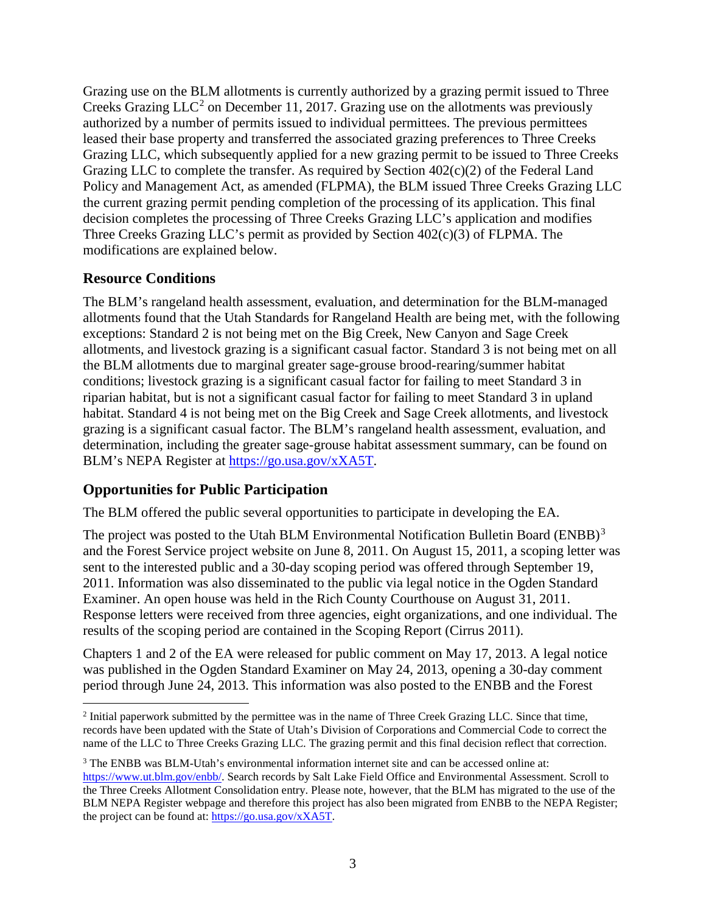Grazing use on the BLM allotments is currently authorized by a grazing permit issued to Three Creeks Grazing LLC[2] on December 11, 2017. Grazing use on the allotments was previously authorized by a number of permits issued to individual permittees. The previous permittees leased their base property and transferred the associated grazing preferences to Three Creeks Grazing LLC, which subsequently applied for a new grazing permit to be issued to Three Creeks Grazing LLC to complete the transfer. As required by Section 402(c)(2) of the Federal Land Policy and Management Act, as amended (FLPMA), the BLM issued Three Creeks Grazing LLC the current grazing permit pending completion of the processing of its application. This final decision completes the processing of Three Creeks Grazing LLC's application and modifies Three Creeks Grazing LLC's permit as provided by Section 402(c)(3) of FLPMA. The modifications are explained below.

## Resource Conditions

The BLM's rangeland health assessment, evaluation, and determination for the BLM-managed allotments found that the Utah Standards for Rangeland Health are being met, with the following exceptions: Standard 2 is not being met on the Big Creek, New Canyon and Sage Creek allotments, and livestock grazing is a significant casual factor. Standard 3 is not being met on all the BLM allotments due to marginal greater sage-grouse brood-rearing/summer habitat conditions; livestock grazing is a significant casual factor for failing to meet Standard 3 in riparian habitat, but is not a significant casual factor for failing to meet Standard 3 in upland habitat. Standard 4 is not being met on the Big Creek and Sage Creek allotments, and livestock grazing is a significant casual factor. The BLM's rangeland health assessment, evaluation, and determination, including the greater sage-grouse habitat assessment summary, can be found on BLM's NEPA Register at https://go.usa.gov/xXA5T.

## Opportunities for Public Participation

The BLM offered the public several opportunities to participate in developing the EA.

The project was posted to the Utah BLM Environmental Notification Bulletin Board (ENBB)[3] and the Forest Service project website on June 8, 2011. On August 15, 2011, a scoping letter was sent to the interested public and a 30-day scoping period was offered through September 19, 2011. Information was also disseminated to the public via legal notice in the Ogden Standard Examiner. An open house was held in the Rich County Courthouse on August 31, 2011. Response letters were received from three agencies, eight organizations, and one individual. The results of the scoping period are contained in the Scoping Report (Cirrus 2011).

Chapters 1 and 2 of the EA were released for public comment on May 17, 2013. A legal notice was published in the Ogden Standard Examiner on May 24, 2013, opening a 30-day comment period through June 24, 2013. This information was also posted to the ENBB and the Forest

---

[2] Initial paperwork submitted by the permittee was in the name of Three Creek Grazing LLC. Since that time, records have been updated with the State of Utah's Division of Corporations and Commercial Code to correct the name of the LLC to Three Creeks Grazing LLC. The grazing permit and this final decision reflect that correction.

[3] The ENBB was BLM-Utah's environmental information internet site and can be accessed online at: https://www.ut.blm.gov/enbb/. Search records by Salt Lake Field Office and Environmental Assessment. Scroll to the Three Creeks Allotment Consolidation entry. Please note, however, that the BLM has migrated to the use of the BLM NEPA Register webpage and therefore this project has also been migrated from ENBB to the NEPA Register; the project can be found at: https://go.usa.gov/xXA5T.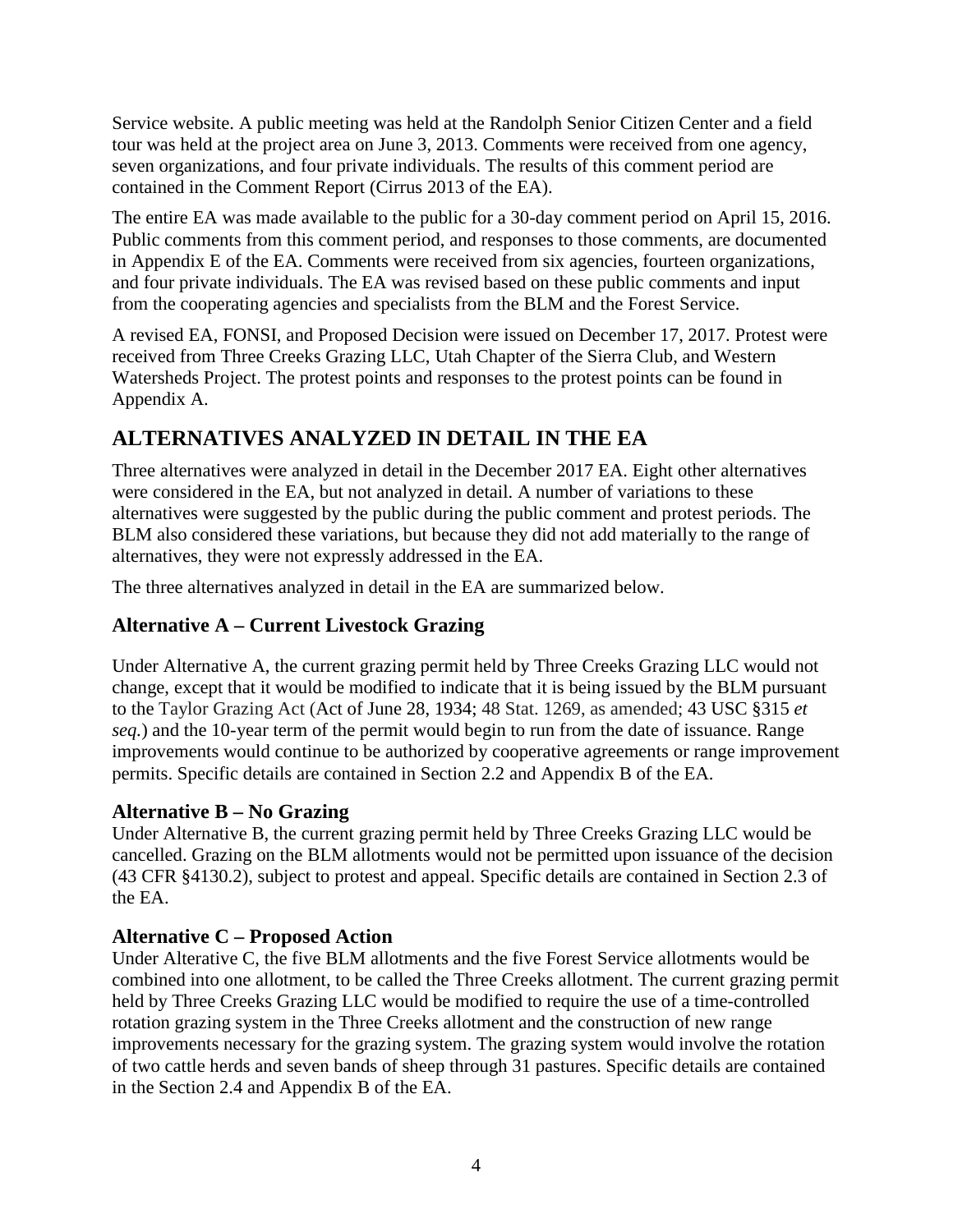Service website. A public meeting was held at the Randolph Senior Citizen Center and a field tour was held at the project area on June 3, 2013. Comments were received from one agency, seven organizations, and four private individuals. The results of this comment period are contained in the Comment Report (Cirrus 2013 of the EA).

The entire EA was made available to the public for a 30-day comment period on April 15, 2016. Public comments from this comment period, and responses to those comments, are documented in Appendix E of the EA. Comments were received from six agencies, fourteen organizations, and four private individuals. The EA was revised based on these public comments and input from the cooperating agencies and specialists from the BLM and the Forest Service.

A revised EA, FONSI, and Proposed Decision were issued on December 17, 2017. Protest were received from Three Creeks Grazing LLC, Utah Chapter of the Sierra Club, and Western Watersheds Project. The protest points and responses to the protest points can be found in Appendix A.

## ALTERNATIVES ANALYZED IN DETAIL IN THE EA

Three alternatives were analyzed in detail in the December 2017 EA. Eight other alternatives were considered in the EA, but not analyzed in detail. A number of variations to these alternatives were suggested by the public during the public comment and protest periods. The BLM also considered these variations, but because they did not add materially to the range of alternatives, they were not expressly addressed in the EA.

The three alternatives analyzed in detail in the EA are summarized below.

### Alternative A – Current Livestock Grazing

Under Alternative A, the current grazing permit held by Three Creeks Grazing LLC would not change, except that it would be modified to indicate that it is being issued by the BLM pursuant to the Taylor Grazing Act (Act of June 28, 1934; 48 Stat. 1269, as amended; 43 USC §315 *et seq.*) and the 10-year term of the permit would begin to run from the date of issuance. Range improvements would continue to be authorized by cooperative agreements or range improvement permits. Specific details are contained in Section 2.2 and Appendix B of the EA.

### Alternative B – No Grazing

Under Alternative B, the current grazing permit held by Three Creeks Grazing LLC would be cancelled. Grazing on the BLM allotments would not be permitted upon issuance of the decision (43 CFR §4130.2), subject to protest and appeal. Specific details are contained in Section 2.3 of the EA.

### Alternative C – Proposed Action

Under Alterative C, the five BLM allotments and the five Forest Service allotments would be combined into one allotment, to be called the Three Creeks allotment. The current grazing permit held by Three Creeks Grazing LLC would be modified to require the use of a time-controlled rotation grazing system in the Three Creeks allotment and the construction of new range improvements necessary for the grazing system. The grazing system would involve the rotation of two cattle herds and seven bands of sheep through 31 pastures. Specific details are contained in the Section 2.4 and Appendix B of the EA.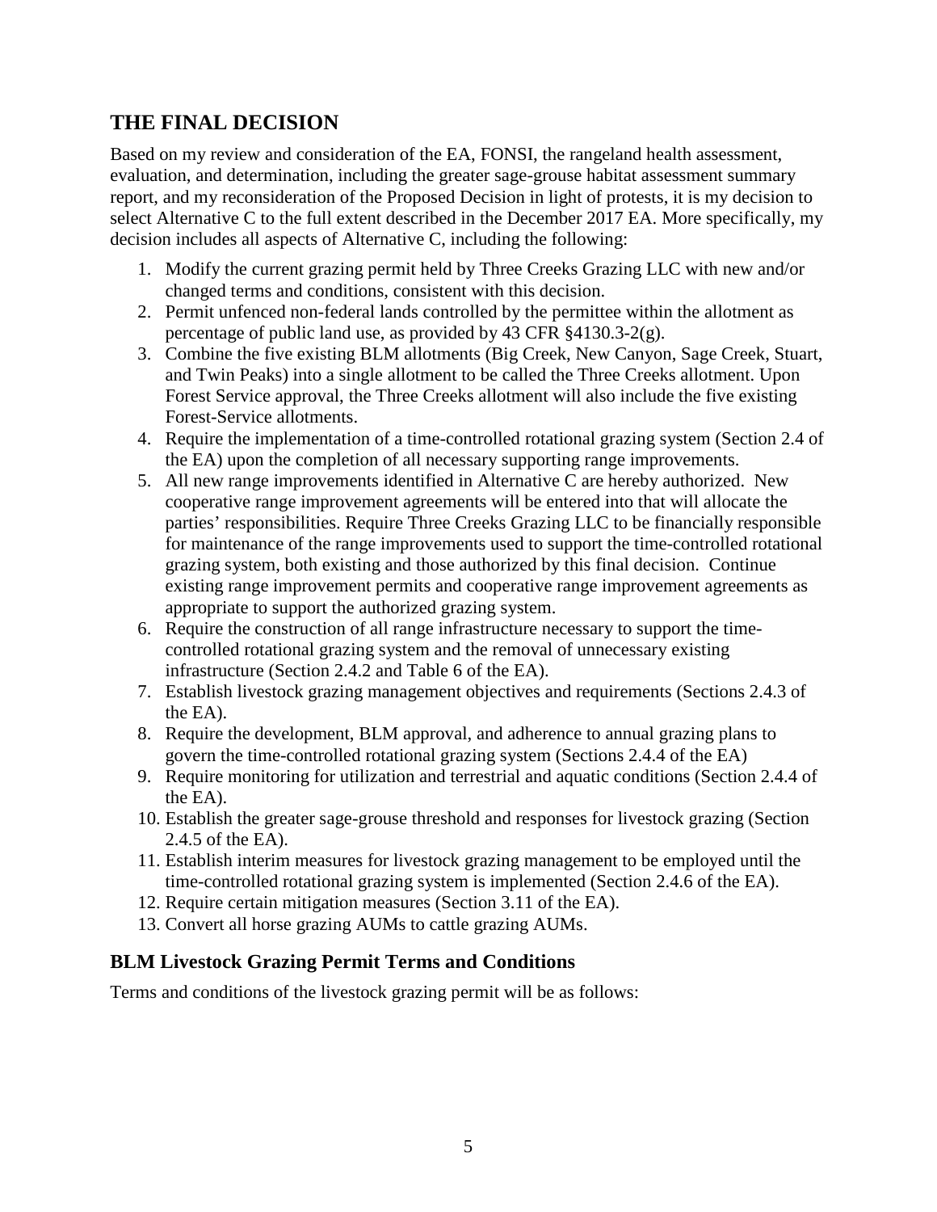## THE FINAL DECISION

Based on my review and consideration of the EA, FONSI, the rangeland health assessment, evaluation, and determination, including the greater sage-grouse habitat assessment summary report, and my reconsideration of the Proposed Decision in light of protests, it is my decision to select Alternative C to the full extent described in the December 2017 EA. More specifically, my decision includes all aspects of Alternative C, including the following:

1. Modify the current grazing permit held by Three Creeks Grazing LLC with new and/or changed terms and conditions, consistent with this decision.
2. Permit unfenced non-federal lands controlled by the permittee within the allotment as percentage of public land use, as provided by 43 CFR §4130.3-2(g).
3. Combine the five existing BLM allotments (Big Creek, New Canyon, Sage Creek, Stuart, and Twin Peaks) into a single allotment to be called the Three Creeks allotment. Upon Forest Service approval, the Three Creeks allotment will also include the five existing Forest-Service allotments.
4. Require the implementation of a time-controlled rotational grazing system (Section 2.4 of the EA) upon the completion of all necessary supporting range improvements.
5. All new range improvements identified in Alternative C are hereby authorized. New cooperative range improvement agreements will be entered into that will allocate the parties' responsibilities. Require Three Creeks Grazing LLC to be financially responsible for maintenance of the range improvements used to support the time-controlled rotational grazing system, both existing and those authorized by this final decision. Continue existing range improvement permits and cooperative range improvement agreements as appropriate to support the authorized grazing system.
6. Require the construction of all range infrastructure necessary to support the time-controlled rotational grazing system and the removal of unnecessary existing infrastructure (Section 2.4.2 and Table 6 of the EA).
7. Establish livestock grazing management objectives and requirements (Sections 2.4.3 of the EA).
8. Require the development, BLM approval, and adherence to annual grazing plans to govern the time-controlled rotational grazing system (Sections 2.4.4 of the EA)
9. Require monitoring for utilization and terrestrial and aquatic conditions (Section 2.4.4 of the EA).
10. Establish the greater sage-grouse threshold and responses for livestock grazing (Section 2.4.5 of the EA).
11. Establish interim measures for livestock grazing management to be employed until the time-controlled rotational grazing system is implemented (Section 2.4.6 of the EA).
12. Require certain mitigation measures (Section 3.11 of the EA).
13. Convert all horse grazing AUMs to cattle grazing AUMs.

### BLM Livestock Grazing Permit Terms and Conditions

Terms and conditions of the livestock grazing permit will be as follows: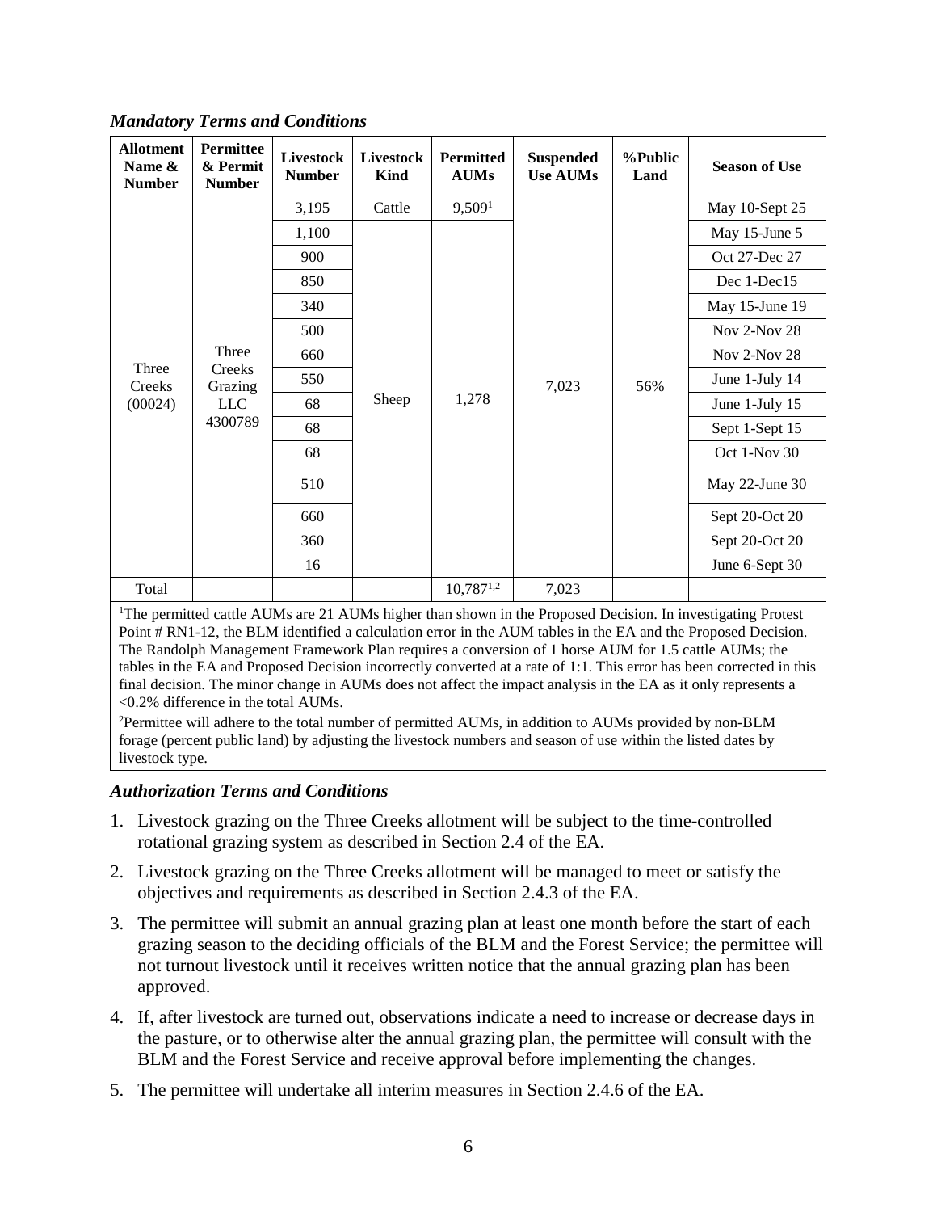### *Mandatory Terms and Conditions*

| Allotment Name & Number | Permittee & Permit Number | Livestock Number | Livestock Kind | Permitted AUMs | Suspended Use AUMs | %Public Land | Season of Use |
|---|---|---|---|---|---|---|---|
| Three Creeks (00024) | Three Creeks Grazing LLC 4300789 | 3,195 | Cattle | 9,509[1] | 7,023 | 56% | May 10-Sept 25 |
| | | 1,100 | Sheep | 1,278 | | | May 15-June 5 |
| | | 900 | | | | | Oct 27-Dec 27 |
| | | 850 | | | | | Dec 1-Dec15 |
| | | 340 | | | | | May 15-June 19 |
| | | 500 | | | | | Nov 2-Nov 28 |
| | | 660 | | | | | Nov 2-Nov 28 |
| | | 550 | | | | | June 1-July 14 |
| | | 68 | | | | | June 1-July 15 |
| | | 68 | | | | | Sept 1-Sept 15 |
| | | 68 | | | | | Oct 1-Nov 30 |
| | | 510 | | | | | May 22-June 30 |
| | | 660 | | | | | Sept 20-Oct 20 |
| | | 360 | | | | | Sept 20-Oct 20 |
| | | 16 | | | | | June 6-Sept 30 |
| Total | | | | 10,787[1,2] | 7,023 | | |

[1]The permitted cattle AUMs are 21 AUMs higher than shown in the Proposed Decision. In investigating Protest Point # RN1-12, the BLM identified a calculation error in the AUM tables in the EA and the Proposed Decision. The Randolph Management Framework Plan requires a conversion of 1 horse AUM for 1.5 cattle AUMs; the tables in the EA and Proposed Decision incorrectly converted at a rate of 1:1. This error has been corrected in this final decision. The minor change in AUMs does not affect the impact analysis in the EA as it only represents a <0.2% difference in the total AUMs.

[2]Permittee will adhere to the total number of permitted AUMs, in addition to AUMs provided by non-BLM forage (percent public land) by adjusting the livestock numbers and season of use within the listed dates by livestock type.

### *Authorization Terms and Conditions*

1. Livestock grazing on the Three Creeks allotment will be subject to the time-controlled rotational grazing system as described in Section 2.4 of the EA.
2. Livestock grazing on the Three Creeks allotment will be managed to meet or satisfy the objectives and requirements as described in Section 2.4.3 of the EA.
3. The permittee will submit an annual grazing plan at least one month before the start of each grazing season to the deciding officials of the BLM and the Forest Service; the permittee will not turnout livestock until it receives written notice that the annual grazing plan has been approved.
4. If, after livestock are turned out, observations indicate a need to increase or decrease days in the pasture, or to otherwise alter the annual grazing plan, the permittee will consult with the BLM and the Forest Service and receive approval before implementing the changes.
5. The permittee will undertake all interim measures in Section 2.4.6 of the EA.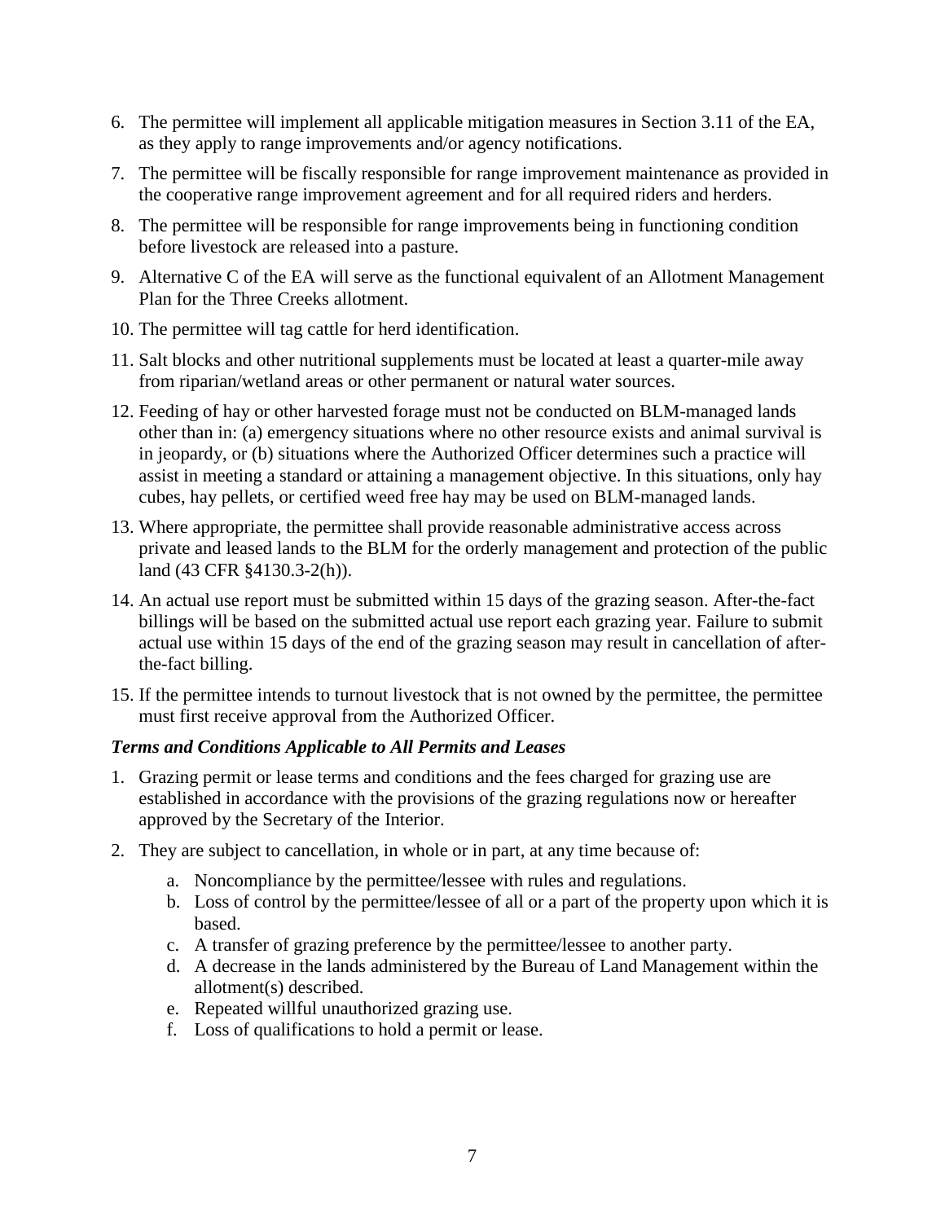6. The permittee will implement all applicable mitigation measures in Section 3.11 of the EA, as they apply to range improvements and/or agency notifications.
7. The permittee will be fiscally responsible for range improvement maintenance as provided in the cooperative range improvement agreement and for all required riders and herders.
8. The permittee will be responsible for range improvements being in functioning condition before livestock are released into a pasture.
9. Alternative C of the EA will serve as the functional equivalent of an Allotment Management Plan for the Three Creeks allotment.
10. The permittee will tag cattle for herd identification.
11. Salt blocks and other nutritional supplements must be located at least a quarter-mile away from riparian/wetland areas or other permanent or natural water sources.
12. Feeding of hay or other harvested forage must not be conducted on BLM-managed lands other than in: (a) emergency situations where no other resource exists and animal survival is in jeopardy, or (b) situations where the Authorized Officer determines such a practice will assist in meeting a standard or attaining a management objective. In this situations, only hay cubes, hay pellets, or certified weed free hay may be used on BLM-managed lands.
13. Where appropriate, the permittee shall provide reasonable administrative access across private and leased lands to the BLM for the orderly management and protection of the public land (43 CFR §4130.3-2(h)).
14. An actual use report must be submitted within 15 days of the grazing season. After-the-fact billings will be based on the submitted actual use report each grazing year. Failure to submit actual use within 15 days of the end of the grazing season may result in cancellation of after-the-fact billing.
15. If the permittee intends to turnout livestock that is not owned by the permittee, the permittee must first receive approval from the Authorized Officer.

### *Terms and Conditions Applicable to All Permits and Leases*

1. Grazing permit or lease terms and conditions and the fees charged for grazing use are established in accordance with the provisions of the grazing regulations now or hereafter approved by the Secretary of the Interior.
2. They are subject to cancellation, in whole or in part, at any time because of:
   a. Noncompliance by the permittee/lessee with rules and regulations.
   b. Loss of control by the permittee/lessee of all or a part of the property upon which it is based.
   c. A transfer of grazing preference by the permittee/lessee to another party.
   d. A decrease in the lands administered by the Bureau of Land Management within the allotment(s) described.
   e. Repeated willful unauthorized grazing use.
   f. Loss of qualifications to hold a permit or lease.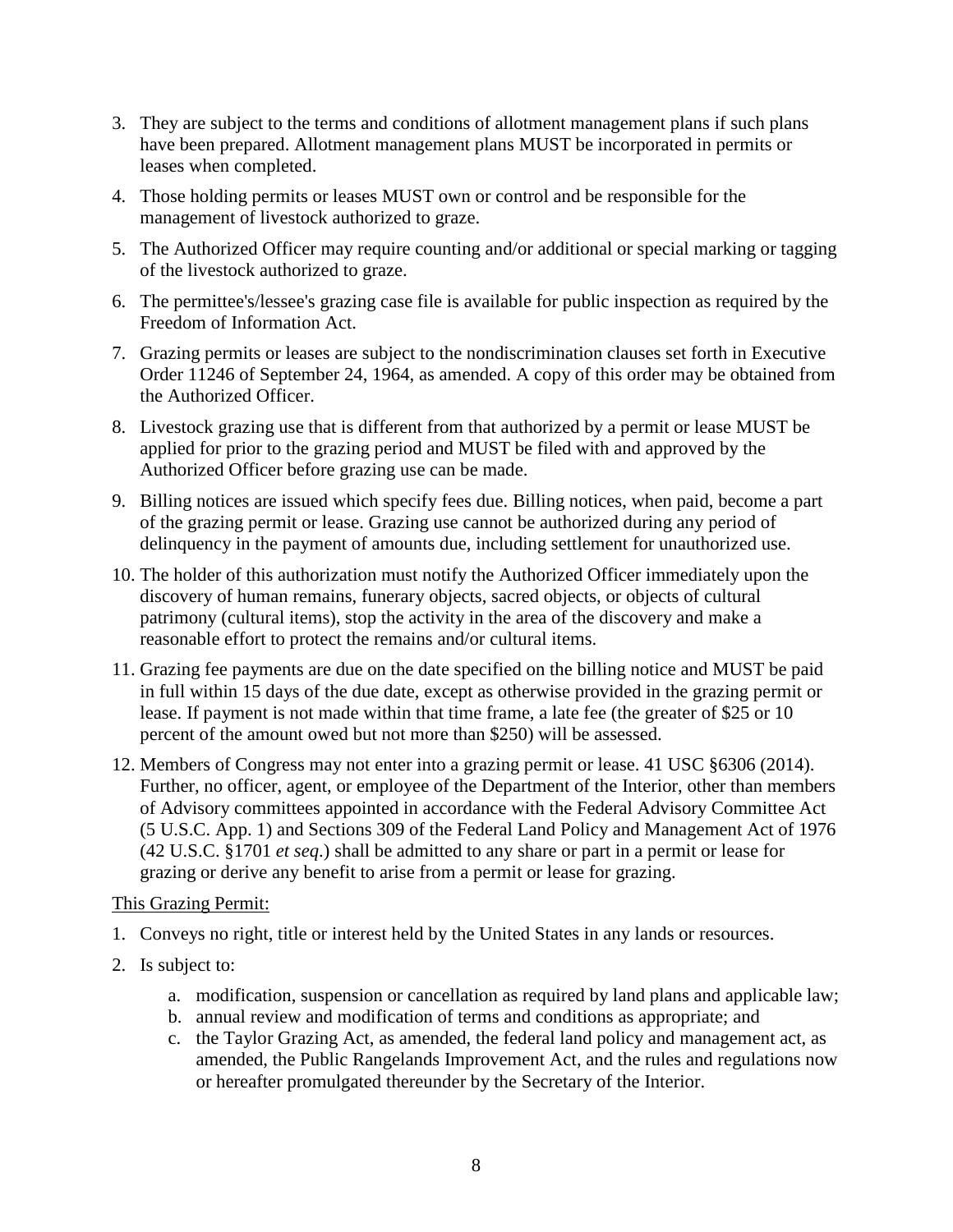3. They are subject to the terms and conditions of allotment management plans if such plans have been prepared. Allotment management plans MUST be incorporated in permits or leases when completed.
4. Those holding permits or leases MUST own or control and be responsible for the management of livestock authorized to graze.
5. The Authorized Officer may require counting and/or additional or special marking or tagging of the livestock authorized to graze.
6. The permittee's/lessee's grazing case file is available for public inspection as required by the Freedom of Information Act.
7. Grazing permits or leases are subject to the nondiscrimination clauses set forth in Executive Order 11246 of September 24, 1964, as amended. A copy of this order may be obtained from the Authorized Officer.
8. Livestock grazing use that is different from that authorized by a permit or lease MUST be applied for prior to the grazing period and MUST be filed with and approved by the Authorized Officer before grazing use can be made.
9. Billing notices are issued which specify fees due. Billing notices, when paid, become a part of the grazing permit or lease. Grazing use cannot be authorized during any period of delinquency in the payment of amounts due, including settlement for unauthorized use.
10. The holder of this authorization must notify the Authorized Officer immediately upon the discovery of human remains, funerary objects, sacred objects, or objects of cultural patrimony (cultural items), stop the activity in the area of the discovery and make a reasonable effort to protect the remains and/or cultural items.
11. Grazing fee payments are due on the date specified on the billing notice and MUST be paid in full within 15 days of the due date, except as otherwise provided in the grazing permit or lease. If payment is not made within that time frame, a late fee (the greater of $25 or 10 percent of the amount owed but not more than $250) will be assessed.
12. Members of Congress may not enter into a grazing permit or lease. 41 USC §6306 (2014). Further, no officer, agent, or employee of the Department of the Interior, other than members of Advisory committees appointed in accordance with the Federal Advisory Committee Act (5 U.S.C. App. 1) and Sections 309 of the Federal Land Policy and Management Act of 1976 (42 U.S.C. §1701 *et seq*.) shall be admitted to any share or part in a permit or lease for grazing or derive any benefit to arise from a permit or lease for grazing.

<u>This Grazing Permit:</u>

1. Conveys no right, title or interest held by the United States in any lands or resources.
2. Is subject to:
    a. modification, suspension or cancellation as required by land plans and applicable law;
    b. annual review and modification of terms and conditions as appropriate; and
    c. the Taylor Grazing Act, as amended, the federal land policy and management act, as amended, the Public Rangelands Improvement Act, and the rules and regulations now or hereafter promulgated thereunder by the Secretary of the Interior.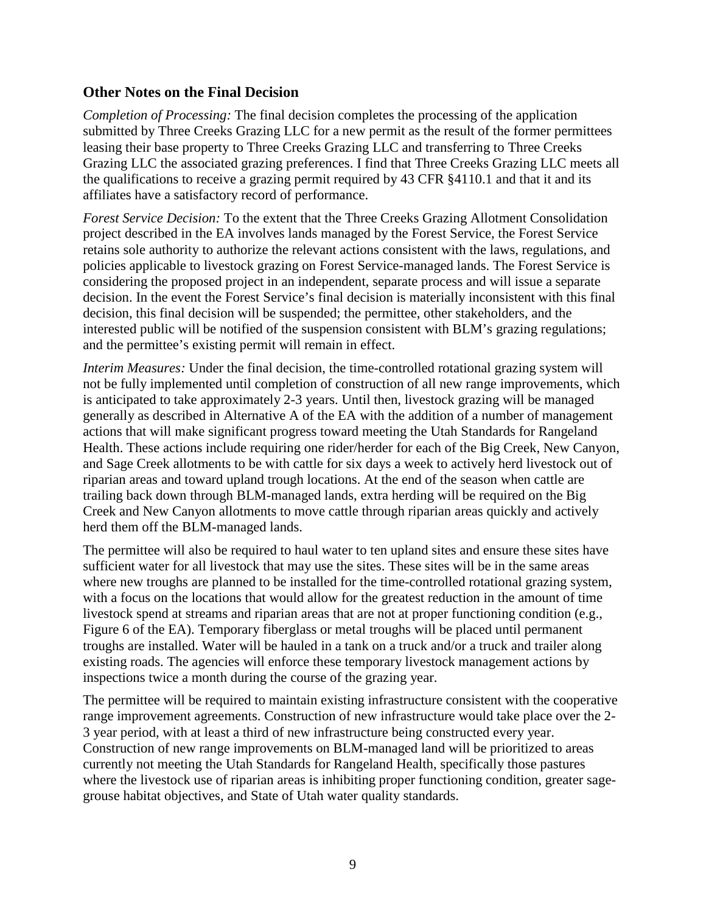## Other Notes on the Final Decision

*Completion of Processing:* The final decision completes the processing of the application submitted by Three Creeks Grazing LLC for a new permit as the result of the former permittees leasing their base property to Three Creeks Grazing LLC and transferring to Three Creeks Grazing LLC the associated grazing preferences. I find that Three Creeks Grazing LLC meets all the qualifications to receive a grazing permit required by 43 CFR §4110.1 and that it and its affiliates have a satisfactory record of performance.

*Forest Service Decision:* To the extent that the Three Creeks Grazing Allotment Consolidation project described in the EA involves lands managed by the Forest Service, the Forest Service retains sole authority to authorize the relevant actions consistent with the laws, regulations, and policies applicable to livestock grazing on Forest Service-managed lands. The Forest Service is considering the proposed project in an independent, separate process and will issue a separate decision. In the event the Forest Service's final decision is materially inconsistent with this final decision, this final decision will be suspended; the permittee, other stakeholders, and the interested public will be notified of the suspension consistent with BLM's grazing regulations; and the permittee's existing permit will remain in effect.

*Interim Measures:* Under the final decision, the time-controlled rotational grazing system will not be fully implemented until completion of construction of all new range improvements, which is anticipated to take approximately 2-3 years. Until then, livestock grazing will be managed generally as described in Alternative A of the EA with the addition of a number of management actions that will make significant progress toward meeting the Utah Standards for Rangeland Health. These actions include requiring one rider/herder for each of the Big Creek, New Canyon, and Sage Creek allotments to be with cattle for six days a week to actively herd livestock out of riparian areas and toward upland trough locations. At the end of the season when cattle are trailing back down through BLM-managed lands, extra herding will be required on the Big Creek and New Canyon allotments to move cattle through riparian areas quickly and actively herd them off the BLM-managed lands.

The permittee will also be required to haul water to ten upland sites and ensure these sites have sufficient water for all livestock that may use the sites. These sites will be in the same areas where new troughs are planned to be installed for the time-controlled rotational grazing system, with a focus on the locations that would allow for the greatest reduction in the amount of time livestock spend at streams and riparian areas that are not at proper functioning condition (e.g., Figure 6 of the EA). Temporary fiberglass or metal troughs will be placed until permanent troughs are installed. Water will be hauled in a tank on a truck and/or a truck and trailer along existing roads. The agencies will enforce these temporary livestock management actions by inspections twice a month during the course of the grazing year.

The permittee will be required to maintain existing infrastructure consistent with the cooperative range improvement agreements. Construction of new infrastructure would take place over the 2-3 year period, with at least a third of new infrastructure being constructed every year. Construction of new range improvements on BLM-managed land will be prioritized to areas currently not meeting the Utah Standards for Rangeland Health, specifically those pastures where the livestock use of riparian areas is inhibiting proper functioning condition, greater sage-grouse habitat objectives, and State of Utah water quality standards.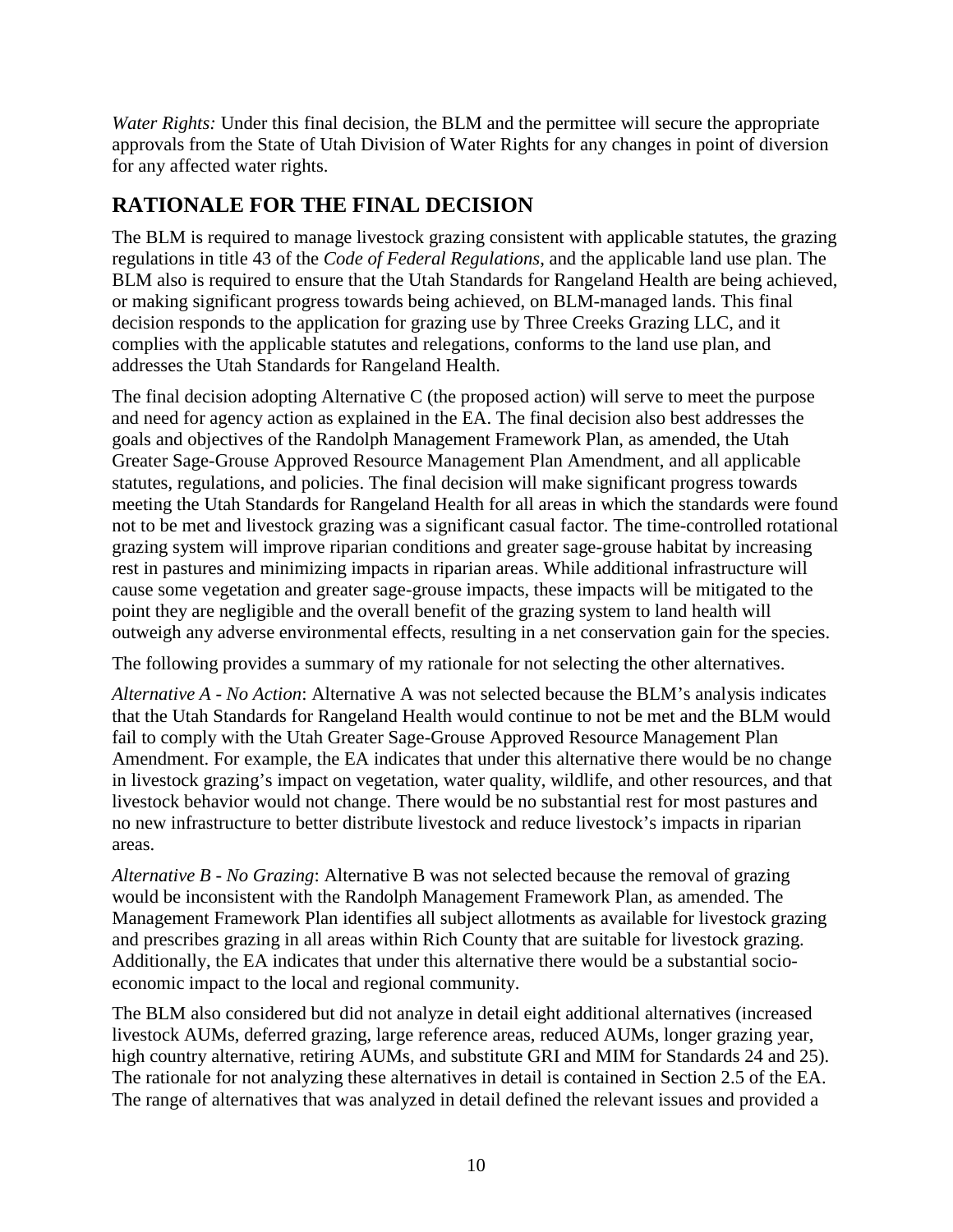*Water Rights:* Under this final decision, the BLM and the permittee will secure the appropriate approvals from the State of Utah Division of Water Rights for any changes in point of diversion for any affected water rights.

## RATIONALE FOR THE FINAL DECISION

The BLM is required to manage livestock grazing consistent with applicable statutes, the grazing regulations in title 43 of the *Code of Federal Regulations*, and the applicable land use plan. The BLM also is required to ensure that the Utah Standards for Rangeland Health are being achieved, or making significant progress towards being achieved, on BLM-managed lands. This final decision responds to the application for grazing use by Three Creeks Grazing LLC, and it complies with the applicable statutes and relegations, conforms to the land use plan, and addresses the Utah Standards for Rangeland Health.

The final decision adopting Alternative C (the proposed action) will serve to meet the purpose and need for agency action as explained in the EA. The final decision also best addresses the goals and objectives of the Randolph Management Framework Plan, as amended, the Utah Greater Sage-Grouse Approved Resource Management Plan Amendment, and all applicable statutes, regulations, and policies. The final decision will make significant progress towards meeting the Utah Standards for Rangeland Health for all areas in which the standards were found not to be met and livestock grazing was a significant casual factor. The time-controlled rotational grazing system will improve riparian conditions and greater sage-grouse habitat by increasing rest in pastures and minimizing impacts in riparian areas. While additional infrastructure will cause some vegetation and greater sage-grouse impacts, these impacts will be mitigated to the point they are negligible and the overall benefit of the grazing system to land health will outweigh any adverse environmental effects, resulting in a net conservation gain for the species.

The following provides a summary of my rationale for not selecting the other alternatives.

*Alternative A - No Action*: Alternative A was not selected because the BLM's analysis indicates that the Utah Standards for Rangeland Health would continue to not be met and the BLM would fail to comply with the Utah Greater Sage-Grouse Approved Resource Management Plan Amendment. For example, the EA indicates that under this alternative there would be no change in livestock grazing's impact on vegetation, water quality, wildlife, and other resources, and that livestock behavior would not change. There would be no substantial rest for most pastures and no new infrastructure to better distribute livestock and reduce livestock's impacts in riparian areas.

*Alternative B - No Grazing*: Alternative B was not selected because the removal of grazing would be inconsistent with the Randolph Management Framework Plan, as amended. The Management Framework Plan identifies all subject allotments as available for livestock grazing and prescribes grazing in all areas within Rich County that are suitable for livestock grazing. Additionally, the EA indicates that under this alternative there would be a substantial socio-economic impact to the local and regional community.

The BLM also considered but did not analyze in detail eight additional alternatives (increased livestock AUMs, deferred grazing, large reference areas, reduced AUMs, longer grazing year, high country alternative, retiring AUMs, and substitute GRI and MIM for Standards 24 and 25). The rationale for not analyzing these alternatives in detail is contained in Section 2.5 of the EA. The range of alternatives that was analyzed in detail defined the relevant issues and provided a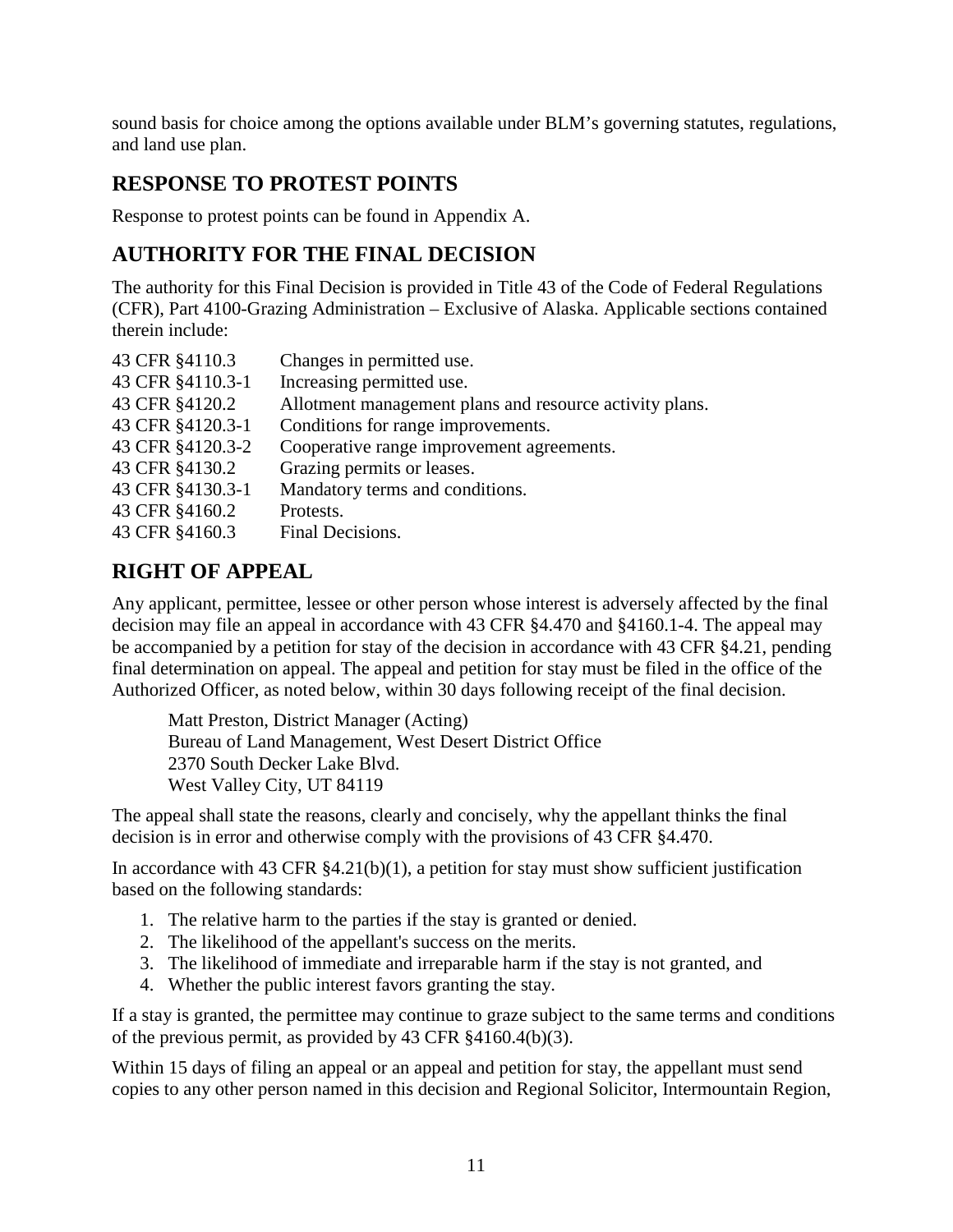sound basis for choice among the options available under BLM's governing statutes, regulations, and land use plan.

## RESPONSE TO PROTEST POINTS

Response to protest points can be found in Appendix A.

## AUTHORITY FOR THE FINAL DECISION

The authority for this Final Decision is provided in Title 43 of the Code of Federal Regulations (CFR), Part 4100-Grazing Administration – Exclusive of Alaska. Applicable sections contained therein include:

| | |
|---|---|
| 43 CFR §4110.3 | Changes in permitted use. |
| 43 CFR §4110.3-1 | Increasing permitted use. |
| 43 CFR §4120.2 | Allotment management plans and resource activity plans. |
| 43 CFR §4120.3-1 | Conditions for range improvements. |
| 43 CFR §4120.3-2 | Cooperative range improvement agreements. |
| 43 CFR §4130.2 | Grazing permits or leases. |
| 43 CFR §4130.3-1 | Mandatory terms and conditions. |
| 43 CFR §4160.2 | Protests. |
| 43 CFR §4160.3 | Final Decisions. |

## RIGHT OF APPEAL

Any applicant, permittee, lessee or other person whose interest is adversely affected by the final decision may file an appeal in accordance with 43 CFR §4.470 and §4160.1-4. The appeal may be accompanied by a petition for stay of the decision in accordance with 43 CFR §4.21, pending final determination on appeal. The appeal and petition for stay must be filed in the office of the Authorized Officer, as noted below, within 30 days following receipt of the final decision.

Matt Preston, District Manager (Acting)
Bureau of Land Management, West Desert District Office
2370 South Decker Lake Blvd.
West Valley City, UT 84119

The appeal shall state the reasons, clearly and concisely, why the appellant thinks the final decision is in error and otherwise comply with the provisions of 43 CFR §4.470.

In accordance with 43 CFR §4.21(b)(1), a petition for stay must show sufficient justification based on the following standards:

1. The relative harm to the parties if the stay is granted or denied.
2. The likelihood of the appellant's success on the merits.
3. The likelihood of immediate and irreparable harm if the stay is not granted, and
4. Whether the public interest favors granting the stay.

If a stay is granted, the permittee may continue to graze subject to the same terms and conditions of the previous permit, as provided by 43 CFR §4160.4(b)(3).

Within 15 days of filing an appeal or an appeal and petition for stay, the appellant must send copies to any other person named in this decision and Regional Solicitor, Intermountain Region,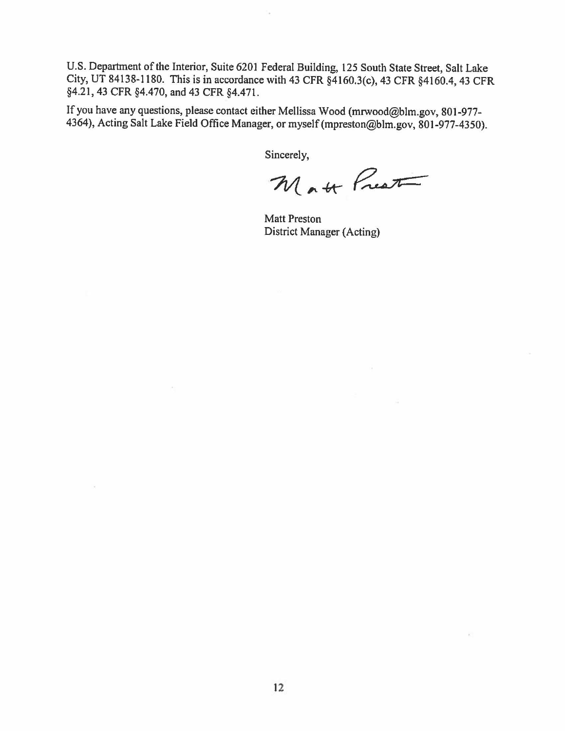U.S. Department of the Interior, Suite 6201 Federal Building, 125 South State Street, Salt Lake City, UT 84138-1180. This is in accordance with 43 CFR §4160.3(c), 43 CFR §4160.4, 43 CFR §4.21, 43 CFR §4.470, and 43 CFR §4.471.

If you have any questions, please contact either Mellissa Wood (mrwood@blm.gov, 801-977-4364), Acting Salt Lake Field Office Manager, or myself (mpreston@blm.gov, 801-977-4350).

Sincerely,

Matt Preston

Matt Preston
District Manager (Acting)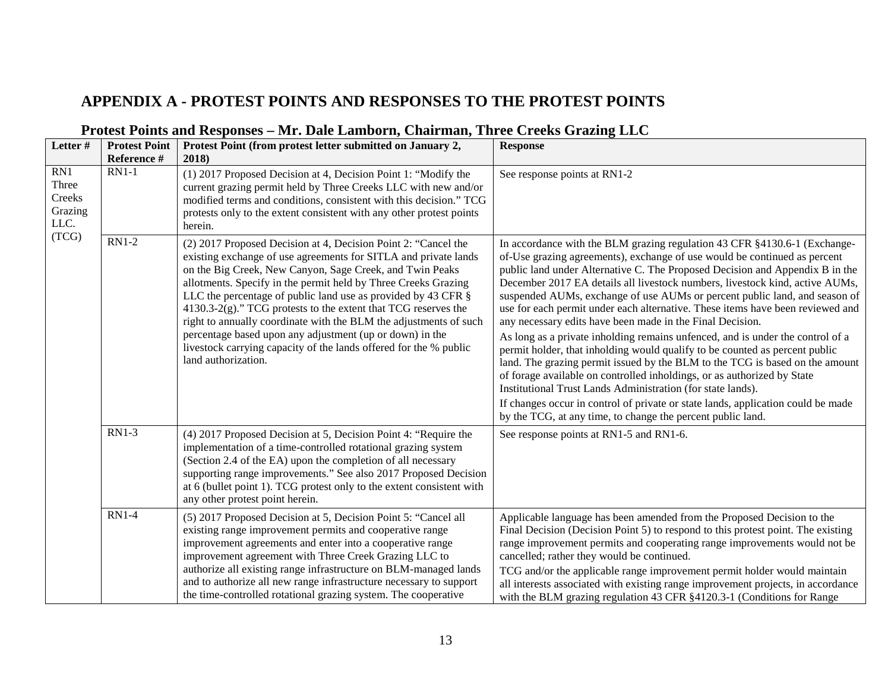# APPENDIX A - PROTEST POINTS AND RESPONSES TO THE PROTEST POINTS

## Protest Points and Responses – Mr. Dale Lamborn, Chairman, Three Creeks Grazing LLC

| Letter # | Protest Point Reference # | Protest Point (from protest letter submitted on January 2, 2018) | Response |
|---|---|---|---|
| RN1 Three Creeks Grazing LLC. (TCG) | RN1-1 | (1) 2017 Proposed Decision at 4, Decision Point 1: "Modify the current grazing permit held by Three Creeks LLC with new and/or modified terms and conditions, consistent with this decision." TCG protests only to the extent consistent with any other protest points herein. | See response points at RN1-2 |
| | RN1-2 | (2) 2017 Proposed Decision at 4, Decision Point 2: "Cancel the existing exchange of use agreements for SITLA and private lands on the Big Creek, New Canyon, Sage Creek, and Twin Peaks allotments. Specify in the permit held by Three Creeks Grazing LLC the percentage of public land use as provided by 43 CFR § 4130.3-2(g)." TCG protests to the extent that TCG reserves the right to annually coordinate with the BLM the adjustments of such percentage based upon any adjustment (up or down) in the livestock carrying capacity of the lands offered for the % public land authorization. | In accordance with the BLM grazing regulation 43 CFR §4130.6-1 (Exchange-of-Use grazing agreements), exchange of use would be continued as percent public land under Alternative C. The Proposed Decision and Appendix B in the December 2017 EA details all livestock numbers, livestock kind, active AUMs, suspended AUMs, exchange of use AUMs or percent public land, and season of use for each permit under each alternative. These items have been reviewed and any necessary edits have been made in the Final Decision.<br><br>As long as a private inholding remains unfenced, and is under the control of a permit holder, that inholding would qualify to be counted as percent public land. The grazing permit issued by the BLM to the TCG is based on the amount of forage available on controlled inholdings, or as authorized by State Institutional Trust Lands Administration (for state lands).<br><br>If changes occur in control of private or state lands, application could be made by the TCG, at any time, to change the percent public land. |
| | RN1-3 | (4) 2017 Proposed Decision at 5, Decision Point 4: "Require the implementation of a time-controlled rotational grazing system (Section 2.4 of the EA) upon the completion of all necessary supporting range improvements." See also 2017 Proposed Decision at 6 (bullet point 1). TCG protest only to the extent consistent with any other protest point herein. | See response points at RN1-5 and RN1-6. |
| | RN1-4 | (5) 2017 Proposed Decision at 5, Decision Point 5: "Cancel all existing range improvement permits and cooperative range improvement agreements and enter into a cooperative range improvement agreement with Three Creek Grazing LLC to authorize all existing range infrastructure on BLM-managed lands and to authorize all new range infrastructure necessary to support the time-controlled rotational grazing system. The cooperative | Applicable language has been amended from the Proposed Decision to the Final Decision (Decision Point 5) to respond to this protest point. The existing range improvement permits and cooperating range improvements would not be cancelled; rather they would be continued.<br><br>TCG and/or the applicable range improvement permit holder would maintain all interests associated with existing range improvement projects, in accordance with the BLM grazing regulation 43 CFR §4120.3-1 (Conditions for Range |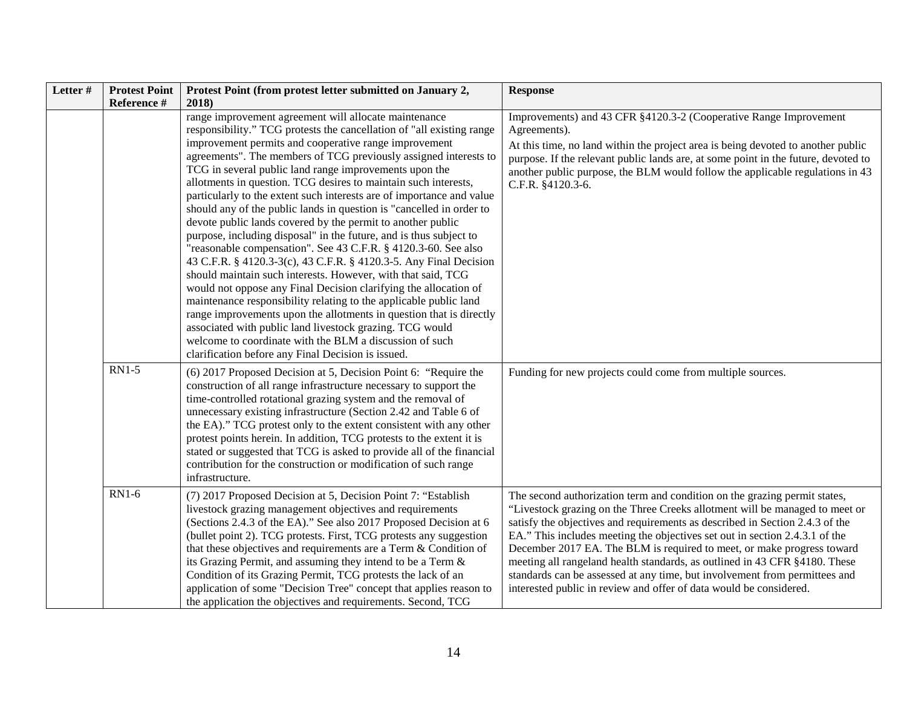| Letter # | Protest Point Reference # | Protest Point (from protest letter submitted on January 2, 2018) | Response |
|---|---|---|---|
| | | range improvement agreement will allocate maintenance responsibility." TCG protests the cancellation of "all existing range improvement permits and cooperative range improvement agreements". The members of TCG previously assigned interests to TCG in several public land range improvements upon the allotments in question. TCG desires to maintain such interests, particularly to the extent such interests are of importance and value should any of the public lands in question is "cancelled in order to devote public lands covered by the permit to another public purpose, including disposal" in the future, and is thus subject to "reasonable compensation". See 43 C.F.R. § 4120.3-60. See also 43 C.F.R. § 4120.3-3(c), 43 C.F.R. § 4120.3-5. Any Final Decision should maintain such interests. However, with that said, TCG would not oppose any Final Decision clarifying the allocation of maintenance responsibility relating to the applicable public land range improvements upon the allotments in question that is directly associated with public land livestock grazing. TCG would welcome to coordinate with the BLM a discussion of such clarification before any Final Decision is issued. | Improvements) and 43 CFR §4120.3-2 (Cooperative Range Improvement Agreements).<br>At this time, no land within the project area is being devoted to another public purpose. If the relevant public lands are, at some point in the future, devoted to another public purpose, the BLM would follow the applicable regulations in 43 C.F.R. §4120.3-6. |
| | RN1-5 | (6) 2017 Proposed Decision at 5, Decision Point 6: "Require the construction of all range infrastructure necessary to support the time-controlled rotational grazing system and the removal of unnecessary existing infrastructure (Section 2.42 and Table 6 of the EA)." TCG protest only to the extent consistent with any other protest points herein. In addition, TCG protests to the extent it is stated or suggested that TCG is asked to provide all of the financial contribution for the construction or modification of such range infrastructure. | Funding for new projects could come from multiple sources. |
| | RN1-6 | (7) 2017 Proposed Decision at 5, Decision Point 7: "Establish livestock grazing management objectives and requirements (Sections 2.4.3 of the EA)." See also 2017 Proposed Decision at 6 (bullet point 2). TCG protests. First, TCG protests any suggestion that these objectives and requirements are a Term & Condition of its Grazing Permit, and assuming they intend to be a Term & Condition of its Grazing Permit, TCG protests the lack of an application of some "Decision Tree" concept that applies reason to the application the objectives and requirements. Second, TCG | The second authorization term and condition on the grazing permit states, "Livestock grazing on the Three Creeks allotment will be managed to meet or satisfy the objectives and requirements as described in Section 2.4.3 of the EA." This includes meeting the objectives set out in section 2.4.3.1 of the December 2017 EA. The BLM is required to meet, or make progress toward meeting all rangeland health standards, as outlined in 43 CFR §4180. These standards can be assessed at any time, but involvement from permittees and interested public in review and offer of data would be considered. |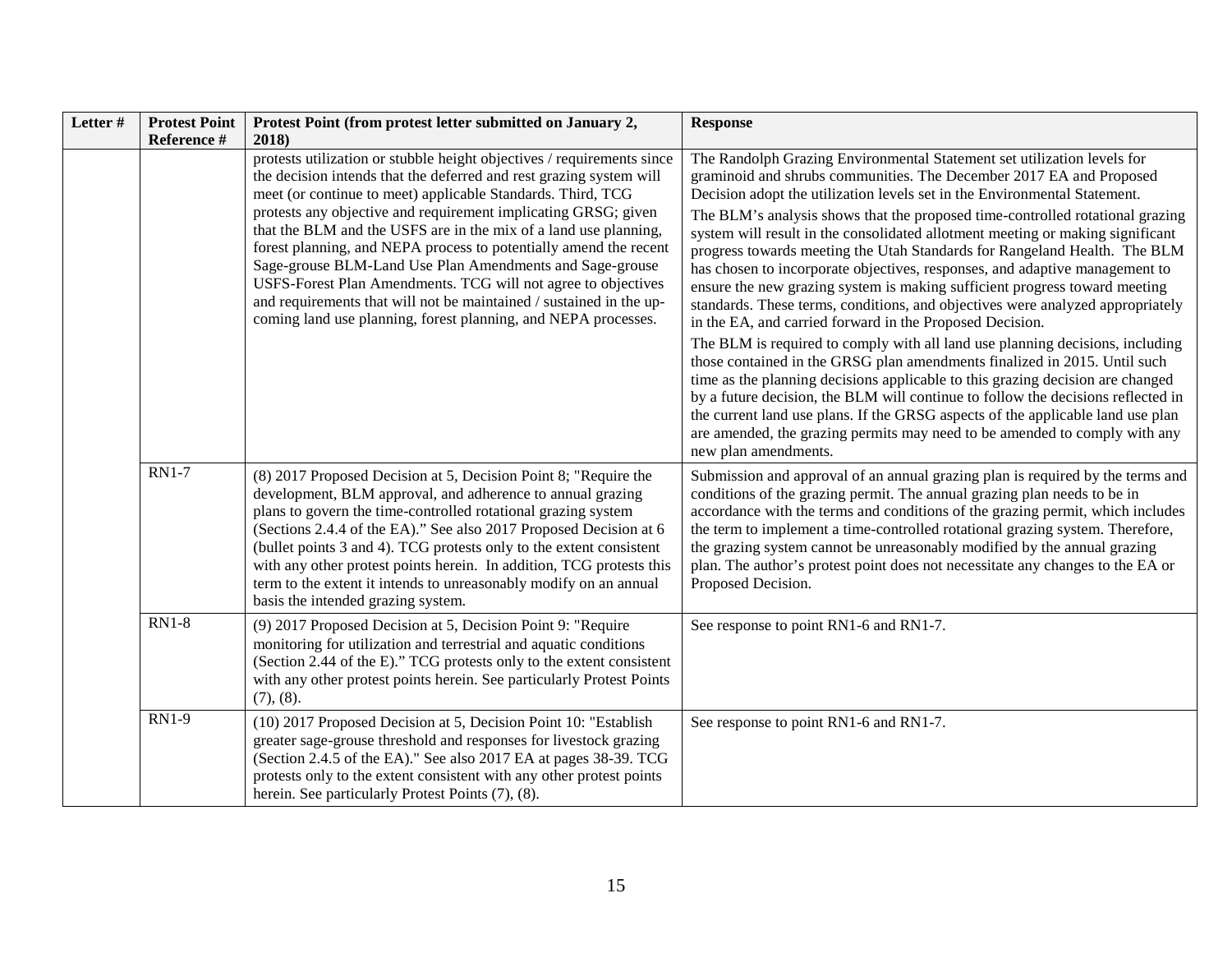| Letter # | Protest Point Reference # | Protest Point (from protest letter submitted on January 2, 2018) | Response |
|---|---|---|---|
| | | protests utilization or stubble height objectives / requirements since the decision intends that the deferred and rest grazing system will meet (or continue to meet) applicable Standards. Third, TCG protests any objective and requirement implicating GRSG; given that the BLM and the USFS are in the mix of a land use planning, forest planning, and NEPA process to potentially amend the recent Sage-grouse BLM-Land Use Plan Amendments and Sage-grouse USFS-Forest Plan Amendments. TCG will not agree to objectives and requirements that will not be maintained / sustained in the up-coming land use planning, forest planning, and NEPA processes. | The Randolph Grazing Environmental Statement set utilization levels for graminoid and shrubs communities. The December 2017 EA and Proposed Decision adopt the utilization levels set in the Environmental Statement.<br><br>The BLM's analysis shows that the proposed time-controlled rotational grazing system will result in the consolidated allotment meeting or making significant progress towards meeting the Utah Standards for Rangeland Health. The BLM has chosen to incorporate objectives, responses, and adaptive management to ensure the new grazing system is making sufficient progress toward meeting standards. These terms, conditions, and objectives were analyzed appropriately in the EA, and carried forward in the Proposed Decision.<br><br>The BLM is required to comply with all land use planning decisions, including those contained in the GRSG plan amendments finalized in 2015. Until such time as the planning decisions applicable to this grazing decision are changed by a future decision, the BLM will continue to follow the decisions reflected in the current land use plans. If the GRSG aspects of the applicable land use plan are amended, the grazing permits may need to be amended to comply with any new plan amendments. |
| | RN1-7 | (8) 2017 Proposed Decision at 5, Decision Point 8; "Require the development, BLM approval, and adherence to annual grazing plans to govern the time-controlled rotational grazing system (Sections 2.4.4 of the EA)." See also 2017 Proposed Decision at 6 (bullet points 3 and 4). TCG protests only to the extent consistent with any other protest points herein. In addition, TCG protests this term to the extent it intends to unreasonably modify on an annual basis the intended grazing system. | Submission and approval of an annual grazing plan is required by the terms and conditions of the grazing permit. The annual grazing plan needs to be in accordance with the terms and conditions of the grazing permit, which includes the term to implement a time-controlled rotational grazing system. Therefore, the grazing system cannot be unreasonably modified by the annual grazing plan. The author's protest point does not necessitate any changes to the EA or Proposed Decision. |
| | RN1-8 | (9) 2017 Proposed Decision at 5, Decision Point 9: "Require monitoring for utilization and terrestrial and aquatic conditions (Section 2.44 of the E)." TCG protests only to the extent consistent with any other protest points herein. See particularly Protest Points (7), (8). | See response to point RN1-6 and RN1-7. |
| | RN1-9 | (10) 2017 Proposed Decision at 5, Decision Point 10: "Establish greater sage-grouse threshold and responses for livestock grazing (Section 2.4.5 of the EA)." See also 2017 EA at pages 38-39. TCG protests only to the extent consistent with any other protest points herein. See particularly Protest Points (7), (8). | See response to point RN1-6 and RN1-7. |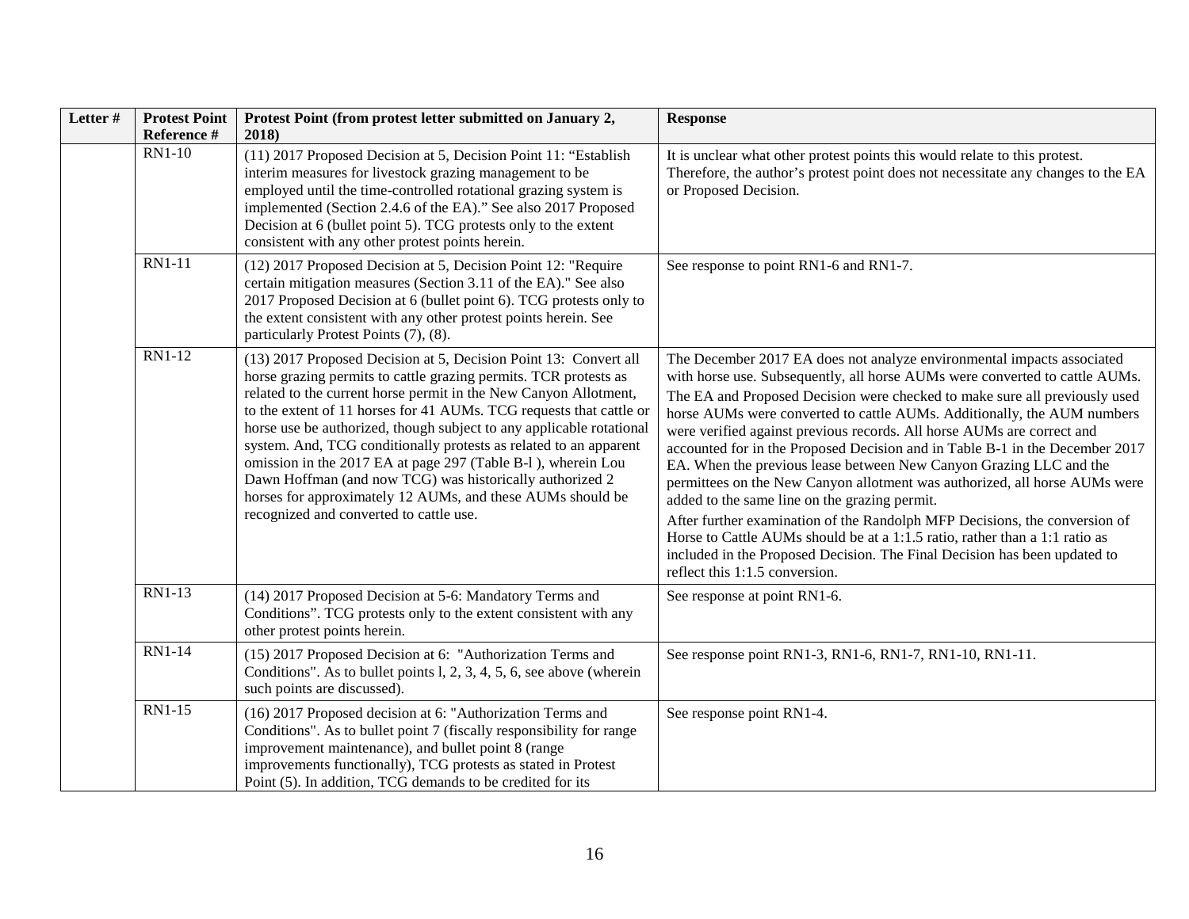| Letter # | Protest Point Reference # | Protest Point (from protest letter submitted on January 2, 2018) | Response |
|---|---|---|---|
| | RN1-10 | (11) 2017 Proposed Decision at 5, Decision Point 11: "Establish interim measures for livestock grazing management to be employed until the time-controlled rotational grazing system is implemented (Section 2.4.6 of the EA)." See also 2017 Proposed Decision at 6 (bullet point 5). TCG protests only to the extent consistent with any other protest points herein. | It is unclear what other protest points this would relate to this protest. Therefore, the author's protest point does not necessitate any changes to the EA or Proposed Decision. |
| | RN1-11 | (12) 2017 Proposed Decision at 5, Decision Point 12: "Require certain mitigation measures (Section 3.11 of the EA)." See also 2017 Proposed Decision at 6 (bullet point 6). TCG protests only to the extent consistent with any other protest points herein. See particularly Protest Points (7), (8). | See response to point RN1-6 and RN1-7. |
| | RN1-12 | (13) 2017 Proposed Decision at 5, Decision Point 13: Convert all horse grazing permits to cattle grazing permits. TCR protests as related to the current horse permit in the New Canyon Allotment, to the extent of 11 horses for 41 AUMs. TCG requests that cattle or horse use be authorized, though subject to any applicable rotational system. And, TCG conditionally protests as related to an apparent omission in the 2017 EA at page 297 (Table B-l ), wherein Lou Dawn Hoffman (and now TCG) was historically authorized 2 horses for approximately 12 AUMs, and these AUMs should be recognized and converted to cattle use. | The December 2017 EA does not analyze environmental impacts associated with horse use. Subsequently, all horse AUMs were converted to cattle AUMs. The EA and Proposed Decision were checked to make sure all previously used horse AUMs were converted to cattle AUMs. Additionally, the AUM numbers were verified against previous records. All horse AUMs are correct and accounted for in the Proposed Decision and in Table B-1 in the December 2017 EA. When the previous lease between New Canyon Grazing LLC and the permittees on the New Canyon allotment was authorized, all horse AUMs were added to the same line on the grazing permit.<br><br>After further examination of the Randolph MFP Decisions, the conversion of Horse to Cattle AUMs should be at a 1:1.5 ratio, rather than a 1:1 ratio as included in the Proposed Decision. The Final Decision has been updated to reflect this 1:1.5 conversion. |
| | RN1-13 | (14) 2017 Proposed Decision at 5-6: Mandatory Terms and Conditions". TCG protests only to the extent consistent with any other protest points herein. | See response at point RN1-6. |
| | RN1-14 | (15) 2017 Proposed Decision at 6: "Authorization Terms and Conditions". As to bullet points l, 2, 3, 4, 5, 6, see above (wherein such points are discussed). | See response point RN1-3, RN1-6, RN1-7, RN1-10, RN1-11. |
| | RN1-15 | (16) 2017 Proposed decision at 6: "Authorization Terms and Conditions". As to bullet point 7 (fiscally responsibility for range improvement maintenance), and bullet point 8 (range improvements functionally), TCG protests as stated in Protest Point (5). In addition, TCG demands to be credited for its | See response point RN1-4. |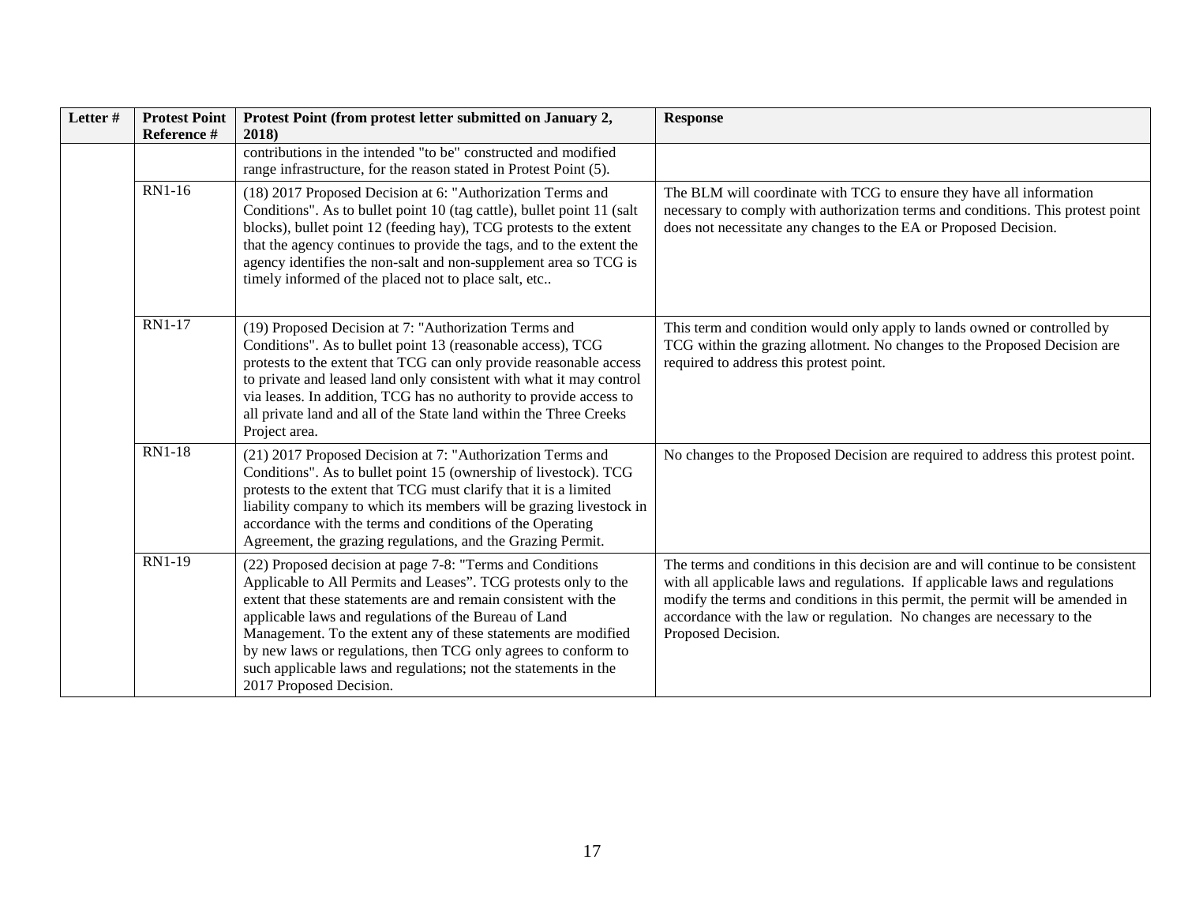| Letter # | Protest Point Reference # | Protest Point (from protest letter submitted on January 2, 2018) | Response |
|---|---|---|---|
| | | contributions in the intended "to be" constructed and modified range infrastructure, for the reason stated in Protest Point (5). | |
| | RN1-16 | (18) 2017 Proposed Decision at 6: "Authorization Terms and Conditions". As to bullet point 10 (tag cattle), bullet point 11 (salt blocks), bullet point 12 (feeding hay), TCG protests to the extent that the agency continues to provide the tags, and to the extent the agency identifies the non-salt and non-supplement area so TCG is timely informed of the placed not to place salt, etc.. | The BLM will coordinate with TCG to ensure they have all information necessary to comply with authorization terms and conditions. This protest point does not necessitate any changes to the EA or Proposed Decision. |
| | RN1-17 | (19) Proposed Decision at 7: "Authorization Terms and Conditions". As to bullet point 13 (reasonable access), TCG protests to the extent that TCG can only provide reasonable access to private and leased land only consistent with what it may control via leases. In addition, TCG has no authority to provide access to all private land and all of the State land within the Three Creeks Project area. | This term and condition would only apply to lands owned or controlled by TCG within the grazing allotment. No changes to the Proposed Decision are required to address this protest point. |
| | RN1-18 | (21) 2017 Proposed Decision at 7: "Authorization Terms and Conditions". As to bullet point 15 (ownership of livestock). TCG protests to the extent that TCG must clarify that it is a limited liability company to which its members will be grazing livestock in accordance with the terms and conditions of the Operating Agreement, the grazing regulations, and the Grazing Permit. | No changes to the Proposed Decision are required to address this protest point. |
| | RN1-19 | (22) Proposed decision at page 7-8: "Terms and Conditions Applicable to All Permits and Leases". TCG protests only to the extent that these statements are and remain consistent with the applicable laws and regulations of the Bureau of Land Management. To the extent any of these statements are modified by new laws or regulations, then TCG only agrees to conform to such applicable laws and regulations; not the statements in the 2017 Proposed Decision. | The terms and conditions in this decision are and will continue to be consistent with all applicable laws and regulations. If applicable laws and regulations modify the terms and conditions in this permit, the permit will be amended in accordance with the law or regulation. No changes are necessary to the Proposed Decision. |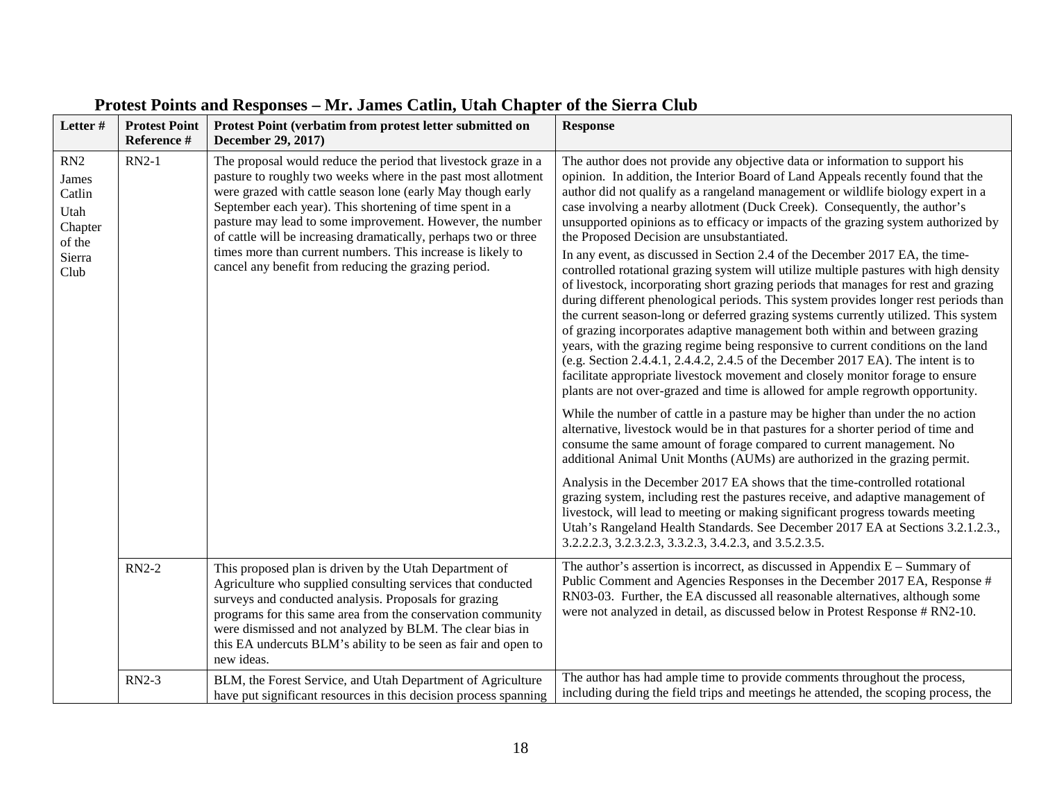## Protest Points and Responses – Mr. James Catlin, Utah Chapter of the Sierra Club

| Letter # | Protest Point Reference # | Protest Point (verbatim from protest letter submitted on December 29, 2017) | Response |
|---|---|---|---|
| RN2 James Catlin Utah Chapter of the Sierra Club | RN2-1 | The proposal would reduce the period that livestock graze in a pasture to roughly two weeks where in the past most allotment were grazed with cattle season lone (early May though early September each year). This shortening of time spent in a pasture may lead to some improvement. However, the number of cattle will be increasing dramatically, perhaps two or three times more than current numbers. This increase is likely to cancel any benefit from reducing the grazing period. | The author does not provide any objective data or information to support his opinion. In addition, the Interior Board of Land Appeals recently found that the author did not qualify as a rangeland management or wildlife biology expert in a case involving a nearby allotment (Duck Creek). Consequently, the author's unsupported opinions as to efficacy or impacts of the grazing system authorized by the Proposed Decision are unsubstantiated.<br><br>In any event, as discussed in Section 2.4 of the December 2017 EA, the time-controlled rotational grazing system will utilize multiple pastures with high density of livestock, incorporating short grazing periods that manages for rest and grazing during different phenological periods. This system provides longer rest periods than the current season-long or deferred grazing systems currently utilized. This system of grazing incorporates adaptive management both within and between grazing years, with the grazing regime being responsive to current conditions on the land (e.g. Section 2.4.4.1, 2.4.4.2, 2.4.5 of the December 2017 EA). The intent is to facilitate appropriate livestock movement and closely monitor forage to ensure plants are not over-grazed and time is allowed for ample regrowth opportunity.<br><br>While the number of cattle in a pasture may be higher than under the no action alternative, livestock would be in that pastures for a shorter period of time and consume the same amount of forage compared to current management. No additional Animal Unit Months (AUMs) are authorized in the grazing permit.<br><br>Analysis in the December 2017 EA shows that the time-controlled rotational grazing system, including rest the pastures receive, and adaptive management of livestock, will lead to meeting or making significant progress towards meeting Utah's Rangeland Health Standards. See December 2017 EA at Sections 3.2.1.2.3., 3.2.2.2.3, 3.2.3.2.3, 3.3.2.3, 3.4.2.3, and 3.5.2.3.5. |
| | RN2-2 | This proposed plan is driven by the Utah Department of Agriculture who supplied consulting services that conducted surveys and conducted analysis. Proposals for grazing programs for this same area from the conservation community were dismissed and not analyzed by BLM. The clear bias in this EA undercuts BLM's ability to be seen as fair and open to new ideas. | The author's assertion is incorrect, as discussed in Appendix E – Summary of Public Comment and Agencies Responses in the December 2017 EA, Response # RN03-03. Further, the EA discussed all reasonable alternatives, although some were not analyzed in detail, as discussed below in Protest Response # RN2-10. |
| | RN2-3 | BLM, the Forest Service, and Utah Department of Agriculture have put significant resources in this decision process spanning | The author has had ample time to provide comments throughout the process, including during the field trips and meetings he attended, the scoping process, the |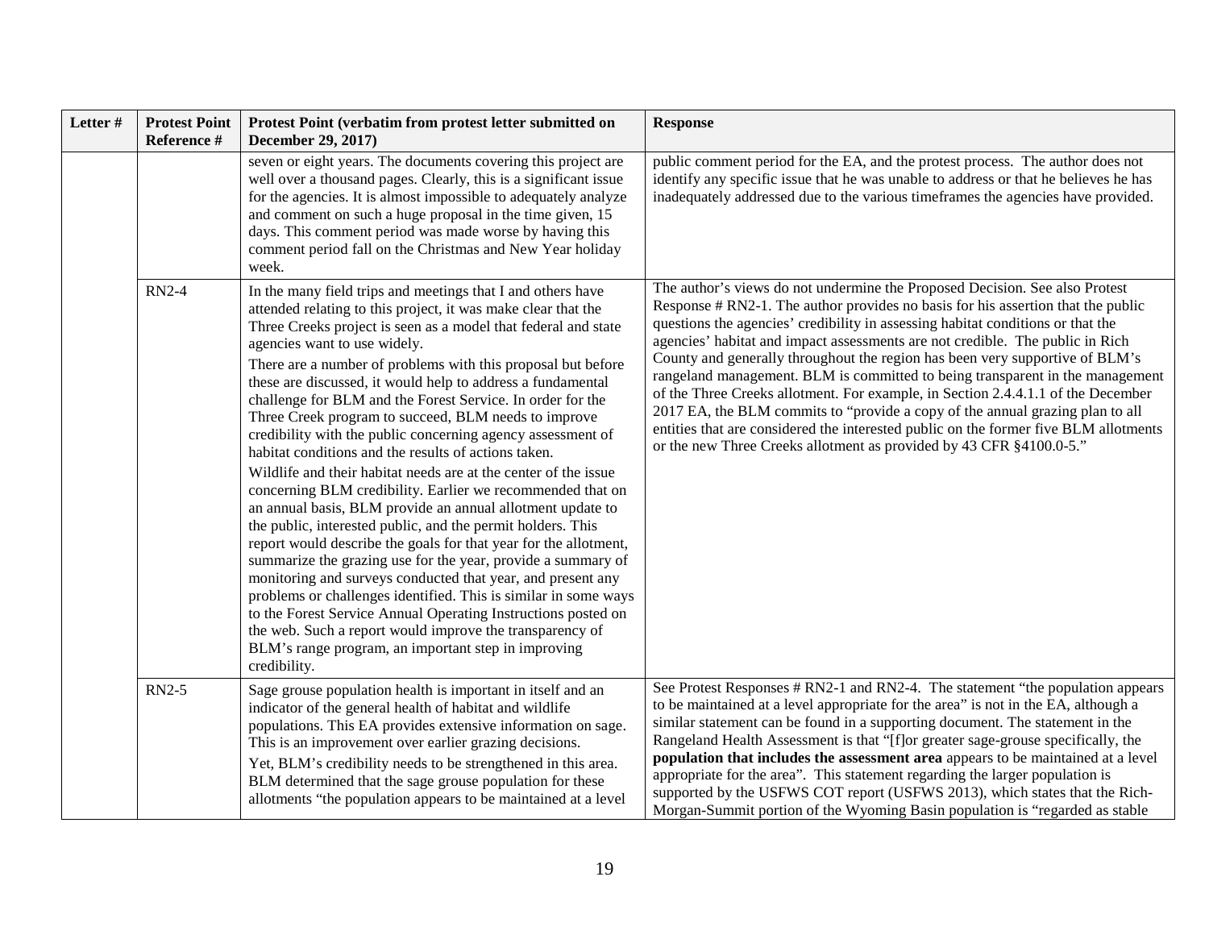| Letter # | Protest Point Reference # | Protest Point (verbatim from protest letter submitted on December 29, 2017) | Response |
|---|---|---|---|
| | | seven or eight years. The documents covering this project are well over a thousand pages. Clearly, this is a significant issue for the agencies. It is almost impossible to adequately analyze and comment on such a huge proposal in the time given, 15 days. This comment period was made worse by having this comment period fall on the Christmas and New Year holiday week. | public comment period for the EA, and the protest process. The author does not identify any specific issue that he was unable to address or that he believes he has inadequately addressed due to the various timeframes the agencies have provided. |
| | RN2-4 | In the many field trips and meetings that I and others have attended relating to this project, it was make clear that the Three Creeks project is seen as a model that federal and state agencies want to use widely.<br>There are a number of problems with this proposal but before these are discussed, it would help to address a fundamental challenge for BLM and the Forest Service. In order for the Three Creek program to succeed, BLM needs to improve credibility with the public concerning agency assessment of habitat conditions and the results of actions taken.<br>Wildlife and their habitat needs are at the center of the issue concerning BLM credibility. Earlier we recommended that on an annual basis, BLM provide an annual allotment update to the public, interested public, and the permit holders. This report would describe the goals for that year for the allotment, summarize the grazing use for the year, provide a summary of monitoring and surveys conducted that year, and present any problems or challenges identified. This is similar in some ways to the Forest Service Annual Operating Instructions posted on the web. Such a report would improve the transparency of BLM's range program, an important step in improving credibility. | The author's views do not undermine the Proposed Decision. See also Protest Response # RN2-1. The author provides no basis for his assertion that the public questions the agencies' credibility in assessing habitat conditions or that the agencies' habitat and impact assessments are not credible. The public in Rich County and generally throughout the region has been very supportive of BLM's rangeland management. BLM is committed to being transparent in the management of the Three Creeks allotment. For example, in Section 2.4.4.1.1 of the December 2017 EA, the BLM commits to "provide a copy of the annual grazing plan to all entities that are considered the interested public on the former five BLM allotments or the new Three Creeks allotment as provided by 43 CFR §4100.0-5." |
| | RN2-5 | Sage grouse population health is important in itself and an indicator of the general health of habitat and wildlife populations. This EA provides extensive information on sage. This is an improvement over earlier grazing decisions.<br>Yet, BLM's credibility needs to be strengthened in this area. BLM determined that the sage grouse population for these allotments "the population appears to be maintained at a level | See Protest Responses # RN2-1 and RN2-4. The statement "the population appears to be maintained at a level appropriate for the area" is not in the EA, although a similar statement can be found in a supporting document. The statement in the Rangeland Health Assessment is that "[f]or greater sage-grouse specifically, the **population that includes the assessment area** appears to be maintained at a level appropriate for the area". This statement regarding the larger population is supported by the USFWS COT report (USFWS 2013), which states that the Rich-Morgan-Summit portion of the Wyoming Basin population is "regarded as stable |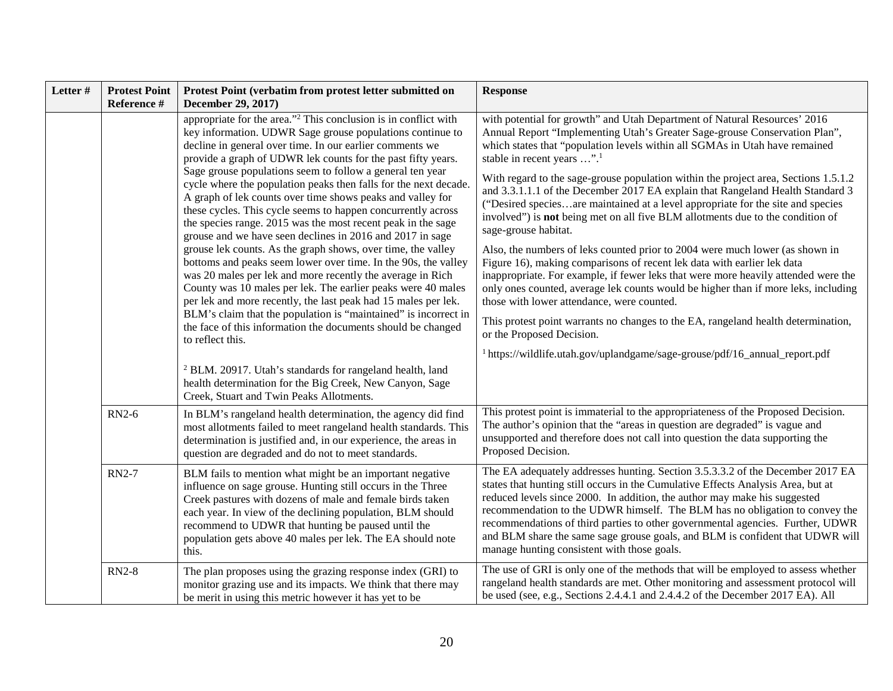| Letter # | Protest Point Reference # | Protest Point (verbatim from protest letter submitted on December 29, 2017) | Response |
|---|---|---|---|
| | | appropriate for the area."[2] This conclusion is in conflict with key information. UDWR Sage grouse populations continue to decline in general over time. In our earlier comments we provide a graph of UDWR lek counts for the past fifty years. Sage grouse populations seem to follow a general ten year cycle where the population peaks then falls for the next decade. A graph of lek counts over time shows peaks and valley for these cycles. This cycle seems to happen concurrently across the species range. 2015 was the most recent peak in the sage grouse and we have seen declines in 2016 and 2017 in sage grouse lek counts. As the graph shows, over time, the valley bottoms and peaks seem lower over time. In the 90s, the valley was 20 males per lek and more recently the average in Rich County was 10 males per lek. The earlier peaks were 40 males per lek and more recently, the last peak had 15 males per lek. BLM's claim that the population is "maintained" is incorrect in the face of this information the documents should be changed to reflect this.<br><br>[2] BLM. 20917. Utah's standards for rangeland health, land health determination for the Big Creek, New Canyon, Sage Creek, Stuart and Twin Peaks Allotments. | with potential for growth" and Utah Department of Natural Resources' 2016 Annual Report "Implementing Utah's Greater Sage-grouse Conservation Plan", which states that "population levels within all SGMAs in Utah have remained stable in recent years …".[1]<br><br>With regard to the sage-grouse population within the project area, Sections 1.5.1.2 and 3.3.1.1.1 of the December 2017 EA explain that Rangeland Health Standard 3 ("Desired species…are maintained at a level appropriate for the site and species involved") is **not** being met on all five BLM allotments due to the condition of sage-grouse habitat.<br><br>Also, the numbers of leks counted prior to 2004 were much lower (as shown in Figure 16), making comparisons of recent lek data with earlier lek data inappropriate. For example, if fewer leks that were more heavily attended were the only ones counted, average lek counts would be higher than if more leks, including those with lower attendance, were counted.<br><br>This protest point warrants no changes to the EA, rangeland health determination, or the Proposed Decision.<br><br>[1] https://wildlife.utah.gov/uplandgame/sage-grouse/pdf/16_annual_report.pdf |
| | RN2-6 | In BLM's rangeland health determination, the agency did find most allotments failed to meet rangeland health standards. This determination is justified and, in our experience, the areas in question are degraded and do not to meet standards. | This protest point is immaterial to the appropriateness of the Proposed Decision. The author's opinion that the "areas in question are degraded" is vague and unsupported and therefore does not call into question the data supporting the Proposed Decision. |
| | RN2-7 | BLM fails to mention what might be an important negative influence on sage grouse. Hunting still occurs in the Three Creek pastures with dozens of male and female birds taken each year. In view of the declining population, BLM should recommend to UDWR that hunting be paused until the population gets above 40 males per lek. The EA should note this. | The EA adequately addresses hunting. Section 3.5.3.3.2 of the December 2017 EA states that hunting still occurs in the Cumulative Effects Analysis Area, but at reduced levels since 2000. In addition, the author may make his suggested recommendation to the UDWR himself. The BLM has no obligation to convey the recommendations of third parties to other governmental agencies. Further, UDWR and BLM share the same sage grouse goals, and BLM is confident that UDWR will manage hunting consistent with those goals. |
| | RN2-8 | The plan proposes using the grazing response index (GRI) to monitor grazing use and its impacts. We think that there may be merit in using this metric however it has yet to be | The use of GRI is only one of the methods that will be employed to assess whether rangeland health standards are met. Other monitoring and assessment protocol will be used (see, e.g., Sections 2.4.4.1 and 2.4.4.2 of the December 2017 EA). All |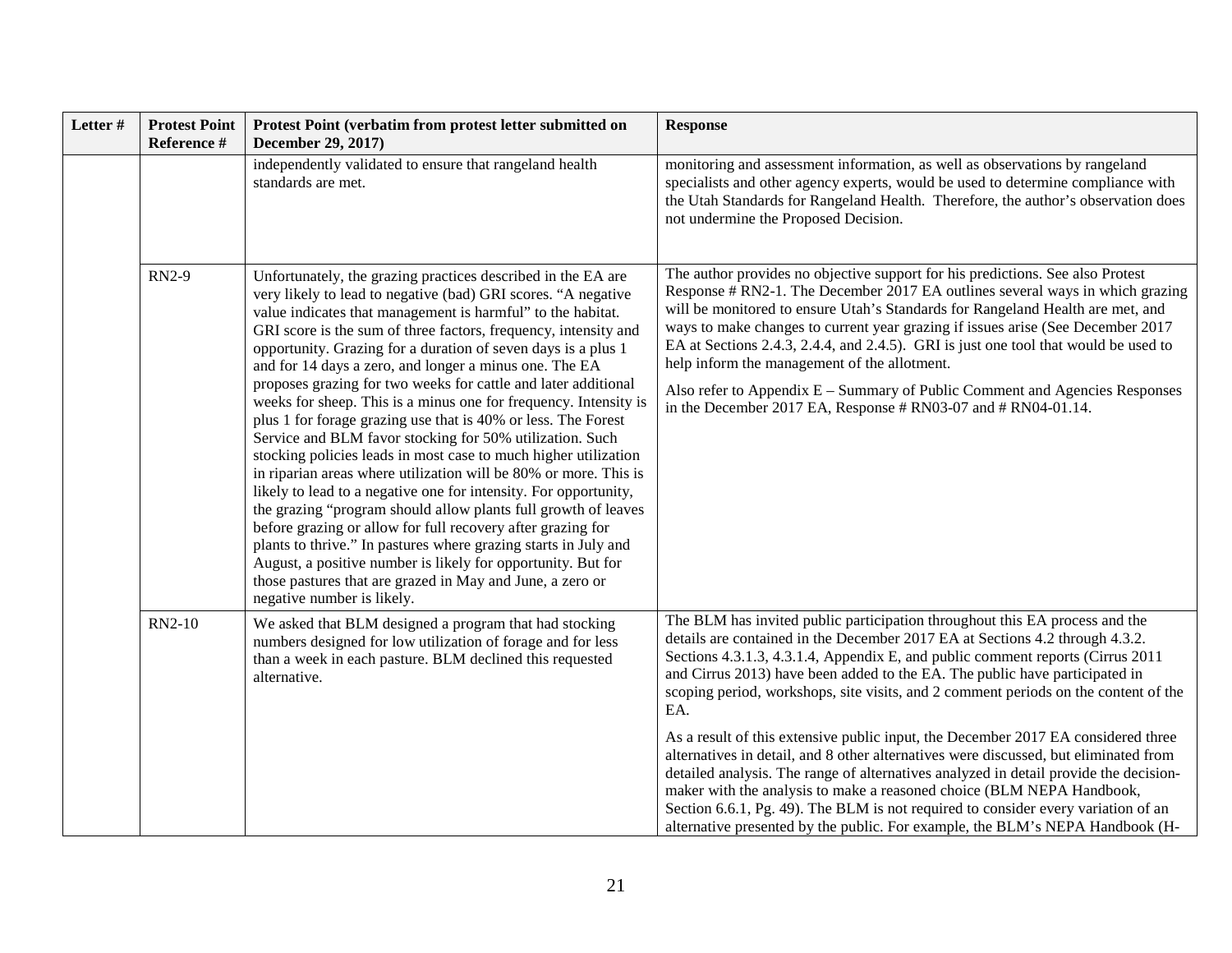| Letter # | Protest Point Reference # | Protest Point (verbatim from protest letter submitted on December 29, 2017) | Response |
|---|---|---|---|
| | | independently validated to ensure that rangeland health standards are met. | monitoring and assessment information, as well as observations by rangeland specialists and other agency experts, would be used to determine compliance with the Utah Standards for Rangeland Health. Therefore, the author's observation does not undermine the Proposed Decision. |
| | RN2-9 | Unfortunately, the grazing practices described in the EA are very likely to lead to negative (bad) GRI scores. "A negative value indicates that management is harmful" to the habitat. GRI score is the sum of three factors, frequency, intensity and opportunity. Grazing for a duration of seven days is a plus 1 and for 14 days a zero, and longer a minus one. The EA proposes grazing for two weeks for cattle and later additional weeks for sheep. This is a minus one for frequency. Intensity is plus 1 for forage grazing use that is 40% or less. The Forest Service and BLM favor stocking for 50% utilization. Such stocking policies leads in most case to much higher utilization in riparian areas where utilization will be 80% or more. This is likely to lead to a negative one for intensity. For opportunity, the grazing "program should allow plants full growth of leaves before grazing or allow for full recovery after grazing for plants to thrive." In pastures where grazing starts in July and August, a positive number is likely for opportunity. But for those pastures that are grazed in May and June, a zero or negative number is likely. | The author provides no objective support for his predictions. See also Protest Response # RN2-1. The December 2017 EA outlines several ways in which grazing will be monitored to ensure Utah's Standards for Rangeland Health are met, and ways to make changes to current year grazing if issues arise (See December 2017 EA at Sections 2.4.3, 2.4.4, and 2.4.5). GRI is just one tool that would be used to help inform the management of the allotment.<br><br>Also refer to Appendix E – Summary of Public Comment and Agencies Responses in the December 2017 EA, Response # RN03-07 and # RN04-01.14. |
| | RN2-10 | We asked that BLM designed a program that had stocking numbers designed for low utilization of forage and for less than a week in each pasture. BLM declined this requested alternative. | The BLM has invited public participation throughout this EA process and the details are contained in the December 2017 EA at Sections 4.2 through 4.3.2. Sections 4.3.1.3, 4.3.1.4, Appendix E, and public comment reports (Cirrus 2011 and Cirrus 2013) have been added to the EA. The public have participated in scoping period, workshops, site visits, and 2 comment periods on the content of the EA.<br><br>As a result of this extensive public input, the December 2017 EA considered three alternatives in detail, and 8 other alternatives were discussed, but eliminated from detailed analysis. The range of alternatives analyzed in detail provide the decision-maker with the analysis to make a reasoned choice (BLM NEPA Handbook, Section 6.6.1, Pg. 49). The BLM is not required to consider every variation of an alternative presented by the public. For example, the BLM's NEPA Handbook (H- |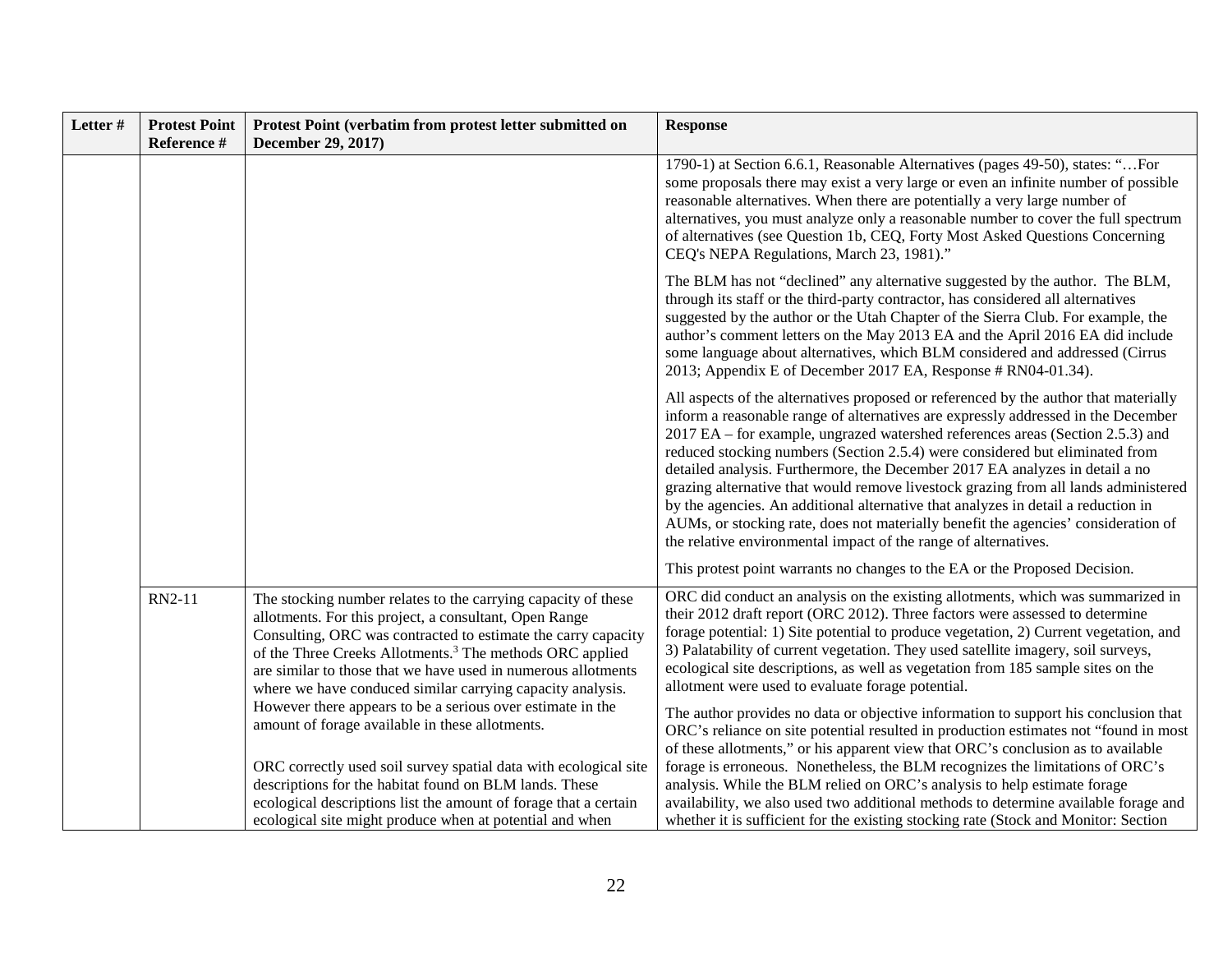| Letter # | Protest Point Reference # | Protest Point (verbatim from protest letter submitted on December 29, 2017) | Response |
|---|---|---|---|
| | | | 1790-1) at Section 6.6.1, Reasonable Alternatives (pages 49-50), states: "…For some proposals there may exist a very large or even an infinite number of possible reasonable alternatives. When there are potentially a very large number of alternatives, you must analyze only a reasonable number to cover the full spectrum of alternatives (see Question 1b, CEQ, Forty Most Asked Questions Concerning CEQ's NEPA Regulations, March 23, 1981)."<br><br>The BLM has not "declined" any alternative suggested by the author. The BLM, through its staff or the third-party contractor, has considered all alternatives suggested by the author or the Utah Chapter of the Sierra Club. For example, the author's comment letters on the May 2013 EA and the April 2016 EA did include some language about alternatives, which BLM considered and addressed (Cirrus 2013; Appendix E of December 2017 EA, Response # RN04-01.34).<br><br>All aspects of the alternatives proposed or referenced by the author that materially inform a reasonable range of alternatives are expressly addressed in the December 2017 EA – for example, ungrazed watershed references areas (Section 2.5.3) and reduced stocking numbers (Section 2.5.4) were considered but eliminated from detailed analysis. Furthermore, the December 2017 EA analyzes in detail a no grazing alternative that would remove livestock grazing from all lands administered by the agencies. An additional alternative that analyzes in detail a reduction in AUMs, or stocking rate, does not materially benefit the agencies' consideration of the relative environmental impact of the range of alternatives.<br><br>This protest point warrants no changes to the EA or the Proposed Decision. |
| | RN2-11 | The stocking number relates to the carrying capacity of these allotments. For this project, a consultant, Open Range Consulting, ORC was contracted to estimate the carry capacity of the Three Creeks Allotments.[3] The methods ORC applied are similar to those that we have used in numerous allotments where we have conduced similar carrying capacity analysis. However there appears to be a serious over estimate in the amount of forage available in these allotments.<br><br>ORC correctly used soil survey spatial data with ecological site descriptions for the habitat found on BLM lands. These ecological descriptions list the amount of forage that a certain ecological site might produce when at potential and when | ORC did conduct an analysis on the existing allotments, which was summarized in their 2012 draft report (ORC 2012). Three factors were assessed to determine forage potential: 1) Site potential to produce vegetation, 2) Current vegetation, and 3) Palatability of current vegetation. They used satellite imagery, soil surveys, ecological site descriptions, as well as vegetation from 185 sample sites on the allotment were used to evaluate forage potential.<br><br>The author provides no data or objective information to support his conclusion that ORC's reliance on site potential resulted in production estimates not "found in most of these allotments," or his apparent view that ORC's conclusion as to available forage is erroneous. Nonetheless, the BLM recognizes the limitations of ORC's analysis. While the BLM relied on ORC's analysis to help estimate forage availability, we also used two additional methods to determine available forage and whether it is sufficient for the existing stocking rate (Stock and Monitor: Section |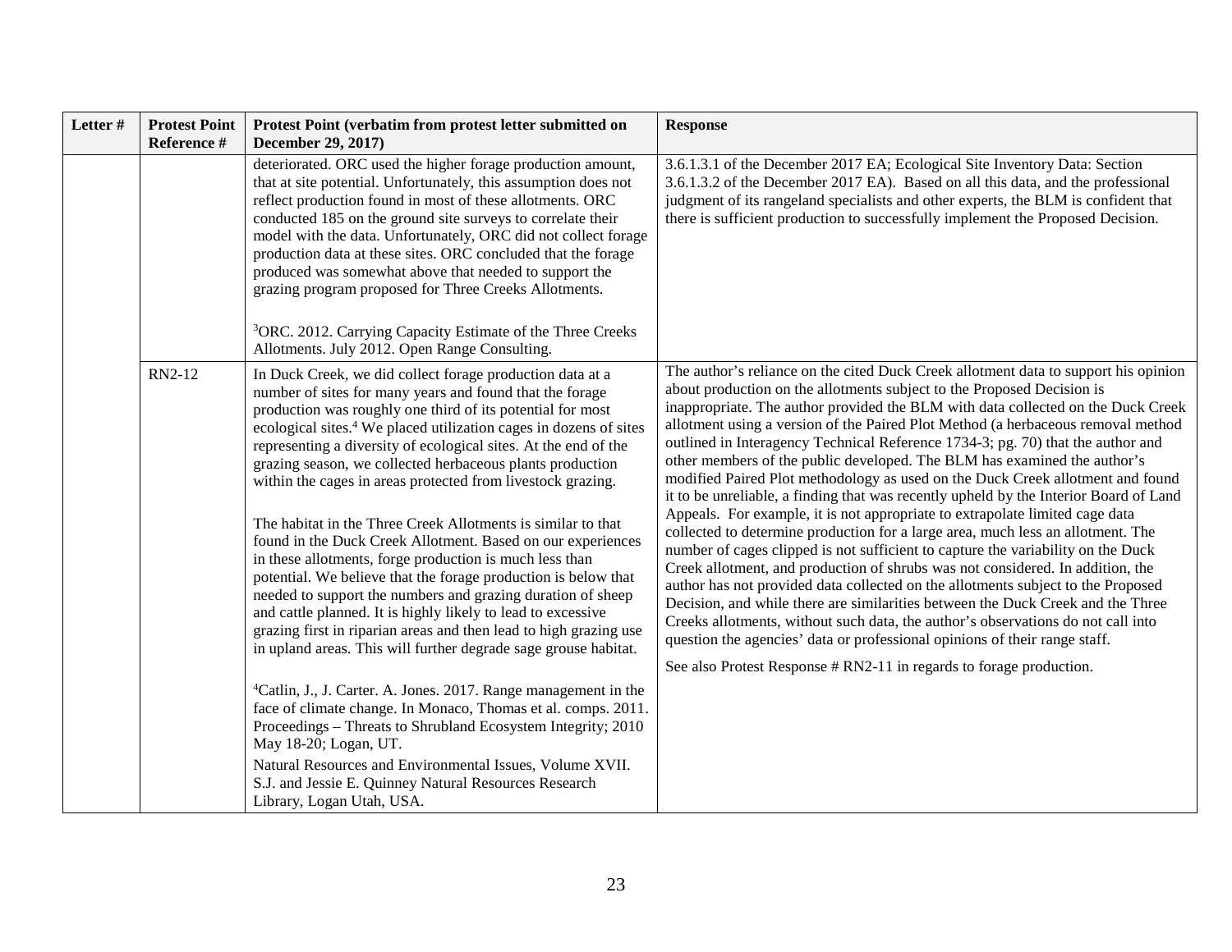| Letter # | Protest Point Reference # | Protest Point (verbatim from protest letter submitted on December 29, 2017) | Response |
|---|---|---|---|
| | | deteriorated. ORC used the higher forage production amount, that at site potential. Unfortunately, this assumption does not reflect production found in most of these allotments. ORC conducted 185 on the ground site surveys to correlate their model with the data. Unfortunately, ORC did not collect forage production data at these sites. ORC concluded that the forage produced was somewhat above that needed to support the grazing program proposed for Three Creeks Allotments.<br><br>[3]ORC. 2012. Carrying Capacity Estimate of the Three Creeks Allotments. July 2012. Open Range Consulting. | 3.6.1.3.1 of the December 2017 EA; Ecological Site Inventory Data: Section 3.6.1.3.2 of the December 2017 EA). Based on all this data, and the professional judgment of its rangeland specialists and other experts, the BLM is confident that there is sufficient production to successfully implement the Proposed Decision. |
| | RN2-12 | In Duck Creek, we did collect forage production data at a number of sites for many years and found that the forage production was roughly one third of its potential for most ecological sites.[4] We placed utilization cages in dozens of sites representing a diversity of ecological sites. At the end of the grazing season, we collected herbaceous plants production within the cages in areas protected from livestock grazing.<br><br>The habitat in the Three Creek Allotments is similar to that found in the Duck Creek Allotment. Based on our experiences in these allotments, forge production is much less than potential. We believe that the forage production is below that needed to support the numbers and grazing duration of sheep and cattle planned. It is highly likely to lead to excessive grazing first in riparian areas and then lead to high grazing use in upland areas. This will further degrade sage grouse habitat.<br><br>[4]Catlin, J., J. Carter. A. Jones. 2017. Range management in the face of climate change. In Monaco, Thomas et al. comps. 2011. Proceedings – Threats to Shrubland Ecosystem Integrity; 2010 May 18-20; Logan, UT.<br>Natural Resources and Environmental Issues, Volume XVII. S.J. and Jessie E. Quinney Natural Resources Research Library, Logan Utah, USA. | The author's reliance on the cited Duck Creek allotment data to support his opinion about production on the allotments subject to the Proposed Decision is inappropriate. The author provided the BLM with data collected on the Duck Creek allotment using a version of the Paired Plot Method (a herbaceous removal method outlined in Interagency Technical Reference 1734-3; pg. 70) that the author and other members of the public developed. The BLM has examined the author's modified Paired Plot methodology as used on the Duck Creek allotment and found it to be unreliable, a finding that was recently upheld by the Interior Board of Land Appeals. For example, it is not appropriate to extrapolate limited cage data collected to determine production for a large area, much less an allotment. The number of cages clipped is not sufficient to capture the variability on the Duck Creek allotment, and production of shrubs was not considered. In addition, the author has not provided data collected on the allotments subject to the Proposed Decision, and while there are similarities between the Duck Creek and the Three Creeks allotments, without such data, the author's observations do not call into question the agencies' data or professional opinions of their range staff.<br><br>See also Protest Response # RN2-11 in regards to forage production. |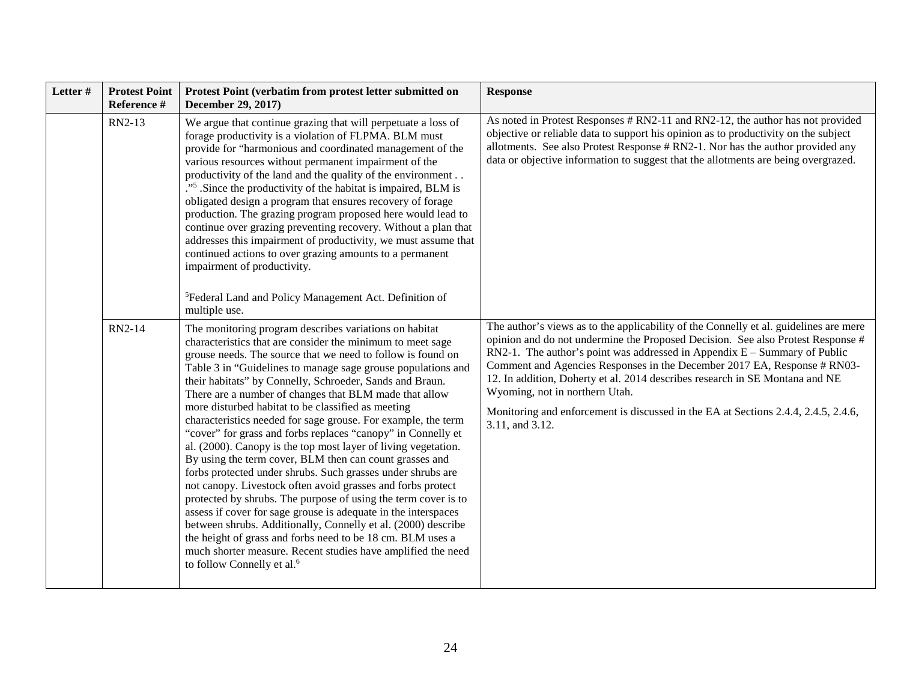| Letter # | Protest Point Reference # | Protest Point (verbatim from protest letter submitted on December 29, 2017) | Response |
|---|---|---|---|
| | RN2-13 | We argue that continue grazing that will perpetuate a loss of forage productivity is a violation of FLPMA. BLM must provide for "harmonious and coordinated management of the various resources without permanent impairment of the productivity of the land and the quality of the environment . . ."[5] .Since the productivity of the habitat is impaired, BLM is obligated design a program that ensures recovery of forage production. The grazing program proposed here would lead to continue over grazing preventing recovery. Without a plan that addresses this impairment of productivity, we must assume that continued actions to over grazing amounts to a permanent impairment of productivity.<br><br>[5]Federal Land and Policy Management Act. Definition of multiple use. | As noted in Protest Responses # RN2-11 and RN2-12, the author has not provided objective or reliable data to support his opinion as to productivity on the subject allotments. See also Protest Response # RN2-1. Nor has the author provided any data or objective information to suggest that the allotments are being overgrazed. |
| | RN2-14 | The monitoring program describes variations on habitat characteristics that are consider the minimum to meet sage grouse needs. The source that we need to follow is found on Table 3 in "Guidelines to manage sage grouse populations and their habitats" by Connelly, Schroeder, Sands and Braun. There are a number of changes that BLM made that allow more disturbed habitat to be classified as meeting characteristics needed for sage grouse. For example, the term "cover" for grass and forbs replaces "canopy" in Connelly et al. (2000). Canopy is the top most layer of living vegetation. By using the term cover, BLM then can count grasses and forbs protected under shrubs. Such grasses under shrubs are not canopy. Livestock often avoid grasses and forbs protect protected by shrubs. The purpose of using the term cover is to assess if cover for sage grouse is adequate in the interspaces between shrubs. Additionally, Connelly et al. (2000) describe the height of grass and forbs need to be 18 cm. BLM uses a much shorter measure. Recent studies have amplified the need to follow Connelly et al.[6] | The author's views as to the applicability of the Connelly et al. guidelines are mere opinion and do not undermine the Proposed Decision. See also Protest Response # RN2-1. The author's point was addressed in Appendix E – Summary of Public Comment and Agencies Responses in the December 2017 EA, Response # RN03-12. In addition, Doherty et al. 2014 describes research in SE Montana and NE Wyoming, not in northern Utah.<br><br>Monitoring and enforcement is discussed in the EA at Sections 2.4.4, 2.4.5, 2.4.6, 3.11, and 3.12. |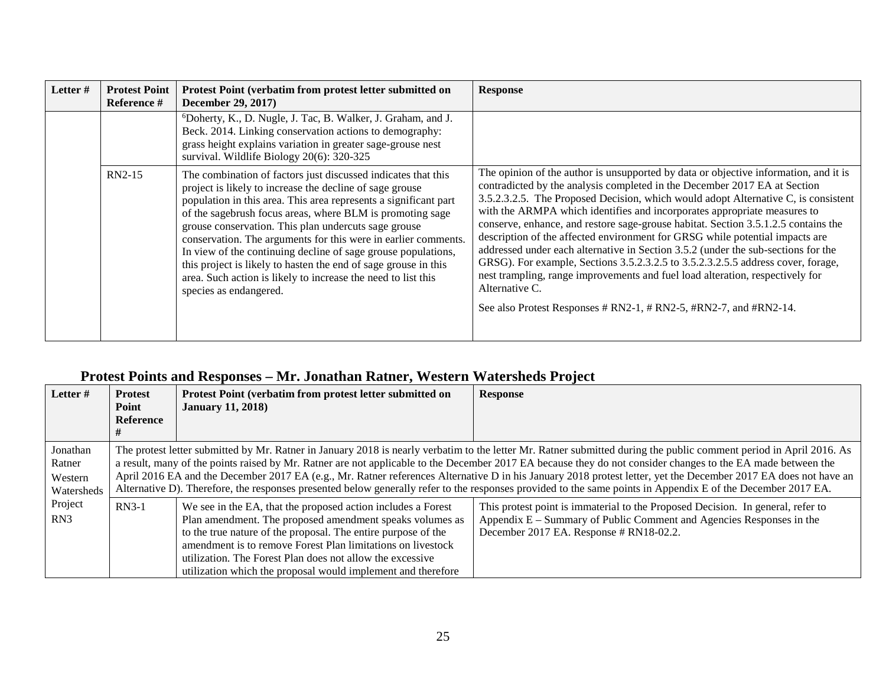| Letter # | Protest Point Reference # | Protest Point (verbatim from protest letter submitted on December 29, 2017) | Response |
|---|---|---|---|
| | | [6]Doherty, K., D. Nugle, J. Tac, B. Walker, J. Graham, and J. Beck. 2014. Linking conservation actions to demography: grass height explains variation in greater sage-grouse nest survival. Wildlife Biology 20(6): 320-325 | |
| | RN2-15 | The combination of factors just discussed indicates that this project is likely to increase the decline of sage grouse population in this area. This area represents a significant part of the sagebrush focus areas, where BLM is promoting sage grouse conservation. This plan undercuts sage grouse conservation. The arguments for this were in earlier comments. In view of the continuing decline of sage grouse populations, this project is likely to hasten the end of sage grouse in this area. Such action is likely to increase the need to list this species as endangered. | The opinion of the author is unsupported by data or objective information, and it is contradicted by the analysis completed in the December 2017 EA at Section 3.5.2.3.2.5. The Proposed Decision, which would adopt Alternative C, is consistent with the ARMPA which identifies and incorporates appropriate measures to conserve, enhance, and restore sage-grouse habitat. Section 3.5.1.2.5 contains the description of the affected environment for GRSG while potential impacts are addressed under each alternative in Section 3.5.2 (under the sub-sections for the GRSG). For example, Sections 3.5.2.3.2.5 to 3.5.2.3.2.5.5 address cover, forage, nest trampling, range improvements and fuel load alteration, respectively for Alternative C.<br><br>See also Protest Responses # RN2-1, # RN2-5, #RN2-7, and #RN2-14. |

## Protest Points and Responses – Mr. Jonathan Ratner, Western Watersheds Project

| Letter # | Protest Point Reference # | Protest Point (verbatim from protest letter submitted on January 11, 2018) | Response |
|---|---|---|---|
| Jonathan Ratner Western Watersheds Project RN3 | The protest letter submitted by Mr. Ratner in January 2018 is nearly verbatim to the letter Mr. Ratner submitted during the public comment period in April 2016. As a result, many of the points raised by Mr. Ratner are not applicable to the December 2017 EA because they do not consider changes to the EA made between the April 2016 EA and the December 2017 EA (e.g., Mr. Ratner references Alternative D in his January 2018 protest letter, yet the December 2017 EA does not have an Alternative D). Therefore, the responses presented below generally refer to the responses provided to the same points in Appendix E of the December 2017 EA. | | |
| | RN3-1 | We see in the EA, that the proposed action includes a Forest Plan amendment. The proposed amendment speaks volumes as to the true nature of the proposal. The entire purpose of the amendment is to remove Forest Plan limitations on livestock utilization. The Forest Plan does not allow the excessive utilization which the proposal would implement and therefore | This protest point is immaterial to the Proposed Decision. In general, refer to Appendix E – Summary of Public Comment and Agencies Responses in the December 2017 EA. Response # RN18-02.2. |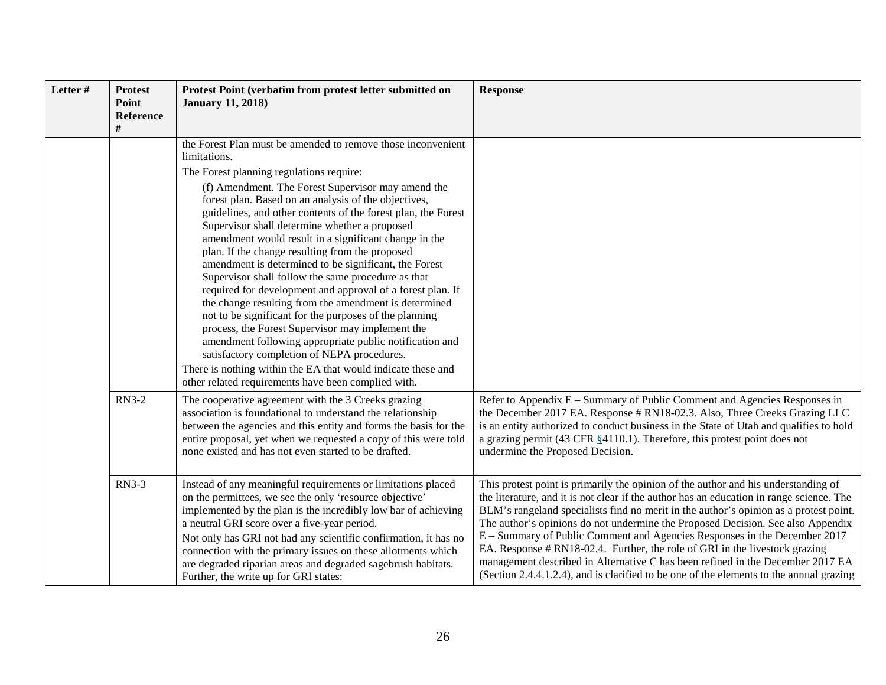| Letter # | Protest Point Reference # | Protest Point (verbatim from protest letter submitted on January 11, 2018) | Response |
|---|---|---|---|
| | | the Forest Plan must be amended to remove those inconvenient limitations.<br>The Forest planning regulations require:<br>(f) Amendment. The Forest Supervisor may amend the forest plan. Based on an analysis of the objectives, guidelines, and other contents of the forest plan, the Forest Supervisor shall determine whether a proposed amendment would result in a significant change in the plan. If the change resulting from the proposed amendment is determined to be significant, the Forest Supervisor shall follow the same procedure as that required for development and approval of a forest plan. If the change resulting from the amendment is determined not to be significant for the purposes of the planning process, the Forest Supervisor may implement the amendment following appropriate public notification and satisfactory completion of NEPA procedures.<br>There is nothing within the EA that would indicate these and other related requirements have been complied with. | |
| | RN3-2 | The cooperative agreement with the 3 Creeks grazing association is foundational to understand the relationship between the agencies and this entity and forms the basis for the entire proposal, yet when we requested a copy of this were told none existed and has not even started to be drafted. | Refer to Appendix E – Summary of Public Comment and Agencies Responses in the December 2017 EA. Response # RN18-02.3. Also, Three Creeks Grazing LLC is an entity authorized to conduct business in the State of Utah and qualifies to hold a grazing permit (43 CFR §4110.1). Therefore, this protest point does not undermine the Proposed Decision. |
| | RN3-3 | Instead of any meaningful requirements or limitations placed on the permittees, we see the only 'resource objective' implemented by the plan is the incredibly low bar of achieving a neutral GRI score over a five-year period.<br>Not only has GRI not had any scientific confirmation, it has no connection with the primary issues on these allotments which are degraded riparian areas and degraded sagebrush habitats. Further, the write up for GRI states: | This protest point is primarily the opinion of the author and his understanding of the literature, and it is not clear if the author has an education in range science. The BLM's rangeland specialists find no merit in the author's opinion as a protest point. The author's opinions do not undermine the Proposed Decision. See also Appendix E – Summary of Public Comment and Agencies Responses in the December 2017 EA. Response # RN18-02.4. Further, the role of GRI in the livestock grazing management described in Alternative C has been refined in the December 2017 EA (Section 2.4.4.1.2.4), and is clarified to be one of the elements to the annual grazing |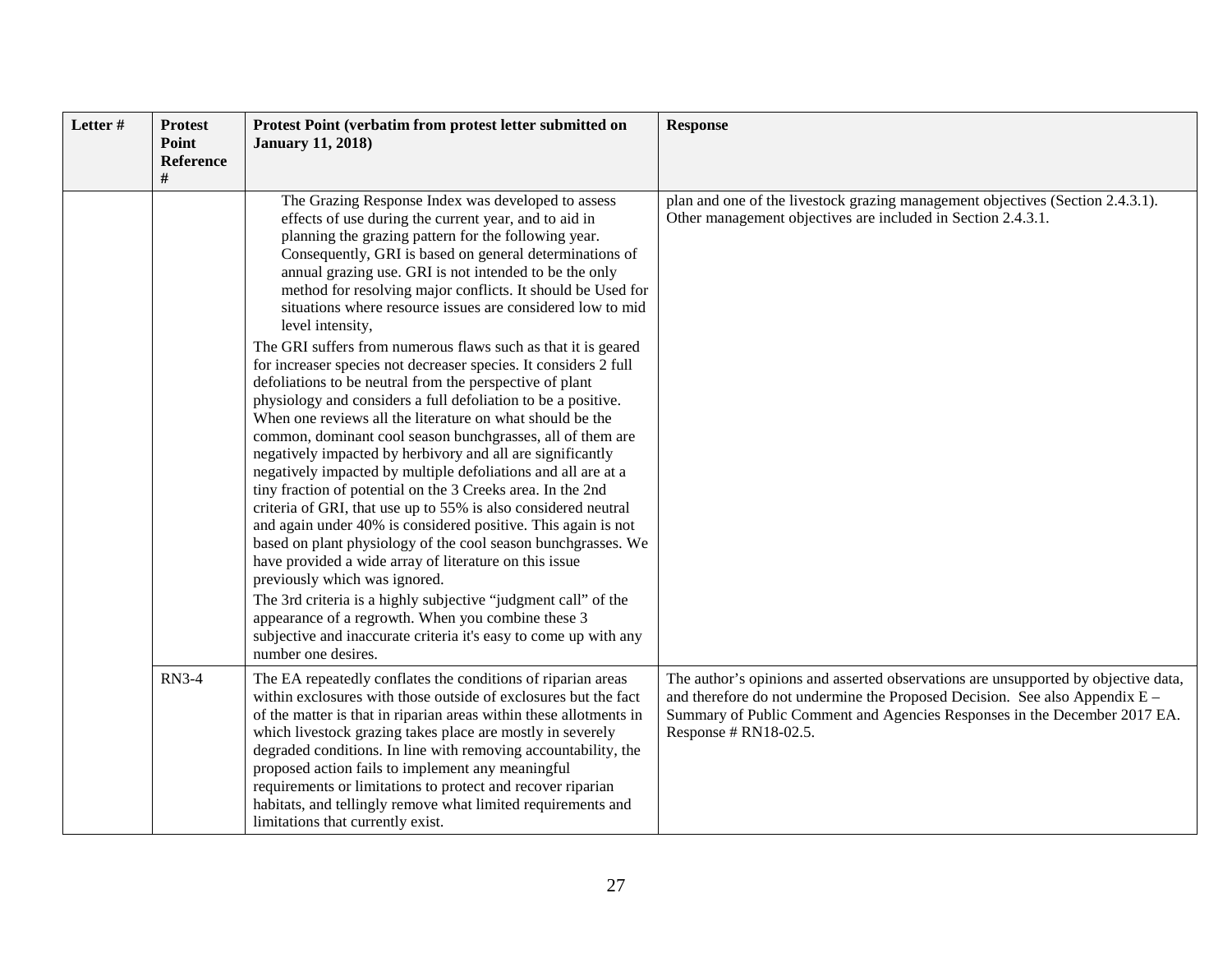| Letter # | Protest Point Reference # | Protest Point (verbatim from protest letter submitted on January 11, 2018) | Response |
|---|---|---|---|
| | | The Grazing Response Index was developed to assess effects of use during the current year, and to aid in planning the grazing pattern for the following year. Consequently, GRI is based on general determinations of annual grazing use. GRI is not intended to be the only method for resolving major conflicts. It should be Used for situations where resource issues are considered low to mid level intensity,<br><br>The GRI suffers from numerous flaws such as that it is geared for increaser species not decreaser species. It considers 2 full defoliations to be neutral from the perspective of plant physiology and considers a full defoliation to be a positive. When one reviews all the literature on what should be the common, dominant cool season bunchgrasses, all of them are negatively impacted by herbivory and all are significantly negatively impacted by multiple defoliations and all are at a tiny fraction of potential on the 3 Creeks area. In the 2nd criteria of GRI, that use up to 55% is also considered neutral and again under 40% is considered positive. This again is not based on plant physiology of the cool season bunchgrasses. We have provided a wide array of literature on this issue previously which was ignored.<br><br>The 3rd criteria is a highly subjective "judgment call" of the appearance of a regrowth. When you combine these 3 subjective and inaccurate criteria it's easy to come up with any number one desires. | plan and one of the livestock grazing management objectives (Section 2.4.3.1). Other management objectives are included in Section 2.4.3.1. |
| | RN3-4 | The EA repeatedly conflates the conditions of riparian areas within exclosures with those outside of exclosures but the fact of the matter is that in riparian areas within these allotments in which livestock grazing takes place are mostly in severely degraded conditions. In line with removing accountability, the proposed action fails to implement any meaningful requirements or limitations to protect and recover riparian habitats, and tellingly remove what limited requirements and limitations that currently exist. | The author's opinions and asserted observations are unsupported by objective data, and therefore do not undermine the Proposed Decision. See also Appendix E – Summary of Public Comment and Agencies Responses in the December 2017 EA. Response # RN18-02.5. |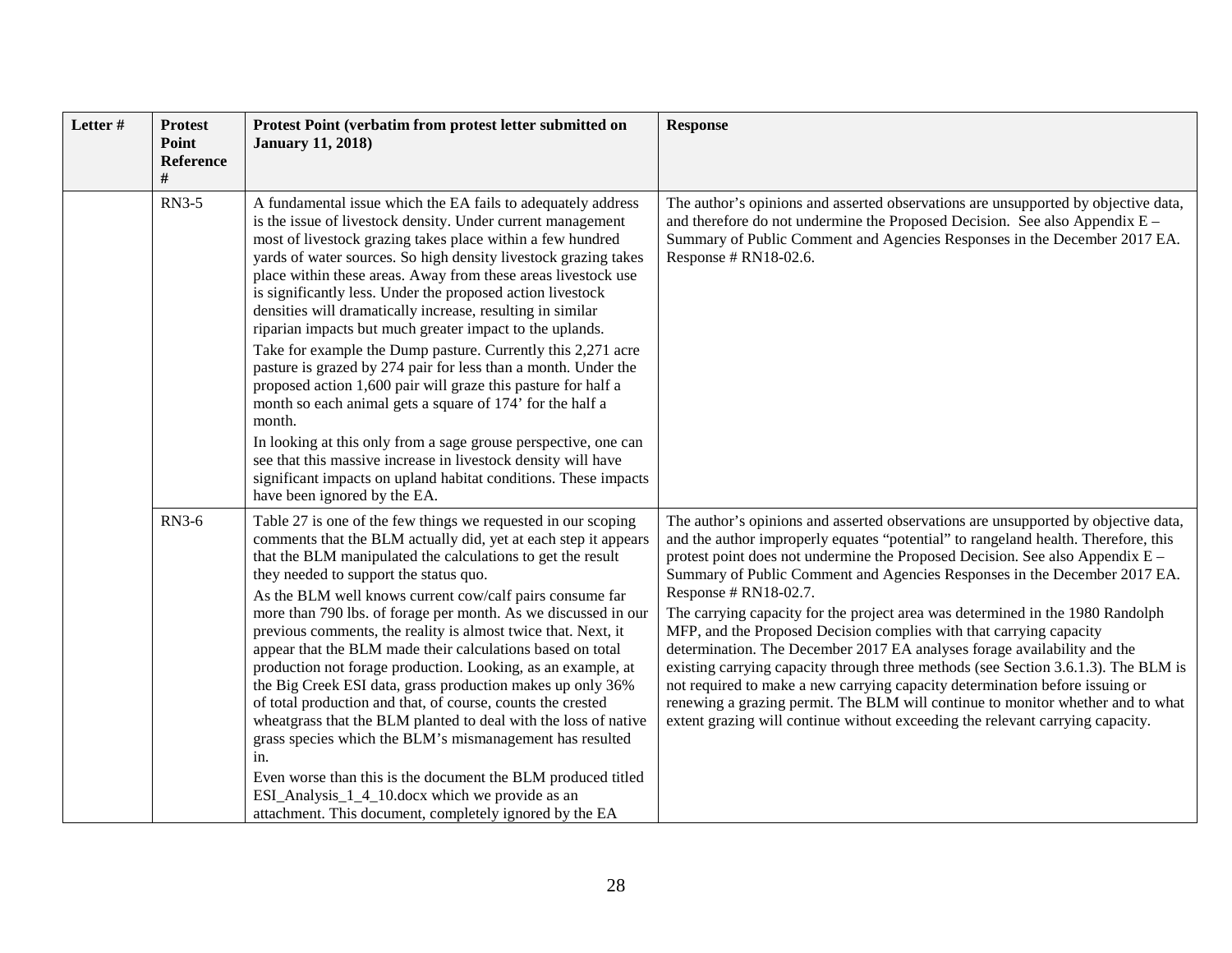| Letter # | Protest Point Reference # | Protest Point (verbatim from protest letter submitted on January 11, 2018) | Response |
|---|---|---|---|
| | RN3-5 | A fundamental issue which the EA fails to adequately address is the issue of livestock density. Under current management most of livestock grazing takes place within a few hundred yards of water sources. So high density livestock grazing takes place within these areas. Away from these areas livestock use is significantly less. Under the proposed action livestock densities will dramatically increase, resulting in similar riparian impacts but much greater impact to the uplands.<br><br>Take for example the Dump pasture. Currently this 2,271 acre pasture is grazed by 274 pair for less than a month. Under the proposed action 1,600 pair will graze this pasture for half a month so each animal gets a square of 174' for the half a month.<br><br>In looking at this only from a sage grouse perspective, one can see that this massive increase in livestock density will have significant impacts on upland habitat conditions. These impacts have been ignored by the EA. | The author's opinions and asserted observations are unsupported by objective data, and therefore do not undermine the Proposed Decision. See also Appendix E – Summary of Public Comment and Agencies Responses in the December 2017 EA. Response # RN18-02.6. |
| | RN3-6 | Table 27 is one of the few things we requested in our scoping comments that the BLM actually did, yet at each step it appears that the BLM manipulated the calculations to get the result they needed to support the status quo.<br><br>As the BLM well knows current cow/calf pairs consume far more than 790 lbs. of forage per month. As we discussed in our previous comments, the reality is almost twice that. Next, it appear that the BLM made their calculations based on total production not forage production. Looking, as an example, at the Big Creek ESI data, grass production makes up only 36% of total production and that, of course, counts the crested wheatgrass that the BLM planted to deal with the loss of native grass species which the BLM's mismanagement has resulted in.<br><br>Even worse than this is the document the BLM produced titled ESI_Analysis_1_4_10.docx which we provide as an attachment. This document, completely ignored by the EA | The author's opinions and asserted observations are unsupported by objective data, and the author improperly equates "potential" to rangeland health. Therefore, this protest point does not undermine the Proposed Decision. See also Appendix E – Summary of Public Comment and Agencies Responses in the December 2017 EA. Response # RN18-02.7.<br><br>The carrying capacity for the project area was determined in the 1980 Randolph MFP, and the Proposed Decision complies with that carrying capacity determination. The December 2017 EA analyses forage availability and the existing carrying capacity through three methods (see Section 3.6.1.3). The BLM is not required to make a new carrying capacity determination before issuing or renewing a grazing permit. The BLM will continue to monitor whether and to what extent grazing will continue without exceeding the relevant carrying capacity. |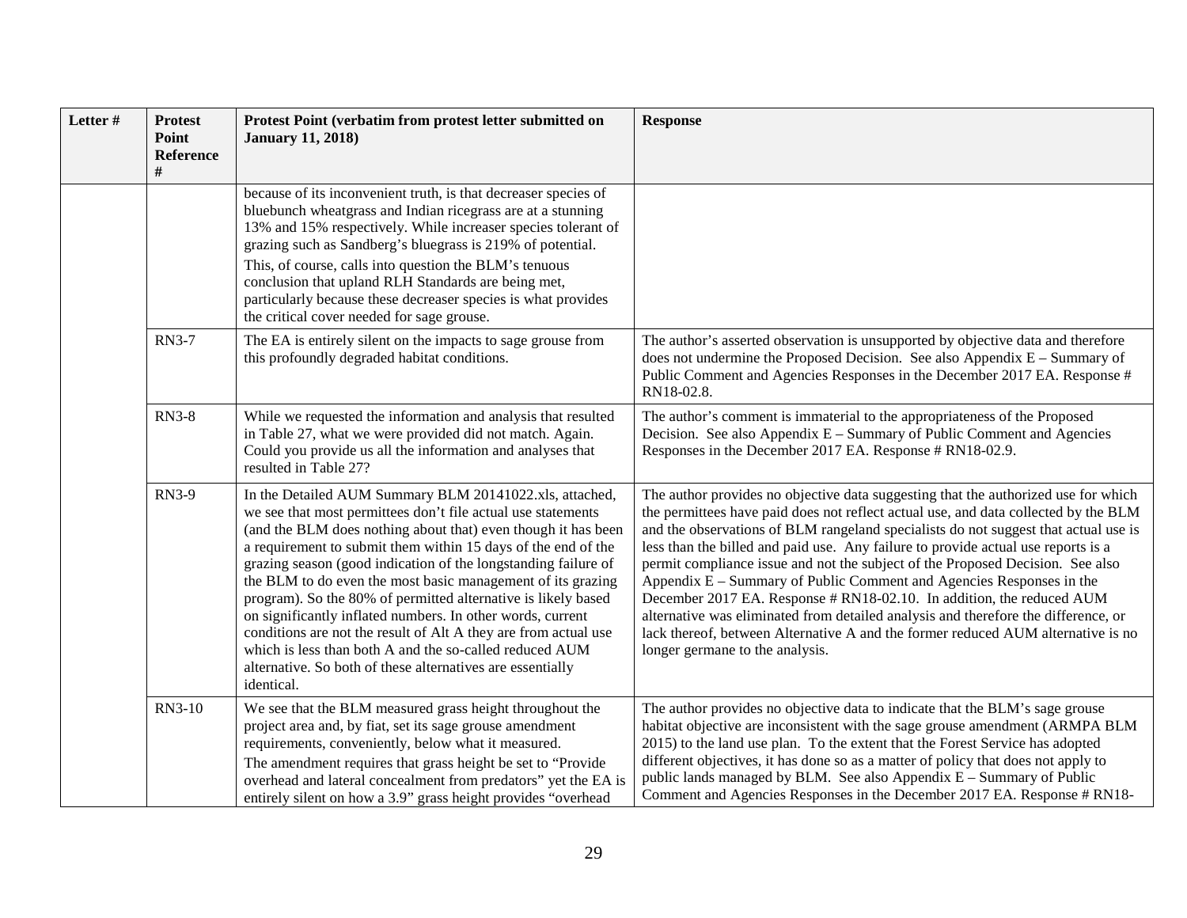| Letter # | Protest Point Reference # | Protest Point (verbatim from protest letter submitted on January 11, 2018) | Response |
|---|---|---|---|
| | | because of its inconvenient truth, is that decreaser species of bluebunch wheatgrass and Indian ricegrass are at a stunning 13% and 15% respectively. While increaser species tolerant of grazing such as Sandberg's bluegrass is 219% of potential.<br>This, of course, calls into question the BLM's tenuous conclusion that upland RLH Standards are being met, particularly because these decreaser species is what provides the critical cover needed for sage grouse. | |
| | RN3-7 | The EA is entirely silent on the impacts to sage grouse from this profoundly degraded habitat conditions. | The author's asserted observation is unsupported by objective data and therefore does not undermine the Proposed Decision. See also Appendix E – Summary of Public Comment and Agencies Responses in the December 2017 EA. Response # RN18-02.8. |
| | RN3-8 | While we requested the information and analysis that resulted in Table 27, what we were provided did not match. Again. Could you provide us all the information and analyses that resulted in Table 27? | The author's comment is immaterial to the appropriateness of the Proposed Decision. See also Appendix E – Summary of Public Comment and Agencies Responses in the December 2017 EA. Response # RN18-02.9. |
| | RN3-9 | In the Detailed AUM Summary BLM 20141022.xls, attached, we see that most permittees don't file actual use statements (and the BLM does nothing about that) even though it has been a requirement to submit them within 15 days of the end of the grazing season (good indication of the longstanding failure of the BLM to do even the most basic management of its grazing program). So the 80% of permitted alternative is likely based on significantly inflated numbers. In other words, current conditions are not the result of Alt A they are from actual use which is less than both A and the so-called reduced AUM alternative. So both of these alternatives are essentially identical. | The author provides no objective data suggesting that the authorized use for which the permittees have paid does not reflect actual use, and data collected by the BLM and the observations of BLM rangeland specialists do not suggest that actual use is less than the billed and paid use. Any failure to provide actual use reports is a permit compliance issue and not the subject of the Proposed Decision. See also Appendix E – Summary of Public Comment and Agencies Responses in the December 2017 EA. Response # RN18-02.10. In addition, the reduced AUM alternative was eliminated from detailed analysis and therefore the difference, or lack thereof, between Alternative A and the former reduced AUM alternative is no longer germane to the analysis. |
| | RN3-10 | We see that the BLM measured grass height throughout the project area and, by fiat, set its sage grouse amendment requirements, conveniently, below what it measured.<br>The amendment requires that grass height be set to "Provide overhead and lateral concealment from predators" yet the EA is entirely silent on how a 3.9" grass height provides "overhead | The author provides no objective data to indicate that the BLM's sage grouse habitat objective are inconsistent with the sage grouse amendment (ARMPA BLM 2015) to the land use plan. To the extent that the Forest Service has adopted different objectives, it has done so as a matter of policy that does not apply to public lands managed by BLM. See also Appendix E – Summary of Public Comment and Agencies Responses in the December 2017 EA. Response # RN18- |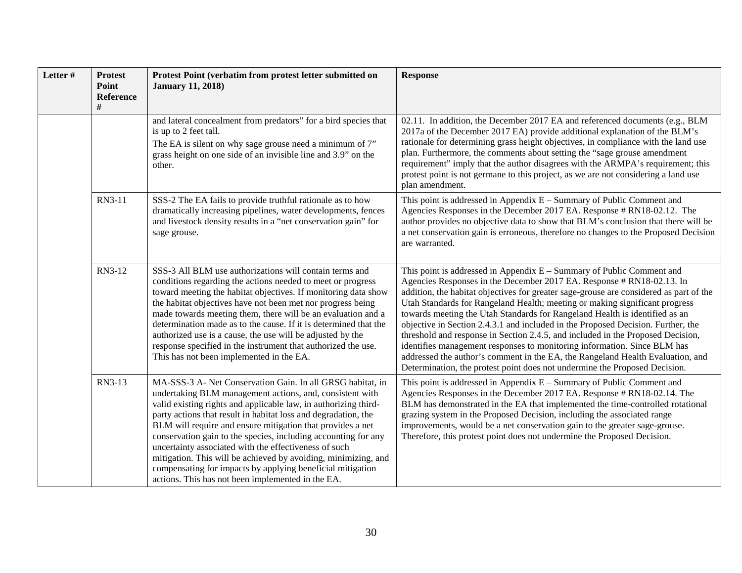| Letter # | Protest Point Reference # | Protest Point (verbatim from protest letter submitted on January 11, 2018) | Response |
|---|---|---|---|
| | | and lateral concealment from predators" for a bird species that is up to 2 feet tall.<br>The EA is silent on why sage grouse need a minimum of 7" grass height on one side of an invisible line and 3.9" on the other. | 02.11. In addition, the December 2017 EA and referenced documents (e.g., BLM 2017a of the December 2017 EA) provide additional explanation of the BLM's rationale for determining grass height objectives, in compliance with the land use plan. Furthermore, the comments about setting the "sage grouse amendment requirement" imply that the author disagrees with the ARMPA's requirement; this protest point is not germane to this project, as we are not considering a land use plan amendment. |
| | RN3-11 | SSS-2 The EA fails to provide truthful rationale as to how dramatically increasing pipelines, water developments, fences and livestock density results in a "net conservation gain" for sage grouse. | This point is addressed in Appendix E – Summary of Public Comment and Agencies Responses in the December 2017 EA. Response # RN18-02.12. The author provides no objective data to show that BLM's conclusion that there will be a net conservation gain is erroneous, therefore no changes to the Proposed Decision are warranted. |
| | RN3-12 | SSS-3 All BLM use authorizations will contain terms and conditions regarding the actions needed to meet or progress toward meeting the habitat objectives. If monitoring data show the habitat objectives have not been met nor progress being made towards meeting them, there will be an evaluation and a determination made as to the cause. If it is determined that the authorized use is a cause, the use will be adjusted by the response specified in the instrument that authorized the use. This has not been implemented in the EA. | This point is addressed in Appendix E – Summary of Public Comment and Agencies Responses in the December 2017 EA. Response # RN18-02.13. In addition, the habitat objectives for greater sage-grouse are considered as part of the Utah Standards for Rangeland Health; meeting or making significant progress towards meeting the Utah Standards for Rangeland Health is identified as an objective in Section 2.4.3.1 and included in the Proposed Decision. Further, the threshold and response in Section 2.4.5, and included in the Proposed Decision, identifies management responses to monitoring information. Since BLM has addressed the author's comment in the EA, the Rangeland Health Evaluation, and Determination, the protest point does not undermine the Proposed Decision. |
| | RN3-13 | MA-SSS-3 A- Net Conservation Gain. In all GRSG habitat, in undertaking BLM management actions, and, consistent with valid existing rights and applicable law, in authorizing third-party actions that result in habitat loss and degradation, the BLM will require and ensure mitigation that provides a net conservation gain to the species, including accounting for any uncertainty associated with the effectiveness of such mitigation. This will be achieved by avoiding, minimizing, and compensating for impacts by applying beneficial mitigation actions. This has not been implemented in the EA. | This point is addressed in Appendix E – Summary of Public Comment and Agencies Responses in the December 2017 EA. Response # RN18-02.14. The BLM has demonstrated in the EA that implemented the time-controlled rotational grazing system in the Proposed Decision, including the associated range improvements, would be a net conservation gain to the greater sage-grouse. Therefore, this protest point does not undermine the Proposed Decision. |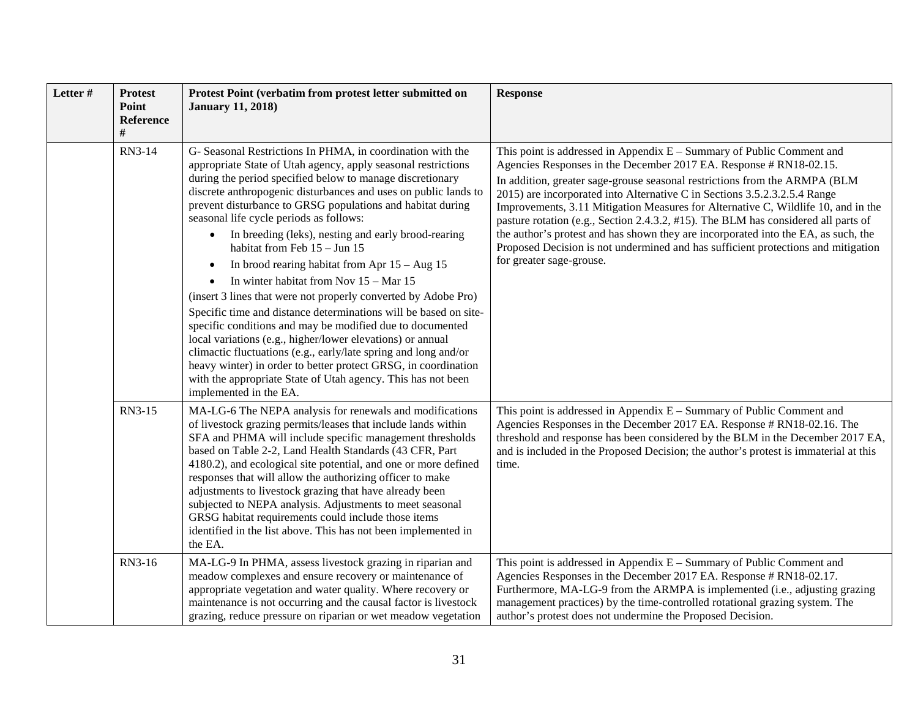| Letter # | Protest Point Reference # | Protest Point (verbatim from protest letter submitted on January 11, 2018) | Response |
|---|---|---|---|
| | RN3-14 | G- Seasonal Restrictions In PHMA, in coordination with the appropriate State of Utah agency, apply seasonal restrictions during the period specified below to manage discretionary discrete anthropogenic disturbances and uses on public lands to prevent disturbance to GRSG populations and habitat during seasonal life cycle periods as follows: <br>• In breeding (leks), nesting and early brood-rearing habitat from Feb 15 – Jun 15 <br>• In brood rearing habitat from Apr 15 – Aug 15 <br>• In winter habitat from Nov 15 – Mar 15 <br>(insert 3 lines that were not properly converted by Adobe Pro) <br>Specific time and distance determinations will be based on site-specific conditions and may be modified due to documented local variations (e.g., higher/lower elevations) or annual climactic fluctuations (e.g., early/late spring and long and/or heavy winter) in order to better protect GRSG, in coordination with the appropriate State of Utah agency. This has not been implemented in the EA. | This point is addressed in Appendix E – Summary of Public Comment and Agencies Responses in the December 2017 EA. Response # RN18-02.15. <br>In addition, greater sage-grouse seasonal restrictions from the ARMPA (BLM 2015) are incorporated into Alternative C in Sections 3.5.2.3.2.5.4 Range Improvements, 3.11 Mitigation Measures for Alternative C, Wildlife 10, and in the pasture rotation (e.g., Section 2.4.3.2, #15). The BLM has considered all parts of the author's protest and has shown they are incorporated into the EA, as such, the Proposed Decision is not undermined and has sufficient protections and mitigation for greater sage-grouse. |
| | RN3-15 | MA-LG-6 The NEPA analysis for renewals and modifications of livestock grazing permits/leases that include lands within SFA and PHMA will include specific management thresholds based on Table 2-2, Land Health Standards (43 CFR, Part 4180.2), and ecological site potential, and one or more defined responses that will allow the authorizing officer to make adjustments to livestock grazing that have already been subjected to NEPA analysis. Adjustments to meet seasonal GRSG habitat requirements could include those items identified in the list above. This has not been implemented in the EA. | This point is addressed in Appendix E – Summary of Public Comment and Agencies Responses in the December 2017 EA. Response # RN18-02.16. The threshold and response has been considered by the BLM in the December 2017 EA, and is included in the Proposed Decision; the author's protest is immaterial at this time. |
| | RN3-16 | MA-LG-9 In PHMA, assess livestock grazing in riparian and meadow complexes and ensure recovery or maintenance of appropriate vegetation and water quality. Where recovery or maintenance is not occurring and the causal factor is livestock grazing, reduce pressure on riparian or wet meadow vegetation | This point is addressed in Appendix E – Summary of Public Comment and Agencies Responses in the December 2017 EA. Response # RN18-02.17. Furthermore, MA-LG-9 from the ARMPA is implemented (i.e., adjusting grazing management practices) by the time-controlled rotational grazing system. The author's protest does not undermine the Proposed Decision. |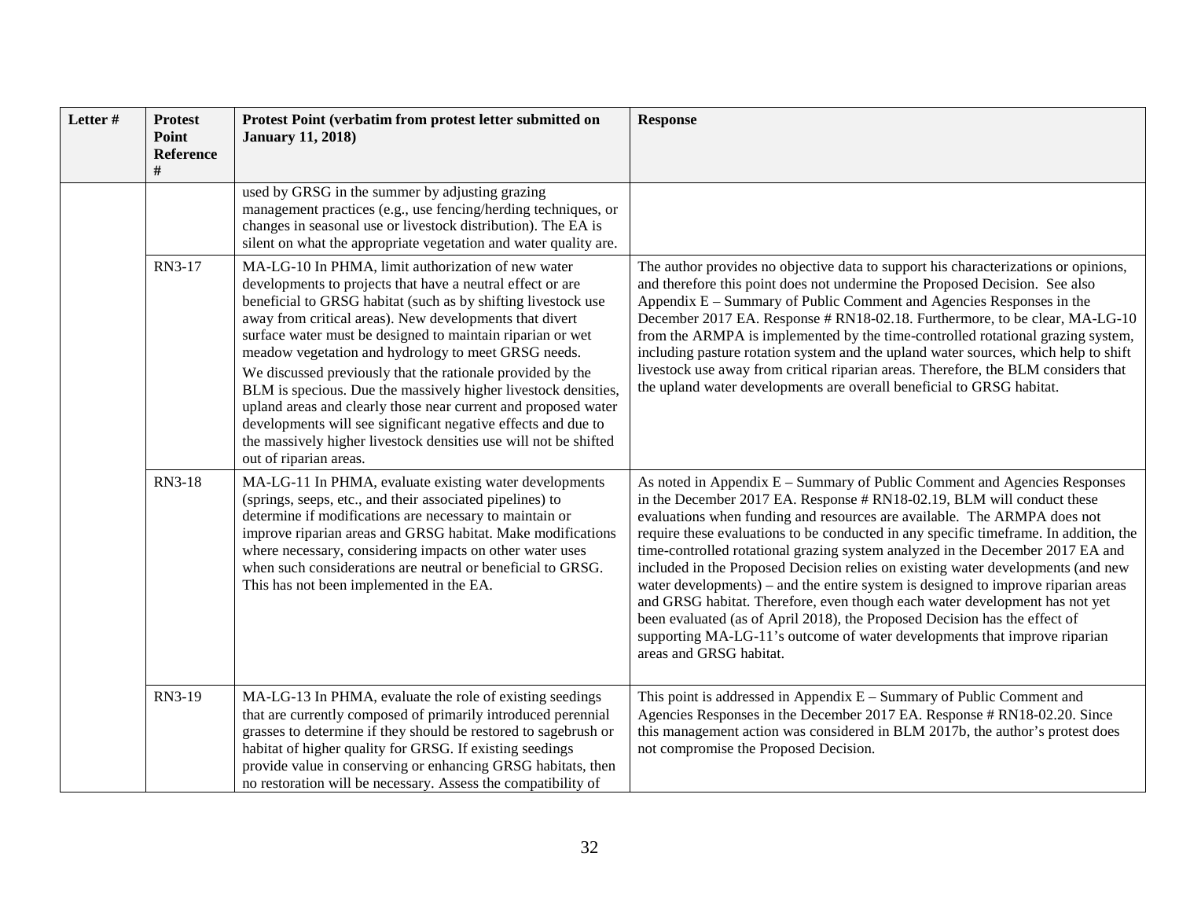| Letter # | Protest Point Reference # | Protest Point (verbatim from protest letter submitted on January 11, 2018) | Response |
|---|---|---|---|
| | | used by GRSG in the summer by adjusting grazing management practices (e.g., use fencing/herding techniques, or changes in seasonal use or livestock distribution). The EA is silent on what the appropriate vegetation and water quality are. | |
| | RN3-17 | MA-LG-10 In PHMA, limit authorization of new water developments to projects that have a neutral effect or are beneficial to GRSG habitat (such as by shifting livestock use away from critical areas). New developments that divert surface water must be designed to maintain riparian or wet meadow vegetation and hydrology to meet GRSG needs.<br>We discussed previously that the rationale provided by the BLM is specious. Due the massively higher livestock densities, upland areas and clearly those near current and proposed water developments will see significant negative effects and due to the massively higher livestock densities use will not be shifted out of riparian areas. | The author provides no objective data to support his characterizations or opinions, and therefore this point does not undermine the Proposed Decision. See also Appendix E – Summary of Public Comment and Agencies Responses in the December 2017 EA. Response # RN18-02.18. Furthermore, to be clear, MA-LG-10 from the ARMPA is implemented by the time-controlled rotational grazing system, including pasture rotation system and the upland water sources, which help to shift livestock use away from critical riparian areas. Therefore, the BLM considers that the upland water developments are overall beneficial to GRSG habitat. |
| | RN3-18 | MA-LG-11 In PHMA, evaluate existing water developments (springs, seeps, etc., and their associated pipelines) to determine if modifications are necessary to maintain or improve riparian areas and GRSG habitat. Make modifications where necessary, considering impacts on other water uses when such considerations are neutral or beneficial to GRSG. This has not been implemented in the EA. | As noted in Appendix E – Summary of Public Comment and Agencies Responses in the December 2017 EA. Response # RN18-02.19, BLM will conduct these evaluations when funding and resources are available. The ARMPA does not require these evaluations to be conducted in any specific timeframe. In addition, the time-controlled rotational grazing system analyzed in the December 2017 EA and included in the Proposed Decision relies on existing water developments (and new water developments) – and the entire system is designed to improve riparian areas and GRSG habitat. Therefore, even though each water development has not yet been evaluated (as of April 2018), the Proposed Decision has the effect of supporting MA-LG-11's outcome of water developments that improve riparian areas and GRSG habitat. |
| | RN3-19 | MA-LG-13 In PHMA, evaluate the role of existing seedings that are currently composed of primarily introduced perennial grasses to determine if they should be restored to sagebrush or habitat of higher quality for GRSG. If existing seedings provide value in conserving or enhancing GRSG habitats, then no restoration will be necessary. Assess the compatibility of | This point is addressed in Appendix E – Summary of Public Comment and Agencies Responses in the December 2017 EA. Response # RN18-02.20. Since this management action was considered in BLM 2017b, the author's protest does not compromise the Proposed Decision. |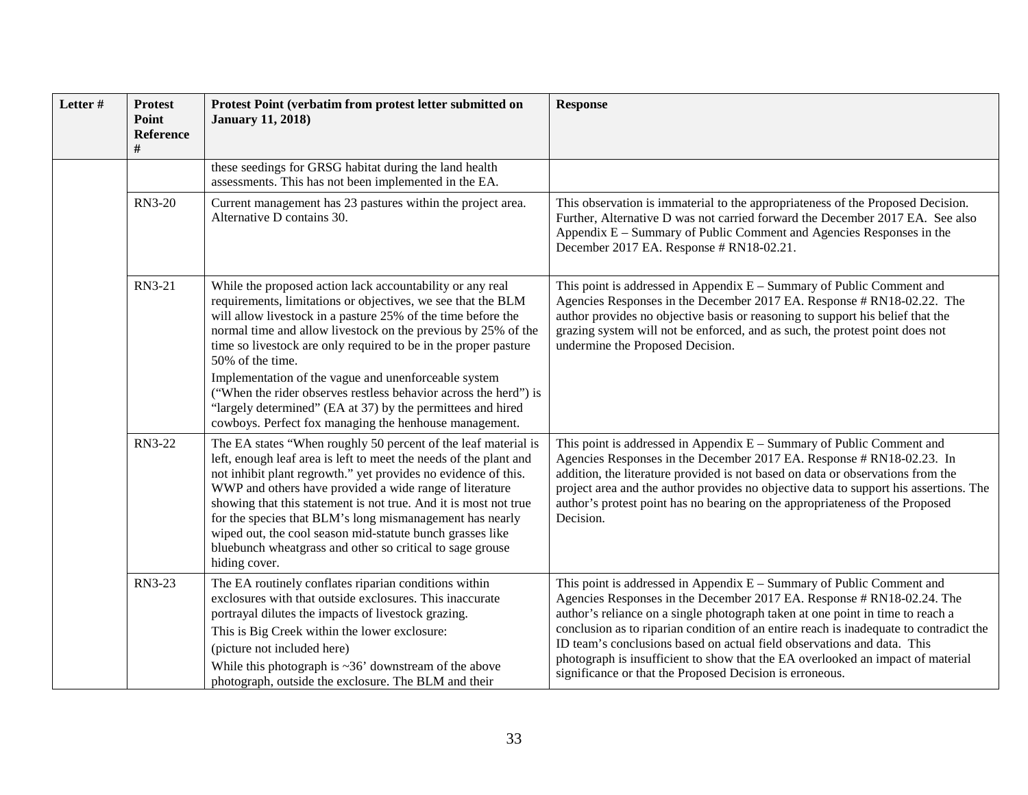| Letter # | Protest Point Reference # | Protest Point (verbatim from protest letter submitted on January 11, 2018) | Response |
|---|---|---|---|
| | | these seedings for GRSG habitat during the land health assessments. This has not been implemented in the EA. | |
| | RN3-20 | Current management has 23 pastures within the project area. Alternative D contains 30. | This observation is immaterial to the appropriateness of the Proposed Decision. Further, Alternative D was not carried forward the December 2017 EA. See also Appendix E – Summary of Public Comment and Agencies Responses in the December 2017 EA. Response # RN18-02.21. |
| | RN3-21 | While the proposed action lack accountability or any real requirements, limitations or objectives, we see that the BLM will allow livestock in a pasture 25% of the time before the normal time and allow livestock on the previous by 25% of the time so livestock are only required to be in the proper pasture 50% of the time.<br>Implementation of the vague and unenforceable system ("When the rider observes restless behavior across the herd") is "largely determined" (EA at 37) by the permittees and hired cowboys. Perfect fox managing the henhouse management. | This point is addressed in Appendix E – Summary of Public Comment and Agencies Responses in the December 2017 EA. Response # RN18-02.22. The author provides no objective basis or reasoning to support his belief that the grazing system will not be enforced, and as such, the protest point does not undermine the Proposed Decision. |
| | RN3-22 | The EA states "When roughly 50 percent of the leaf material is left, enough leaf area is left to meet the needs of the plant and not inhibit plant regrowth." yet provides no evidence of this. WWP and others have provided a wide range of literature showing that this statement is not true. And it is most not true for the species that BLM's long mismanagement has nearly wiped out, the cool season mid-statute bunch grasses like bluebunch wheatgrass and other so critical to sage grouse hiding cover. | This point is addressed in Appendix E – Summary of Public Comment and Agencies Responses in the December 2017 EA. Response # RN18-02.23. In addition, the literature provided is not based on data or observations from the project area and the author provides no objective data to support his assertions. The author's protest point has no bearing on the appropriateness of the Proposed Decision. |
| | RN3-23 | The EA routinely conflates riparian conditions within exclosures with that outside exclosures. This inaccurate portrayal dilutes the impacts of livestock grazing.<br>This is Big Creek within the lower exclosure:<br>(picture not included here)<br>While this photograph is ~36' downstream of the above photograph, outside the exclosure. The BLM and their | This point is addressed in Appendix E – Summary of Public Comment and Agencies Responses in the December 2017 EA. Response # RN18-02.24. The author's reliance on a single photograph taken at one point in time to reach a conclusion as to riparian condition of an entire reach is inadequate to contradict the ID team's conclusions based on actual field observations and data. This photograph is insufficient to show that the EA overlooked an impact of material significance or that the Proposed Decision is erroneous. |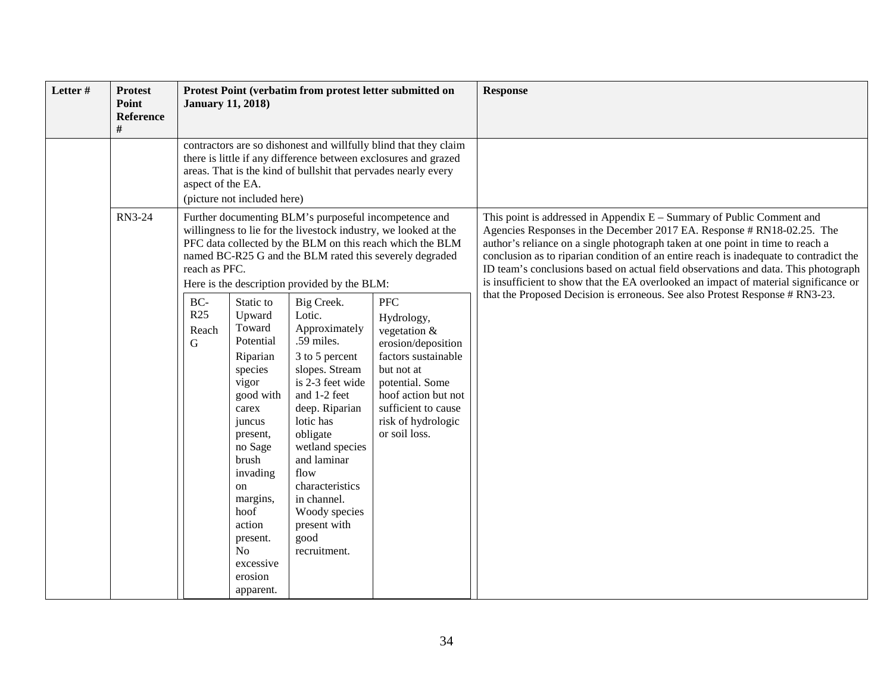| Letter # | Protest Point Reference # | Protest Point (verbatim from protest letter submitted on January 11, 2018) | Response |
|---|---|---|---|
| | | contractors are so dishonest and willfully blind that they claim there is little if any difference between exclosures and grazed areas. That is the kind of bullshit that pervades nearly every aspect of the EA.<br>(picture not included here) | |
| | RN3-24 | Further documenting BLM's purposeful incompetence and willingness to lie for the livestock industry, we looked at the PFC data collected by the BLM on this reach which the BLM named BC-R25 G and the BLM rated this severely degraded reach as PFC.<br>Here is the description provided by the BLM:<br>BC-R25 Reach G — Static to Upward Toward Potential. Riparian species vigor good with carex juncus present, no Sage brush invading on margins, hoof action present. No excessive erosion apparent. — Big Creek. Lotic. Approximately .59 miles. 3 to 5 percent slopes. Stream is 2-3 feet wide and 1-2 feet deep. Riparian lotic has obligate wetland species and laminar flow characteristics in channel. Woody species present with good recruitment. — PFC. Hydrology, vegetation & erosion/deposition factors sustainable but not at potential. Some hoof action but not sufficient to cause risk of hydrologic or soil loss. | This point is addressed in Appendix E – Summary of Public Comment and Agencies Responses in the December 2017 EA. Response # RN18-02.25. The author's reliance on a single photograph taken at one point in time to reach a conclusion as to riparian condition of an entire reach is inadequate to contradict the ID team's conclusions based on actual field observations and data. This photograph is insufficient to show that the EA overlooked an impact of material significance or that the Proposed Decision is erroneous. See also Protest Response # RN3-23. |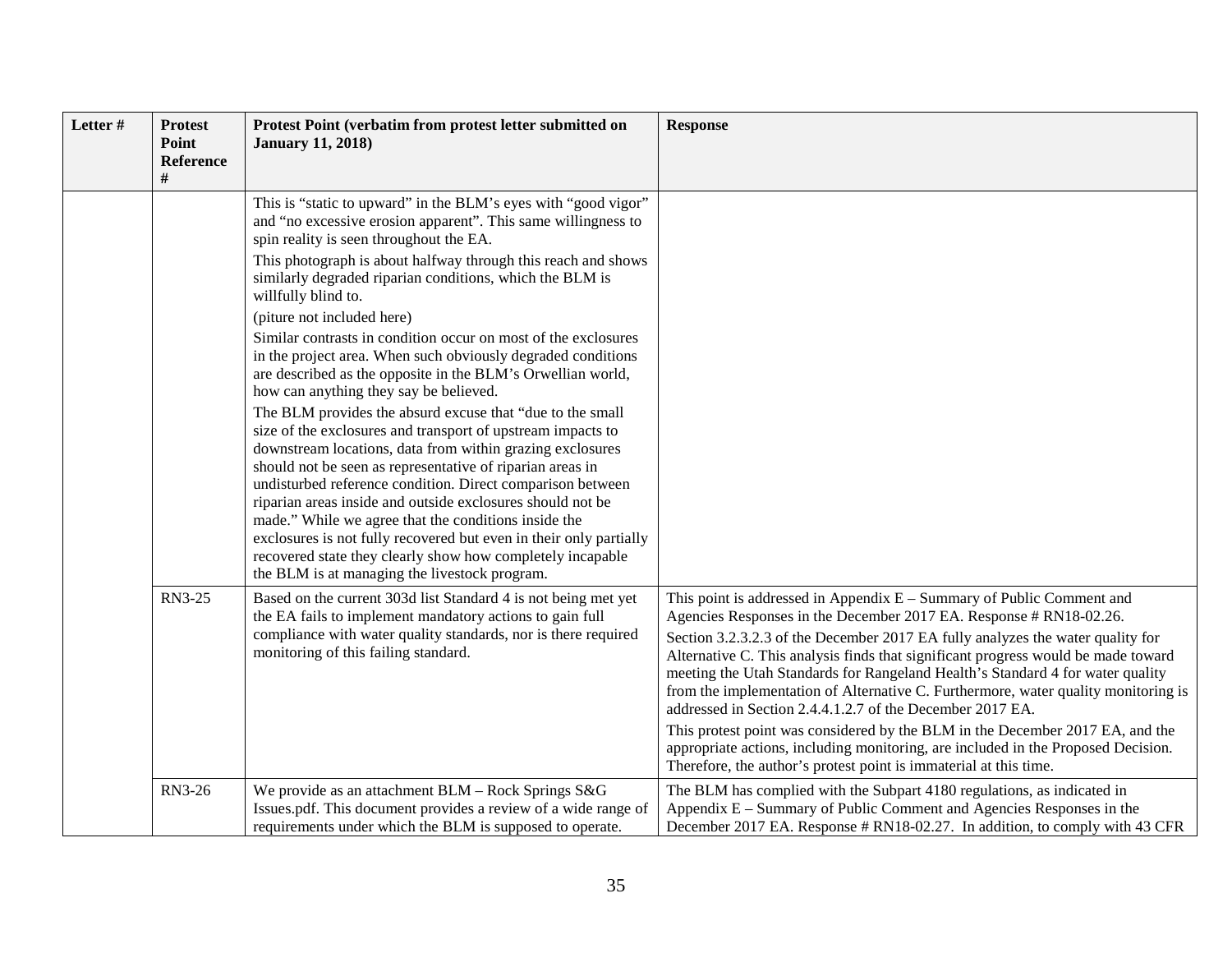| Letter # | Protest Point Reference # | Protest Point (verbatim from protest letter submitted on January 11, 2018) | Response |
|---|---|---|---|
| | | This is "static to upward" in the BLM's eyes with "good vigor" and "no excessive erosion apparent". This same willingness to spin reality is seen throughout the EA.<br>This photograph is about halfway through this reach and shows similarly degraded riparian conditions, which the BLM is willfully blind to.<br>(piture not included here)<br>Similar contrasts in condition occur on most of the exclosures in the project area. When such obviously degraded conditions are described as the opposite in the BLM's Orwellian world, how can anything they say be believed.<br>The BLM provides the absurd excuse that "due to the small size of the exclosures and transport of upstream impacts to downstream locations, data from within grazing exclosures should not be seen as representative of riparian areas in undisturbed reference condition. Direct comparison between riparian areas inside and outside exclosures should not be made." While we agree that the conditions inside the exclosures is not fully recovered but even in their only partially recovered state they clearly show how completely incapable the BLM is at managing the livestock program. | |
| | RN3-25 | Based on the current 303d list Standard 4 is not being met yet the EA fails to implement mandatory actions to gain full compliance with water quality standards, nor is there required monitoring of this failing standard. | This point is addressed in Appendix E – Summary of Public Comment and Agencies Responses in the December 2017 EA. Response # RN18-02.26.<br>Section 3.2.3.2.3 of the December 2017 EA fully analyzes the water quality for Alternative C. This analysis finds that significant progress would be made toward meeting the Utah Standards for Rangeland Health's Standard 4 for water quality from the implementation of Alternative C. Furthermore, water quality monitoring is addressed in Section 2.4.4.1.2.7 of the December 2017 EA.<br>This protest point was considered by the BLM in the December 2017 EA, and the appropriate actions, including monitoring, are included in the Proposed Decision. Therefore, the author's protest point is immaterial at this time. |
| | RN3-26 | We provide as an attachment BLM – Rock Springs S&G Issues.pdf. This document provides a review of a wide range of requirements under which the BLM is supposed to operate. | The BLM has complied with the Subpart 4180 regulations, as indicated in Appendix E – Summary of Public Comment and Agencies Responses in the December 2017 EA. Response # RN18-02.27. In addition, to comply with 43 CFR |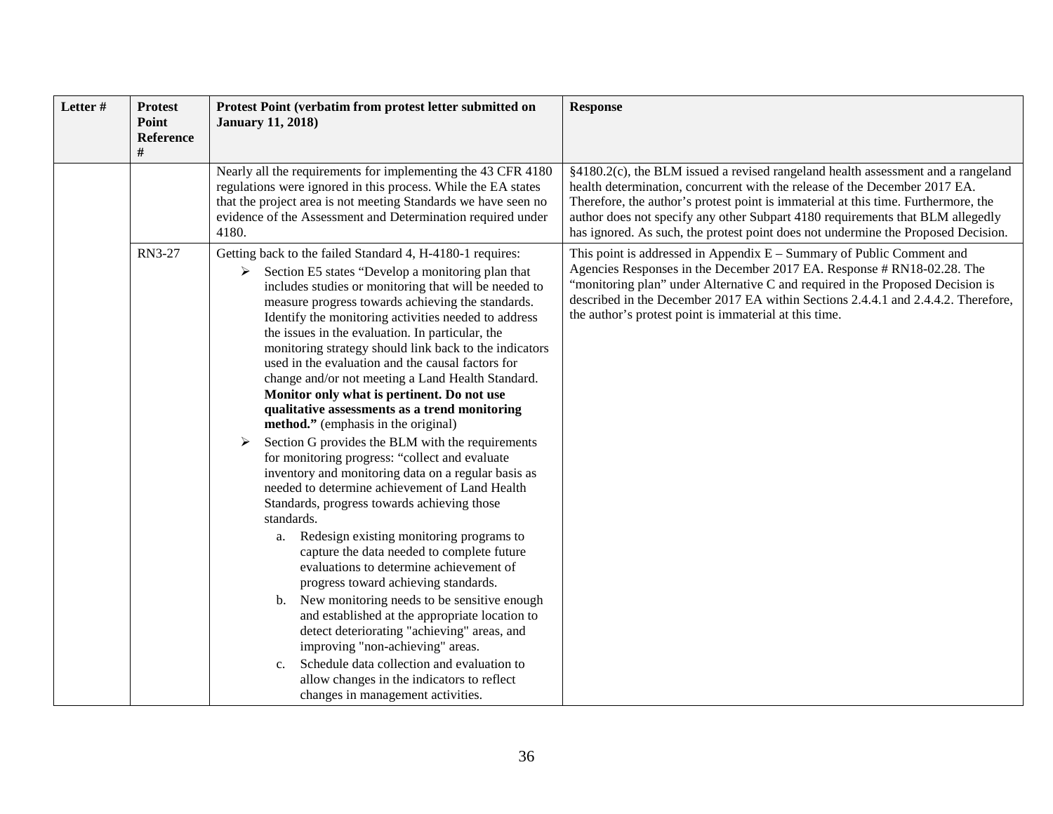| Letter # | Protest Point Reference # | Protest Point (verbatim from protest letter submitted on January 11, 2018) | Response |
|---|---|---|---|
| | | Nearly all the requirements for implementing the 43 CFR 4180 regulations were ignored in this process. While the EA states that the project area is not meeting Standards we have seen no evidence of the Assessment and Determination required under 4180. | §4180.2(c), the BLM issued a revised rangeland health assessment and a rangeland health determination, concurrent with the release of the December 2017 EA. Therefore, the author's protest point is immaterial at this time. Furthermore, the author does not specify any other Subpart 4180 requirements that BLM allegedly has ignored. As such, the protest point does not undermine the Proposed Decision. |
| | RN3-27 | Getting back to the failed Standard 4, H-4180-1 requires:<br>➢ Section E5 states "Develop a monitoring plan that includes studies or monitoring that will be needed to measure progress towards achieving the standards. Identify the monitoring activities needed to address the issues in the evaluation. In particular, the monitoring strategy should link back to the indicators used in the evaluation and the causal factors for change and/or not meeting a Land Health Standard. **Monitor only what is pertinent. Do not use qualitative assessments as a trend monitoring method."** (emphasis in the original)<br>➢ Section G provides the BLM with the requirements for monitoring progress: "collect and evaluate inventory and monitoring data on a regular basis as needed to determine achievement of Land Health Standards, progress towards achieving those standards.<br>a. Redesign existing monitoring programs to capture the data needed to complete future evaluations to determine achievement of progress toward achieving standards.<br>b. New monitoring needs to be sensitive enough and established at the appropriate location to detect deteriorating "achieving" areas, and improving "non-achieving" areas.<br>c. Schedule data collection and evaluation to allow changes in the indicators to reflect changes in management activities. | This point is addressed in Appendix E – Summary of Public Comment and Agencies Responses in the December 2017 EA. Response # RN18-02.28. The "monitoring plan" under Alternative C and required in the Proposed Decision is described in the December 2017 EA within Sections 2.4.4.1 and 2.4.4.2. Therefore, the author's protest point is immaterial at this time. |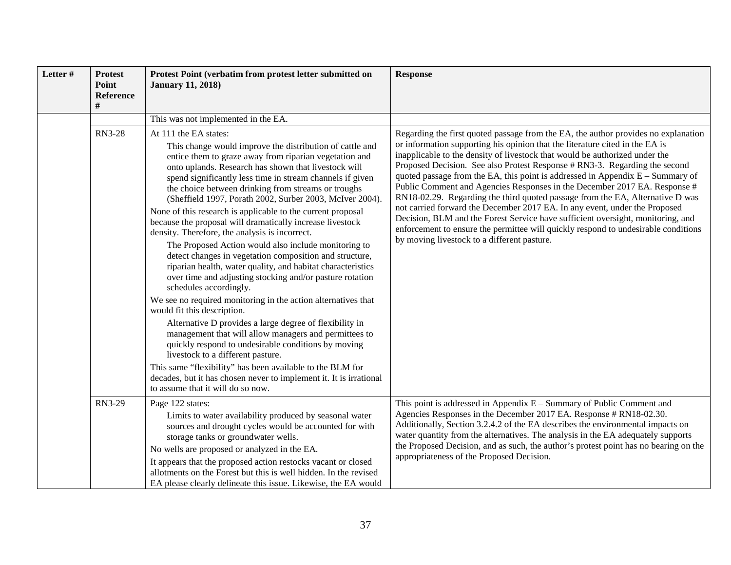| Letter # | Protest Point Reference # | Protest Point (verbatim from protest letter submitted on January 11, 2018) | Response |
|---|---|---|---|
| | | This was not implemented in the EA. | |
| | RN3-28 | At 111 the EA states:<br><br>This change would improve the distribution of cattle and entice them to graze away from riparian vegetation and onto uplands. Research has shown that livestock will spend significantly less time in stream channels if given the choice between drinking from streams or troughs (Sheffield 1997, Porath 2002, Surber 2003, McIver 2004).<br><br>None of this research is applicable to the current proposal because the proposal will dramatically increase livestock density. Therefore, the analysis is incorrect.<br><br>The Proposed Action would also include monitoring to detect changes in vegetation composition and structure, riparian health, water quality, and habitat characteristics over time and adjusting stocking and/or pasture rotation schedules accordingly.<br><br>We see no required monitoring in the action alternatives that would fit this description.<br><br>Alternative D provides a large degree of flexibility in management that will allow managers and permittees to quickly respond to undesirable conditions by moving livestock to a different pasture.<br><br>This same "flexibility" has been available to the BLM for decades, but it has chosen never to implement it. It is irrational to assume that it will do so now. | Regarding the first quoted passage from the EA, the author provides no explanation or information supporting his opinion that the literature cited in the EA is inapplicable to the density of livestock that would be authorized under the Proposed Decision. See also Protest Response # RN3-3. Regarding the second quoted passage from the EA, this point is addressed in Appendix E – Summary of Public Comment and Agencies Responses in the December 2017 EA. Response # RN18-02.29. Regarding the third quoted passage from the EA, Alternative D was not carried forward the December 2017 EA. In any event, under the Proposed Decision, BLM and the Forest Service have sufficient oversight, monitoring, and enforcement to ensure the permittee will quickly respond to undesirable conditions by moving livestock to a different pasture. |
| | RN3-29 | Page 122 states:<br><br>Limits to water availability produced by seasonal water sources and drought cycles would be accounted for with storage tanks or groundwater wells.<br><br>No wells are proposed or analyzed in the EA.<br><br>It appears that the proposed action restocks vacant or closed allotments on the Forest but this is well hidden. In the revised EA please clearly delineate this issue. Likewise, the EA would | This point is addressed in Appendix E – Summary of Public Comment and Agencies Responses in the December 2017 EA. Response # RN18-02.30. Additionally, Section 3.2.4.2 of the EA describes the environmental impacts on water quantity from the alternatives. The analysis in the EA adequately supports the Proposed Decision, and as such, the author's protest point has no bearing on the appropriateness of the Proposed Decision. |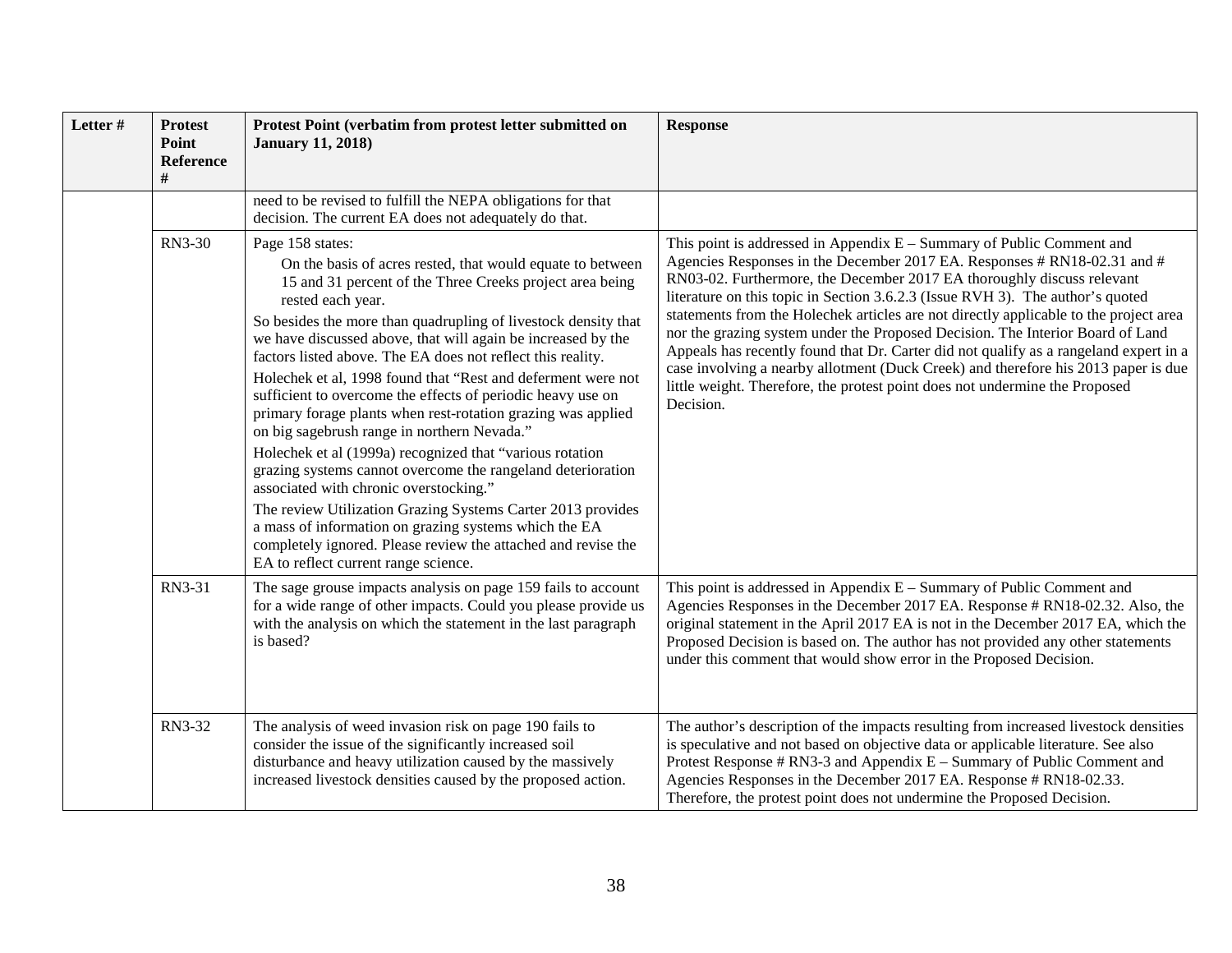| Letter # | Protest Point Reference # | Protest Point (verbatim from protest letter submitted on January 11, 2018) | Response |
|---|---|---|---|
| | | need to be revised to fulfill the NEPA obligations for that decision. The current EA does not adequately do that. | |
| | RN3-30 | Page 158 states:<br>On the basis of acres rested, that would equate to between 15 and 31 percent of the Three Creeks project area being rested each year.<br>So besides the more than quadrupling of livestock density that we have discussed above, that will again be increased by the factors listed above. The EA does not reflect this reality.<br>Holechek et al, 1998 found that "Rest and deferment were not sufficient to overcome the effects of periodic heavy use on primary forage plants when rest-rotation grazing was applied on big sagebrush range in northern Nevada."<br>Holechek et al (1999a) recognized that "various rotation grazing systems cannot overcome the rangeland deterioration associated with chronic overstocking."<br>The review Utilization Grazing Systems Carter 2013 provides a mass of information on grazing systems which the EA completely ignored. Please review the attached and revise the EA to reflect current range science. | This point is addressed in Appendix E – Summary of Public Comment and Agencies Responses in the December 2017 EA. Responses # RN18-02.31 and # RN03-02. Furthermore, the December 2017 EA thoroughly discuss relevant literature on this topic in Section 3.6.2.3 (Issue RVH 3). The author's quoted statements from the Holechek articles are not directly applicable to the project area nor the grazing system under the Proposed Decision. The Interior Board of Land Appeals has recently found that Dr. Carter did not qualify as a rangeland expert in a case involving a nearby allotment (Duck Creek) and therefore his 2013 paper is due little weight. Therefore, the protest point does not undermine the Proposed Decision. |
| | RN3-31 | The sage grouse impacts analysis on page 159 fails to account for a wide range of other impacts. Could you please provide us with the analysis on which the statement in the last paragraph is based? | This point is addressed in Appendix E – Summary of Public Comment and Agencies Responses in the December 2017 EA. Response # RN18-02.32. Also, the original statement in the April 2017 EA is not in the December 2017 EA, which the Proposed Decision is based on. The author has not provided any other statements under this comment that would show error in the Proposed Decision. |
| | RN3-32 | The analysis of weed invasion risk on page 190 fails to consider the issue of the significantly increased soil disturbance and heavy utilization caused by the massively increased livestock densities caused by the proposed action. | The author's description of the impacts resulting from increased livestock densities is speculative and not based on objective data or applicable literature. See also Protest Response # RN3-3 and Appendix E – Summary of Public Comment and Agencies Responses in the December 2017 EA. Response # RN18-02.33. Therefore, the protest point does not undermine the Proposed Decision. |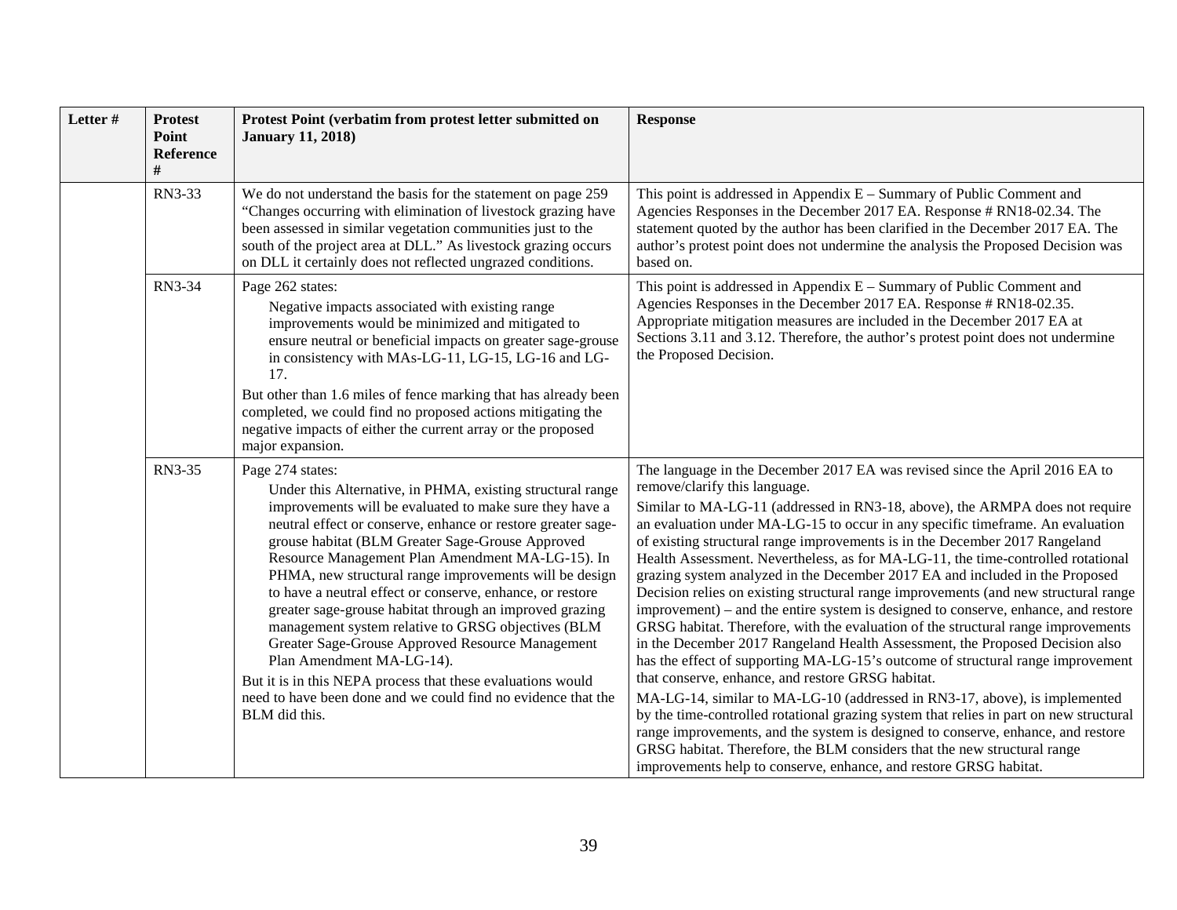| Letter # | Protest Point Reference # | Protest Point (verbatim from protest letter submitted on January 11, 2018) | Response |
|---|---|---|---|
| | RN3-33 | We do not understand the basis for the statement on page 259 "Changes occurring with elimination of livestock grazing have been assessed in similar vegetation communities just to the south of the project area at DLL." As livestock grazing occurs on DLL it certainly does not reflected ungrazed conditions. | This point is addressed in Appendix E – Summary of Public Comment and Agencies Responses in the December 2017 EA. Response # RN18-02.34. The statement quoted by the author has been clarified in the December 2017 EA. The author's protest point does not undermine the analysis the Proposed Decision was based on. |
| | RN3-34 | Page 262 states:<br>Negative impacts associated with existing range improvements would be minimized and mitigated to ensure neutral or beneficial impacts on greater sage-grouse in consistency with MAs-LG-11, LG-15, LG-16 and LG-17.<br>But other than 1.6 miles of fence marking that has already been completed, we could find no proposed actions mitigating the negative impacts of either the current array or the proposed major expansion. | This point is addressed in Appendix E – Summary of Public Comment and Agencies Responses in the December 2017 EA. Response # RN18-02.35. Appropriate mitigation measures are included in the December 2017 EA at Sections 3.11 and 3.12. Therefore, the author's protest point does not undermine the Proposed Decision. |
| | RN3-35 | Page 274 states:<br>Under this Alternative, in PHMA, existing structural range improvements will be evaluated to make sure they have a neutral effect or conserve, enhance or restore greater sage-grouse habitat (BLM Greater Sage-Grouse Approved Resource Management Plan Amendment MA-LG-15). In PHMA, new structural range improvements will be design to have a neutral effect or conserve, enhance, or restore greater sage-grouse habitat through an improved grazing management system relative to GRSG objectives (BLM Greater Sage-Grouse Approved Resource Management Plan Amendment MA-LG-14).<br>But it is in this NEPA process that these evaluations would need to have been done and we could find no evidence that the BLM did this. | The language in the December 2017 EA was revised since the April 2016 EA to remove/clarify this language.<br>Similar to MA-LG-11 (addressed in RN3-18, above), the ARMPA does not require an evaluation under MA-LG-15 to occur in any specific timeframe. An evaluation of existing structural range improvements is in the December 2017 Rangeland Health Assessment. Nevertheless, as for MA-LG-11, the time-controlled rotational grazing system analyzed in the December 2017 EA and included in the Proposed Decision relies on existing structural range improvements (and new structural range improvement) – and the entire system is designed to conserve, enhance, and restore GRSG habitat. Therefore, with the evaluation of the structural range improvements in the December 2017 Rangeland Health Assessment, the Proposed Decision also has the effect of supporting MA-LG-15's outcome of structural range improvement that conserve, enhance, and restore GRSG habitat.<br>MA-LG-14, similar to MA-LG-10 (addressed in RN3-17, above), is implemented by the time-controlled rotational grazing system that relies in part on new structural range improvements, and the system is designed to conserve, enhance, and restore GRSG habitat. Therefore, the BLM considers that the new structural range improvements help to conserve, enhance, and restore GRSG habitat. |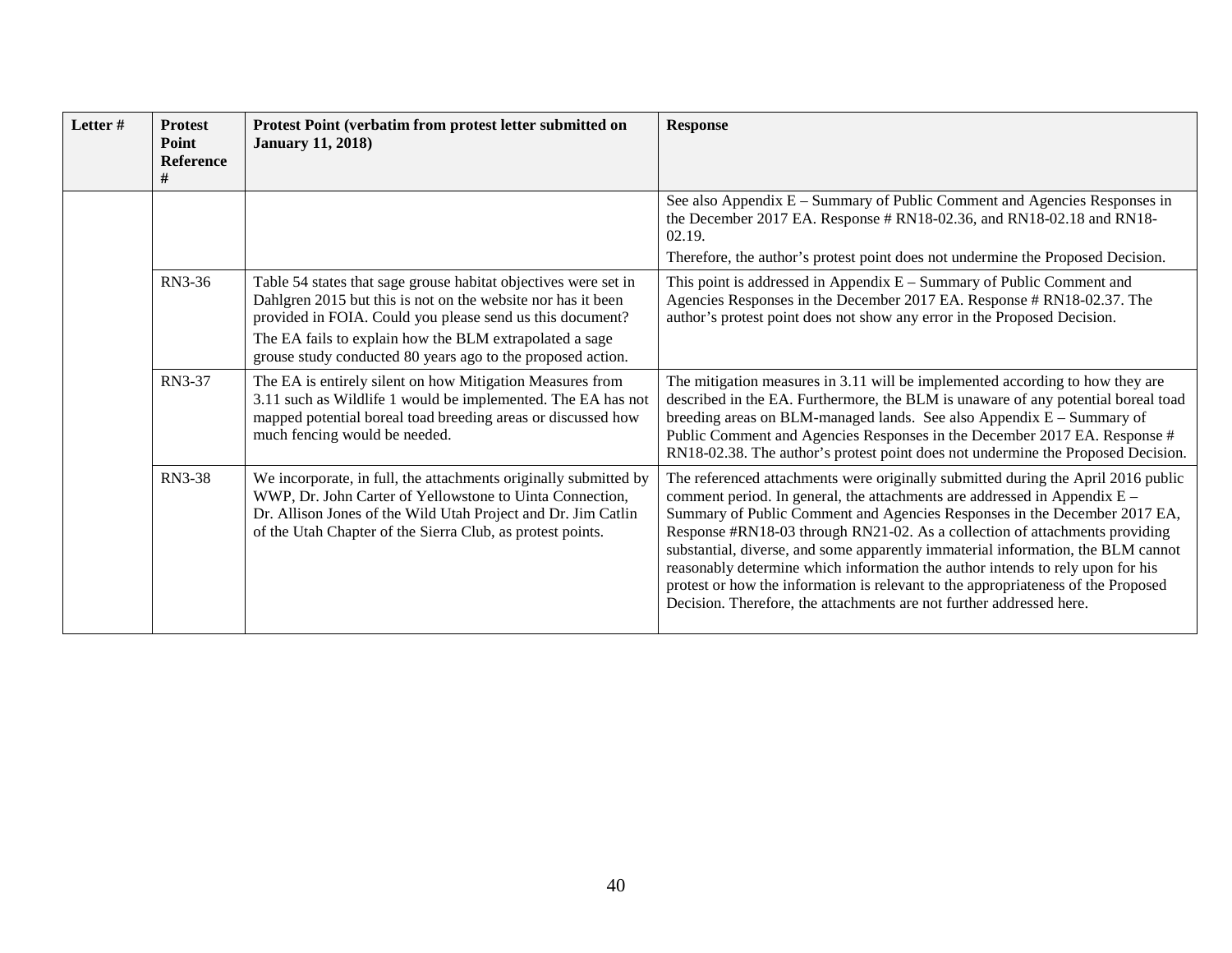| Letter # | Protest Point Reference # | Protest Point (verbatim from protest letter submitted on January 11, 2018) | Response |
|---|---|---|---|
| | | | See also Appendix E – Summary of Public Comment and Agencies Responses in the December 2017 EA. Response # RN18-02.36, and RN18-02.18 and RN18-02.19.<br>Therefore, the author's protest point does not undermine the Proposed Decision. |
| | RN3-36 | Table 54 states that sage grouse habitat objectives were set in Dahlgren 2015 but this is not on the website nor has it been provided in FOIA. Could you please send us this document?<br>The EA fails to explain how the BLM extrapolated a sage grouse study conducted 80 years ago to the proposed action. | This point is addressed in Appendix E – Summary of Public Comment and Agencies Responses in the December 2017 EA. Response # RN18-02.37. The author's protest point does not show any error in the Proposed Decision. |
| | RN3-37 | The EA is entirely silent on how Mitigation Measures from 3.11 such as Wildlife 1 would be implemented. The EA has not mapped potential boreal toad breeding areas or discussed how much fencing would be needed. | The mitigation measures in 3.11 will be implemented according to how they are described in the EA. Furthermore, the BLM is unaware of any potential boreal toad breeding areas on BLM-managed lands. See also Appendix E – Summary of Public Comment and Agencies Responses in the December 2017 EA. Response # RN18-02.38. The author's protest point does not undermine the Proposed Decision. |
| | RN3-38 | We incorporate, in full, the attachments originally submitted by WWP, Dr. John Carter of Yellowstone to Uinta Connection, Dr. Allison Jones of the Wild Utah Project and Dr. Jim Catlin of the Utah Chapter of the Sierra Club, as protest points. | The referenced attachments were originally submitted during the April 2016 public comment period. In general, the attachments are addressed in Appendix E – Summary of Public Comment and Agencies Responses in the December 2017 EA, Response #RN18-03 through RN21-02. As a collection of attachments providing substantial, diverse, and some apparently immaterial information, the BLM cannot reasonably determine which information the author intends to rely upon for his protest or how the information is relevant to the appropriateness of the Proposed Decision. Therefore, the attachments are not further addressed here. |